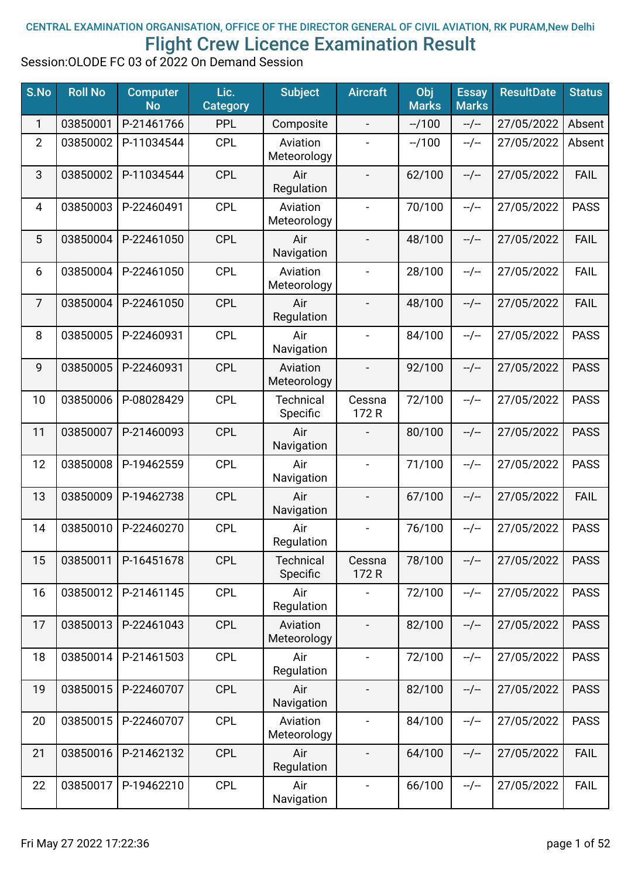CENTRAL EXAMINATION ORGANISATION, OFFICE OF THE DIRECTOR GENERAL OF CIVIL AVIATION, RK PURAM,New Delhi

# Flight Crew Licence Examination Result

Session:OLODE FC 03 of 2022 On Demand Session

| S.No | Roll No | Computer No | Lic. Category | Subject | Aircraft | Obj Marks | Essay Marks | ResultDate | Status |
|---|---|---|---|---|---|---|---|---|---|
| 1 | 03850001 | P-21461766 | PPL | Composite | - | --/100 | --/-- | 27/05/2022 | Absent |
| 2 | 03850002 | P-11034544 | CPL | Aviation Meteorology | - | --/100 | --/-- | 27/05/2022 | Absent |
| 3 | 03850002 | P-11034544 | CPL | Air Regulation | - | 62/100 | --/-- | 27/05/2022 | FAIL |
| 4 | 03850003 | P-22460491 | CPL | Aviation Meteorology | - | 70/100 | --/-- | 27/05/2022 | PASS |
| 5 | 03850004 | P-22461050 | CPL | Air Navigation | - | 48/100 | --/-- | 27/05/2022 | FAIL |
| 6 | 03850004 | P-22461050 | CPL | Aviation Meteorology | - | 28/100 | --/-- | 27/05/2022 | FAIL |
| 7 | 03850004 | P-22461050 | CPL | Air Regulation | - | 48/100 | --/-- | 27/05/2022 | FAIL |
| 8 | 03850005 | P-22460931 | CPL | Air Navigation | - | 84/100 | --/-- | 27/05/2022 | PASS |
| 9 | 03850005 | P-22460931 | CPL | Aviation Meteorology | - | 92/100 | --/-- | 27/05/2022 | PASS |
| 10 | 03850006 | P-08028429 | CPL | Technical Specific | Cessna 172 R | 72/100 | --/-- | 27/05/2022 | PASS |
| 11 | 03850007 | P-21460093 | CPL | Air Navigation | - | 80/100 | --/-- | 27/05/2022 | PASS |
| 12 | 03850008 | P-19462559 | CPL | Air Navigation | - | 71/100 | --/-- | 27/05/2022 | PASS |
| 13 | 03850009 | P-19462738 | CPL | Air Navigation | - | 67/100 | --/-- | 27/05/2022 | FAIL |
| 14 | 03850010 | P-22460270 | CPL | Air Regulation | - | 76/100 | --/-- | 27/05/2022 | PASS |
| 15 | 03850011 | P-16451678 | CPL | Technical Specific | Cessna 172 R | 78/100 | --/-- | 27/05/2022 | PASS |
| 16 | 03850012 | P-21461145 | CPL | Air Regulation | - | 72/100 | --/-- | 27/05/2022 | PASS |
| 17 | 03850013 | P-22461043 | CPL | Aviation Meteorology | - | 82/100 | --/-- | 27/05/2022 | PASS |
| 18 | 03850014 | P-21461503 | CPL | Air Regulation | - | 72/100 | --/-- | 27/05/2022 | PASS |
| 19 | 03850015 | P-22460707 | CPL | Air Navigation | - | 82/100 | --/-- | 27/05/2022 | PASS |
| 20 | 03850015 | P-22460707 | CPL | Aviation Meteorology | - | 84/100 | --/-- | 27/05/2022 | PASS |
| 21 | 03850016 | P-21462132 | CPL | Air Regulation | - | 64/100 | --/-- | 27/05/2022 | FAIL |
| 22 | 03850017 | P-19462210 | CPL | Air Navigation | - | 66/100 | --/-- | 27/05/2022 | FAIL |

Fri May 27 2022 17:22:36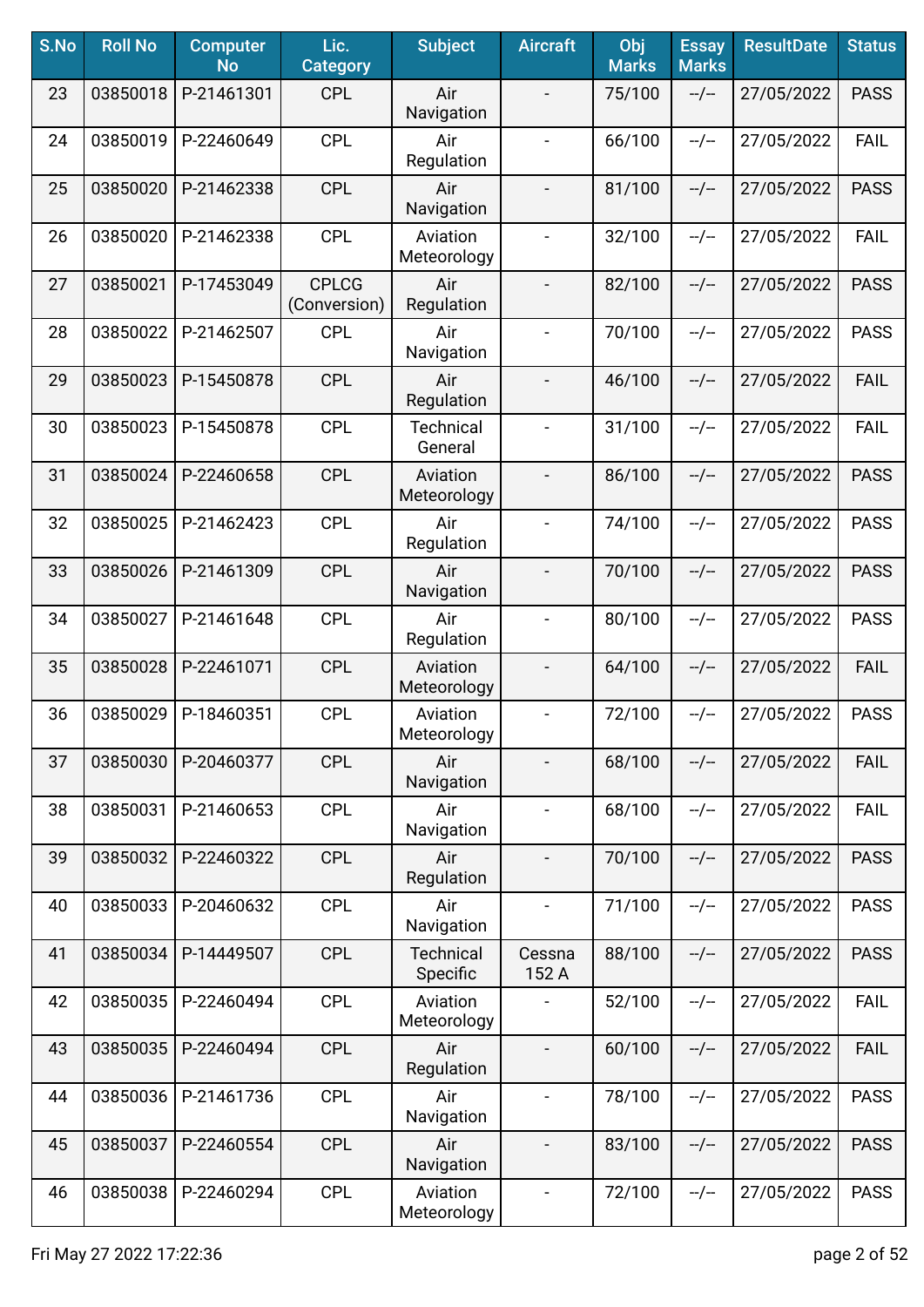| S.No | Roll No | Computer No | Lic. Category | Subject | Aircraft | Obj Marks | Essay Marks | ResultDate | Status |
|---|---|---|---|---|---|---|---|---|---|
| 23 | 03850018 | P-21461301 | CPL | Air Navigation | - | 75/100 | --/-- | 27/05/2022 | PASS |
| 24 | 03850019 | P-22460649 | CPL | Air Regulation | - | 66/100 | --/-- | 27/05/2022 | FAIL |
| 25 | 03850020 | P-21462338 | CPL | Air Navigation | - | 81/100 | --/-- | 27/05/2022 | PASS |
| 26 | 03850020 | P-21462338 | CPL | Aviation Meteorology | - | 32/100 | --/-- | 27/05/2022 | FAIL |
| 27 | 03850021 | P-17453049 | CPLCG (Conversion) | Air Regulation | - | 82/100 | --/-- | 27/05/2022 | PASS |
| 28 | 03850022 | P-21462507 | CPL | Air Navigation | - | 70/100 | --/-- | 27/05/2022 | PASS |
| 29 | 03850023 | P-15450878 | CPL | Air Regulation | - | 46/100 | --/-- | 27/05/2022 | FAIL |
| 30 | 03850023 | P-15450878 | CPL | Technical General | - | 31/100 | --/-- | 27/05/2022 | FAIL |
| 31 | 03850024 | P-22460658 | CPL | Aviation Meteorology | - | 86/100 | --/-- | 27/05/2022 | PASS |
| 32 | 03850025 | P-21462423 | CPL | Air Regulation | - | 74/100 | --/-- | 27/05/2022 | PASS |
| 33 | 03850026 | P-21461309 | CPL | Air Navigation | - | 70/100 | --/-- | 27/05/2022 | PASS |
| 34 | 03850027 | P-21461648 | CPL | Air Regulation | - | 80/100 | --/-- | 27/05/2022 | PASS |
| 35 | 03850028 | P-22461071 | CPL | Aviation Meteorology | - | 64/100 | --/-- | 27/05/2022 | FAIL |
| 36 | 03850029 | P-18460351 | CPL | Aviation Meteorology | - | 72/100 | --/-- | 27/05/2022 | PASS |
| 37 | 03850030 | P-20460377 | CPL | Air Navigation | - | 68/100 | --/-- | 27/05/2022 | FAIL |
| 38 | 03850031 | P-21460653 | CPL | Air Navigation | - | 68/100 | --/-- | 27/05/2022 | FAIL |
| 39 | 03850032 | P-22460322 | CPL | Air Regulation | - | 70/100 | --/-- | 27/05/2022 | PASS |
| 40 | 03850033 | P-20460632 | CPL | Air Navigation | - | 71/100 | --/-- | 27/05/2022 | PASS |
| 41 | 03850034 | P-14449507 | CPL | Technical Specific | Cessna 152 A | 88/100 | --/-- | 27/05/2022 | PASS |
| 42 | 03850035 | P-22460494 | CPL | Aviation Meteorology | - | 52/100 | --/-- | 27/05/2022 | FAIL |
| 43 | 03850035 | P-22460494 | CPL | Air Regulation | - | 60/100 | --/-- | 27/05/2022 | FAIL |
| 44 | 03850036 | P-21461736 | CPL | Air Navigation | - | 78/100 | --/-- | 27/05/2022 | PASS |
| 45 | 03850037 | P-22460554 | CPL | Air Navigation | - | 83/100 | --/-- | 27/05/2022 | PASS |
| 46 | 03850038 | P-22460294 | CPL | Aviation Meteorology | - | 72/100 | --/-- | 27/05/2022 | PASS |

Fri May 27 2022 17:22:36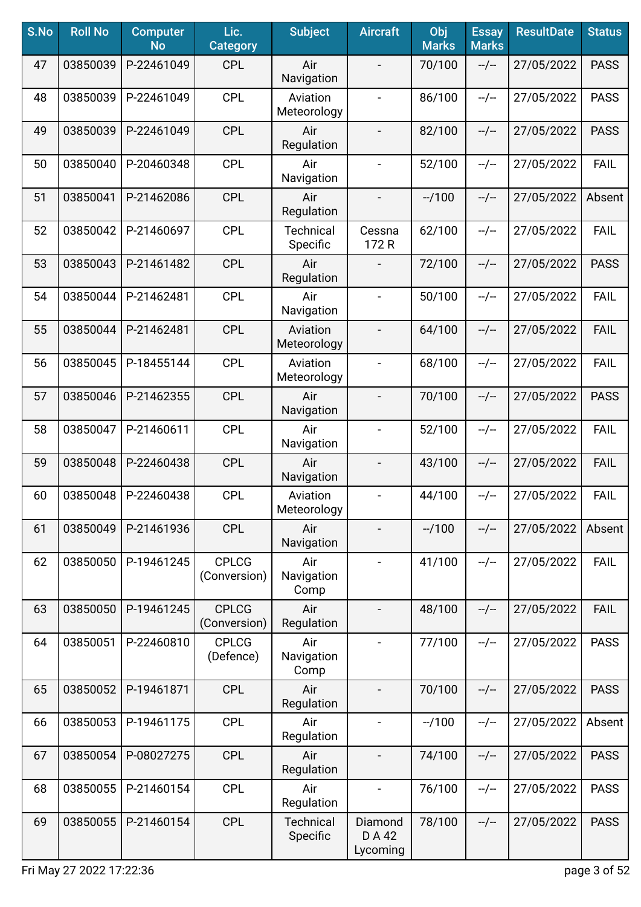| S.No | Roll No | Computer No | Lic. Category | Subject | Aircraft | Obj Marks | Essay Marks | ResultDate | Status |
|---|---|---|---|---|---|---|---|---|---|
| 47 | 03850039 | P-22461049 | CPL | Air Navigation | - | 70/100 | --/-- | 27/05/2022 | PASS |
| 48 | 03850039 | P-22461049 | CPL | Aviation Meteorology | - | 86/100 | --/-- | 27/05/2022 | PASS |
| 49 | 03850039 | P-22461049 | CPL | Air Regulation | - | 82/100 | --/-- | 27/05/2022 | PASS |
| 50 | 03850040 | P-20460348 | CPL | Air Navigation | - | 52/100 | --/-- | 27/05/2022 | FAIL |
| 51 | 03850041 | P-21462086 | CPL | Air Regulation | - | --/100 | --/-- | 27/05/2022 | Absent |
| 52 | 03850042 | P-21460697 | CPL | Technical Specific | Cessna 172 R | 62/100 | --/-- | 27/05/2022 | FAIL |
| 53 | 03850043 | P-21461482 | CPL | Air Regulation | - | 72/100 | --/-- | 27/05/2022 | PASS |
| 54 | 03850044 | P-21462481 | CPL | Air Navigation | - | 50/100 | --/-- | 27/05/2022 | FAIL |
| 55 | 03850044 | P-21462481 | CPL | Aviation Meteorology | - | 64/100 | --/-- | 27/05/2022 | FAIL |
| 56 | 03850045 | P-18455144 | CPL | Aviation Meteorology | - | 68/100 | --/-- | 27/05/2022 | FAIL |
| 57 | 03850046 | P-21462355 | CPL | Air Navigation | - | 70/100 | --/-- | 27/05/2022 | PASS |
| 58 | 03850047 | P-21460611 | CPL | Air Navigation | - | 52/100 | --/-- | 27/05/2022 | FAIL |
| 59 | 03850048 | P-22460438 | CPL | Air Navigation | - | 43/100 | --/-- | 27/05/2022 | FAIL |
| 60 | 03850048 | P-22460438 | CPL | Aviation Meteorology | - | 44/100 | --/-- | 27/05/2022 | FAIL |
| 61 | 03850049 | P-21461936 | CPL | Air Navigation | - | --/100 | --/-- | 27/05/2022 | Absent |
| 62 | 03850050 | P-19461245 | CPLCG (Conversion) | Air Navigation Comp | - | 41/100 | --/-- | 27/05/2022 | FAIL |
| 63 | 03850050 | P-19461245 | CPLCG (Conversion) | Air Regulation | - | 48/100 | --/-- | 27/05/2022 | FAIL |
| 64 | 03850051 | P-22460810 | CPLCG (Defence) | Air Navigation Comp | - | 77/100 | --/-- | 27/05/2022 | PASS |
| 65 | 03850052 | P-19461871 | CPL | Air Regulation | - | 70/100 | --/-- | 27/05/2022 | PASS |
| 66 | 03850053 | P-19461175 | CPL | Air Regulation | - | --/100 | --/-- | 27/05/2022 | Absent |
| 67 | 03850054 | P-08027275 | CPL | Air Regulation | - | 74/100 | --/-- | 27/05/2022 | PASS |
| 68 | 03850055 | P-21460154 | CPL | Air Regulation | - | 76/100 | --/-- | 27/05/2022 | PASS |
| 69 | 03850055 | P-21460154 | CPL | Technical Specific | Diamond D A 42 Lycoming | 78/100 | --/-- | 27/05/2022 | PASS |

Fri May 27 2022 17:22:36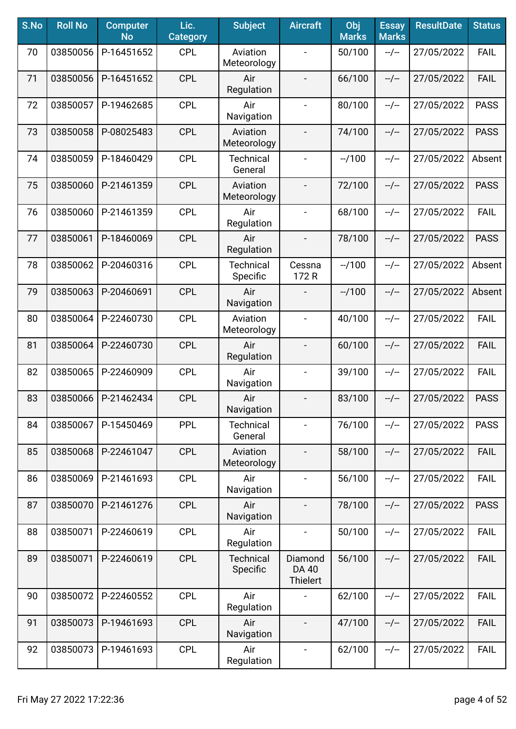| S.No | Roll No | Computer No | Lic. Category | Subject | Aircraft | Obj Marks | Essay Marks | ResultDate | Status |
|---|---|---|---|---|---|---|---|---|---|
| 70 | 03850056 | P-16451652 | CPL | Aviation Meteorology | - | 50/100 | --/-- | 27/05/2022 | FAIL |
| 71 | 03850056 | P-16451652 | CPL | Air Regulation | - | 66/100 | --/-- | 27/05/2022 | FAIL |
| 72 | 03850057 | P-19462685 | CPL | Air Navigation | - | 80/100 | --/-- | 27/05/2022 | PASS |
| 73 | 03850058 | P-08025483 | CPL | Aviation Meteorology | - | 74/100 | --/-- | 27/05/2022 | PASS |
| 74 | 03850059 | P-18460429 | CPL | Technical General | - | --/100 | --/-- | 27/05/2022 | Absent |
| 75 | 03850060 | P-21461359 | CPL | Aviation Meteorology | - | 72/100 | --/-- | 27/05/2022 | PASS |
| 76 | 03850060 | P-21461359 | CPL | Air Regulation | - | 68/100 | --/-- | 27/05/2022 | FAIL |
| 77 | 03850061 | P-18460069 | CPL | Air Regulation | - | 78/100 | --/-- | 27/05/2022 | PASS |
| 78 | 03850062 | P-20460316 | CPL | Technical Specific | Cessna 172 R | --/100 | --/-- | 27/05/2022 | Absent |
| 79 | 03850063 | P-20460691 | CPL | Air Navigation | - | --/100 | --/-- | 27/05/2022 | Absent |
| 80 | 03850064 | P-22460730 | CPL | Aviation Meteorology | - | 40/100 | --/-- | 27/05/2022 | FAIL |
| 81 | 03850064 | P-22460730 | CPL | Air Regulation | - | 60/100 | --/-- | 27/05/2022 | FAIL |
| 82 | 03850065 | P-22460909 | CPL | Air Navigation | - | 39/100 | --/-- | 27/05/2022 | FAIL |
| 83 | 03850066 | P-21462434 | CPL | Air Navigation | - | 83/100 | --/-- | 27/05/2022 | PASS |
| 84 | 03850067 | P-15450469 | PPL | Technical General | - | 76/100 | --/-- | 27/05/2022 | PASS |
| 85 | 03850068 | P-22461047 | CPL | Aviation Meteorology | - | 58/100 | --/-- | 27/05/2022 | FAIL |
| 86 | 03850069 | P-21461693 | CPL | Air Navigation | - | 56/100 | --/-- | 27/05/2022 | FAIL |
| 87 | 03850070 | P-21461276 | CPL | Air Navigation | - | 78/100 | --/-- | 27/05/2022 | PASS |
| 88 | 03850071 | P-22460619 | CPL | Air Regulation | - | 50/100 | --/-- | 27/05/2022 | FAIL |
| 89 | 03850071 | P-22460619 | CPL | Technical Specific | Diamond DA 40 Thielert | 56/100 | --/-- | 27/05/2022 | FAIL |
| 90 | 03850072 | P-22460552 | CPL | Air Regulation | - | 62/100 | --/-- | 27/05/2022 | FAIL |
| 91 | 03850073 | P-19461693 | CPL | Air Navigation | - | 47/100 | --/-- | 27/05/2022 | FAIL |
| 92 | 03850073 | P-19461693 | CPL | Air Regulation | - | 62/100 | --/-- | 27/05/2022 | FAIL |

Fri May 27 2022 17:22:36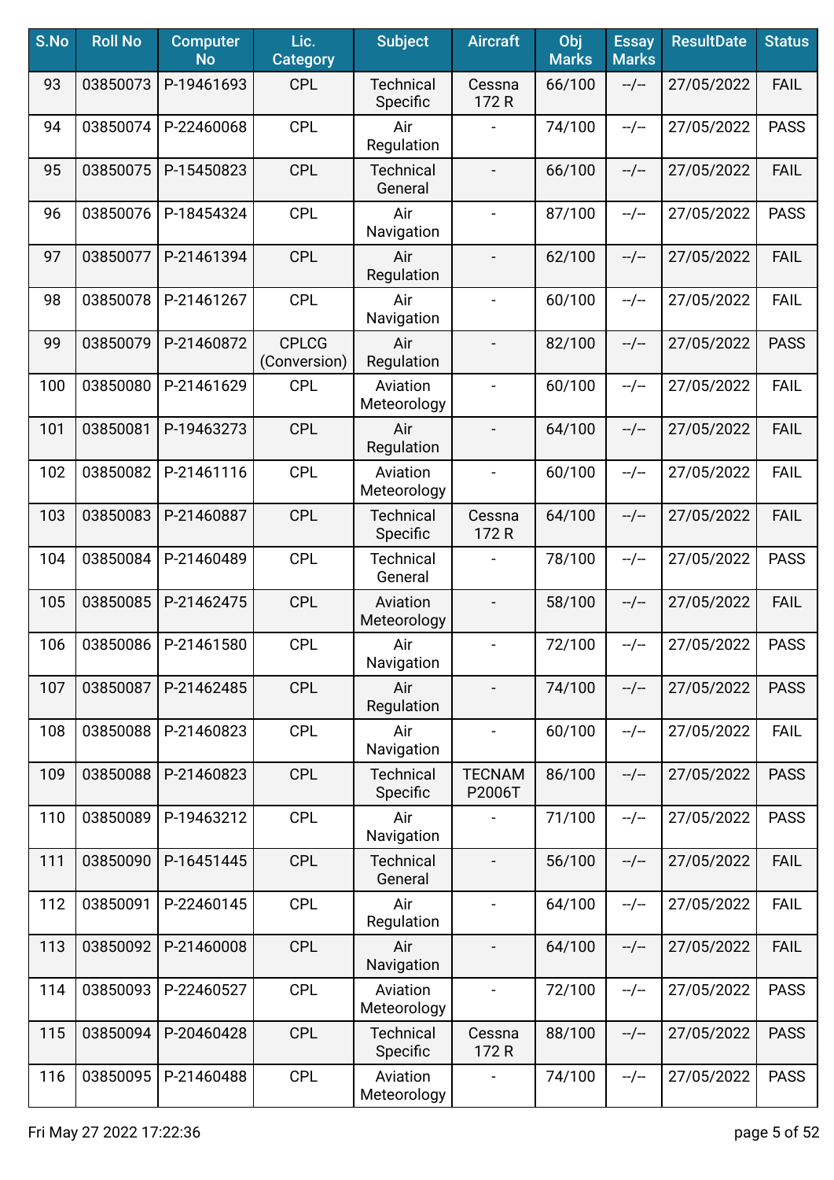| S.No | Roll No | Computer No | Lic. Category | Subject | Aircraft | Obj Marks | Essay Marks | ResultDate | Status |
|---|---|---|---|---|---|---|---|---|---|
| 93 | 03850073 | P-19461693 | CPL | Technical Specific | Cessna 172 R | 66/100 | --/-- | 27/05/2022 | FAIL |
| 94 | 03850074 | P-22460068 | CPL | Air Regulation | - | 74/100 | --/-- | 27/05/2022 | PASS |
| 95 | 03850075 | P-15450823 | CPL | Technical General | - | 66/100 | --/-- | 27/05/2022 | FAIL |
| 96 | 03850076 | P-18454324 | CPL | Air Navigation | - | 87/100 | --/-- | 27/05/2022 | PASS |
| 97 | 03850077 | P-21461394 | CPL | Air Regulation | - | 62/100 | --/-- | 27/05/2022 | FAIL |
| 98 | 03850078 | P-21461267 | CPL | Air Navigation | - | 60/100 | --/-- | 27/05/2022 | FAIL |
| 99 | 03850079 | P-21460872 | CPLCG (Conversion) | Air Regulation | - | 82/100 | --/-- | 27/05/2022 | PASS |
| 100 | 03850080 | P-21461629 | CPL | Aviation Meteorology | - | 60/100 | --/-- | 27/05/2022 | FAIL |
| 101 | 03850081 | P-19463273 | CPL | Air Regulation | - | 64/100 | --/-- | 27/05/2022 | FAIL |
| 102 | 03850082 | P-21461116 | CPL | Aviation Meteorology | - | 60/100 | --/-- | 27/05/2022 | FAIL |
| 103 | 03850083 | P-21460887 | CPL | Technical Specific | Cessna 172 R | 64/100 | --/-- | 27/05/2022 | FAIL |
| 104 | 03850084 | P-21460489 | CPL | Technical General | - | 78/100 | --/-- | 27/05/2022 | PASS |
| 105 | 03850085 | P-21462475 | CPL | Aviation Meteorology | - | 58/100 | --/-- | 27/05/2022 | FAIL |
| 106 | 03850086 | P-21461580 | CPL | Air Navigation | - | 72/100 | --/-- | 27/05/2022 | PASS |
| 107 | 03850087 | P-21462485 | CPL | Air Regulation | - | 74/100 | --/-- | 27/05/2022 | PASS |
| 108 | 03850088 | P-21460823 | CPL | Air Navigation | - | 60/100 | --/-- | 27/05/2022 | FAIL |
| 109 | 03850088 | P-21460823 | CPL | Technical Specific | TECNAM P2006T | 86/100 | --/-- | 27/05/2022 | PASS |
| 110 | 03850089 | P-19463212 | CPL | Air Navigation | - | 71/100 | --/-- | 27/05/2022 | PASS |
| 111 | 03850090 | P-16451445 | CPL | Technical General | - | 56/100 | --/-- | 27/05/2022 | FAIL |
| 112 | 03850091 | P-22460145 | CPL | Air Regulation | - | 64/100 | --/-- | 27/05/2022 | FAIL |
| 113 | 03850092 | P-21460008 | CPL | Air Navigation | - | 64/100 | --/-- | 27/05/2022 | FAIL |
| 114 | 03850093 | P-22460527 | CPL | Aviation Meteorology | - | 72/100 | --/-- | 27/05/2022 | PASS |
| 115 | 03850094 | P-20460428 | CPL | Technical Specific | Cessna 172 R | 88/100 | --/-- | 27/05/2022 | PASS |
| 116 | 03850095 | P-21460488 | CPL | Aviation Meteorology | - | 74/100 | --/-- | 27/05/2022 | PASS |

Fri May 27 2022 17:22:36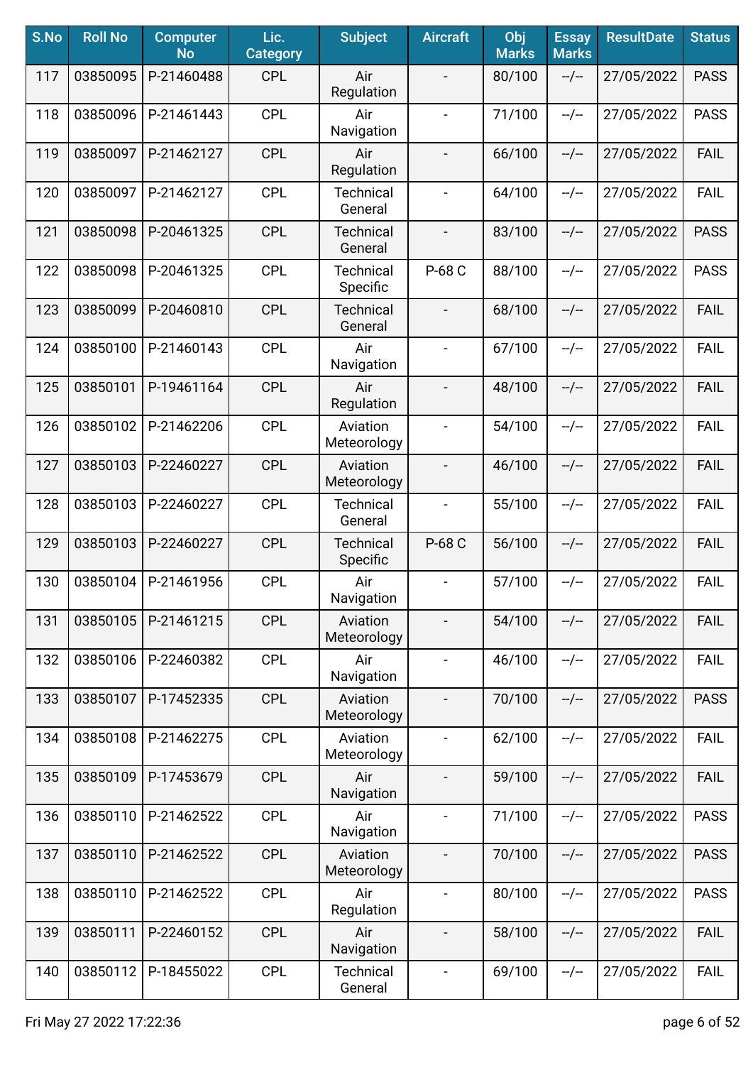| S.No | Roll No | Computer No | Lic. Category | Subject | Aircraft | Obj Marks | Essay Marks | ResultDate | Status |
|---|---|---|---|---|---|---|---|---|---|
| 117 | 03850095 | P-21460488 | CPL | Air Regulation | - | 80/100 | --/-- | 27/05/2022 | PASS |
| 118 | 03850096 | P-21461443 | CPL | Air Navigation | - | 71/100 | --/-- | 27/05/2022 | PASS |
| 119 | 03850097 | P-21462127 | CPL | Air Regulation | - | 66/100 | --/-- | 27/05/2022 | FAIL |
| 120 | 03850097 | P-21462127 | CPL | Technical General | - | 64/100 | --/-- | 27/05/2022 | FAIL |
| 121 | 03850098 | P-20461325 | CPL | Technical General | - | 83/100 | --/-- | 27/05/2022 | PASS |
| 122 | 03850098 | P-20461325 | CPL | Technical Specific | P-68 C | 88/100 | --/-- | 27/05/2022 | PASS |
| 123 | 03850099 | P-20460810 | CPL | Technical General | - | 68/100 | --/-- | 27/05/2022 | FAIL |
| 124 | 03850100 | P-21460143 | CPL | Air Navigation | - | 67/100 | --/-- | 27/05/2022 | FAIL |
| 125 | 03850101 | P-19461164 | CPL | Air Regulation | - | 48/100 | --/-- | 27/05/2022 | FAIL |
| 126 | 03850102 | P-21462206 | CPL | Aviation Meteorology | - | 54/100 | --/-- | 27/05/2022 | FAIL |
| 127 | 03850103 | P-22460227 | CPL | Aviation Meteorology | - | 46/100 | --/-- | 27/05/2022 | FAIL |
| 128 | 03850103 | P-22460227 | CPL | Technical General | - | 55/100 | --/-- | 27/05/2022 | FAIL |
| 129 | 03850103 | P-22460227 | CPL | Technical Specific | P-68 C | 56/100 | --/-- | 27/05/2022 | FAIL |
| 130 | 03850104 | P-21461956 | CPL | Air Navigation | - | 57/100 | --/-- | 27/05/2022 | FAIL |
| 131 | 03850105 | P-21461215 | CPL | Aviation Meteorology | - | 54/100 | --/-- | 27/05/2022 | FAIL |
| 132 | 03850106 | P-22460382 | CPL | Air Navigation | - | 46/100 | --/-- | 27/05/2022 | FAIL |
| 133 | 03850107 | P-17452335 | CPL | Aviation Meteorology | - | 70/100 | --/-- | 27/05/2022 | PASS |
| 134 | 03850108 | P-21462275 | CPL | Aviation Meteorology | - | 62/100 | --/-- | 27/05/2022 | FAIL |
| 135 | 03850109 | P-17453679 | CPL | Air Navigation | - | 59/100 | --/-- | 27/05/2022 | FAIL |
| 136 | 03850110 | P-21462522 | CPL | Air Navigation | - | 71/100 | --/-- | 27/05/2022 | PASS |
| 137 | 03850110 | P-21462522 | CPL | Aviation Meteorology | - | 70/100 | --/-- | 27/05/2022 | PASS |
| 138 | 03850110 | P-21462522 | CPL | Air Regulation | - | 80/100 | --/-- | 27/05/2022 | PASS |
| 139 | 03850111 | P-22460152 | CPL | Air Navigation | - | 58/100 | --/-- | 27/05/2022 | FAIL |
| 140 | 03850112 | P-18455022 | CPL | Technical General | - | 69/100 | --/-- | 27/05/2022 | FAIL |

Fri May 27 2022 17:22:36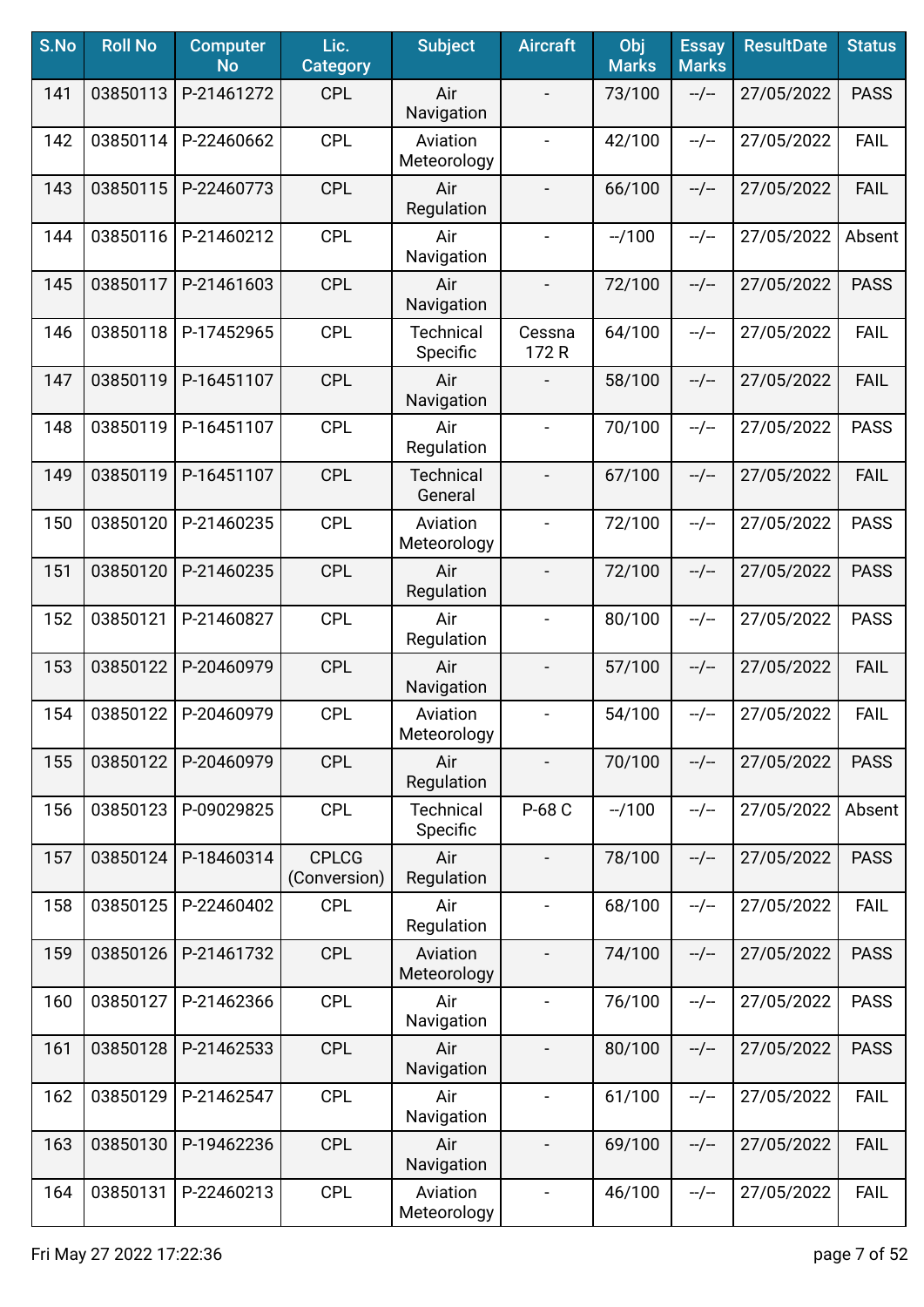| S.No | Roll No | Computer No | Lic. Category | Subject | Aircraft | Obj Marks | Essay Marks | ResultDate | Status |
|---|---|---|---|---|---|---|---|---|---|
| 141 | 03850113 | P-21461272 | CPL | Air Navigation | - | 73/100 | --/-- | 27/05/2022 | PASS |
| 142 | 03850114 | P-22460662 | CPL | Aviation Meteorology | - | 42/100 | --/-- | 27/05/2022 | FAIL |
| 143 | 03850115 | P-22460773 | CPL | Air Regulation | - | 66/100 | --/-- | 27/05/2022 | FAIL |
| 144 | 03850116 | P-21460212 | CPL | Air Navigation | - | --/100 | --/-- | 27/05/2022 | Absent |
| 145 | 03850117 | P-21461603 | CPL | Air Navigation | - | 72/100 | --/-- | 27/05/2022 | PASS |
| 146 | 03850118 | P-17452965 | CPL | Technical Specific | Cessna 172 R | 64/100 | --/-- | 27/05/2022 | FAIL |
| 147 | 03850119 | P-16451107 | CPL | Air Navigation | - | 58/100 | --/-- | 27/05/2022 | FAIL |
| 148 | 03850119 | P-16451107 | CPL | Air Regulation | - | 70/100 | --/-- | 27/05/2022 | PASS |
| 149 | 03850119 | P-16451107 | CPL | Technical General | - | 67/100 | --/-- | 27/05/2022 | FAIL |
| 150 | 03850120 | P-21460235 | CPL | Aviation Meteorology | - | 72/100 | --/-- | 27/05/2022 | PASS |
| 151 | 03850120 | P-21460235 | CPL | Air Regulation | - | 72/100 | --/-- | 27/05/2022 | PASS |
| 152 | 03850121 | P-21460827 | CPL | Air Regulation | - | 80/100 | --/-- | 27/05/2022 | PASS |
| 153 | 03850122 | P-20460979 | CPL | Air Navigation | - | 57/100 | --/-- | 27/05/2022 | FAIL |
| 154 | 03850122 | P-20460979 | CPL | Aviation Meteorology | - | 54/100 | --/-- | 27/05/2022 | FAIL |
| 155 | 03850122 | P-20460979 | CPL | Air Regulation | - | 70/100 | --/-- | 27/05/2022 | PASS |
| 156 | 03850123 | P-09029825 | CPL | Technical Specific | P-68 C | --/100 | --/-- | 27/05/2022 | Absent |
| 157 | 03850124 | P-18460314 | CPLCG (Conversion) | Air Regulation | - | 78/100 | --/-- | 27/05/2022 | PASS |
| 158 | 03850125 | P-22460402 | CPL | Air Regulation | - | 68/100 | --/-- | 27/05/2022 | FAIL |
| 159 | 03850126 | P-21461732 | CPL | Aviation Meteorology | - | 74/100 | --/-- | 27/05/2022 | PASS |
| 160 | 03850127 | P-21462366 | CPL | Air Navigation | - | 76/100 | --/-- | 27/05/2022 | PASS |
| 161 | 03850128 | P-21462533 | CPL | Air Navigation | - | 80/100 | --/-- | 27/05/2022 | PASS |
| 162 | 03850129 | P-21462547 | CPL | Air Navigation | - | 61/100 | --/-- | 27/05/2022 | FAIL |
| 163 | 03850130 | P-19462236 | CPL | Air Navigation | - | 69/100 | --/-- | 27/05/2022 | FAIL |
| 164 | 03850131 | P-22460213 | CPL | Aviation Meteorology | - | 46/100 | --/-- | 27/05/2022 | FAIL |

Fri May 27 2022 17:22:36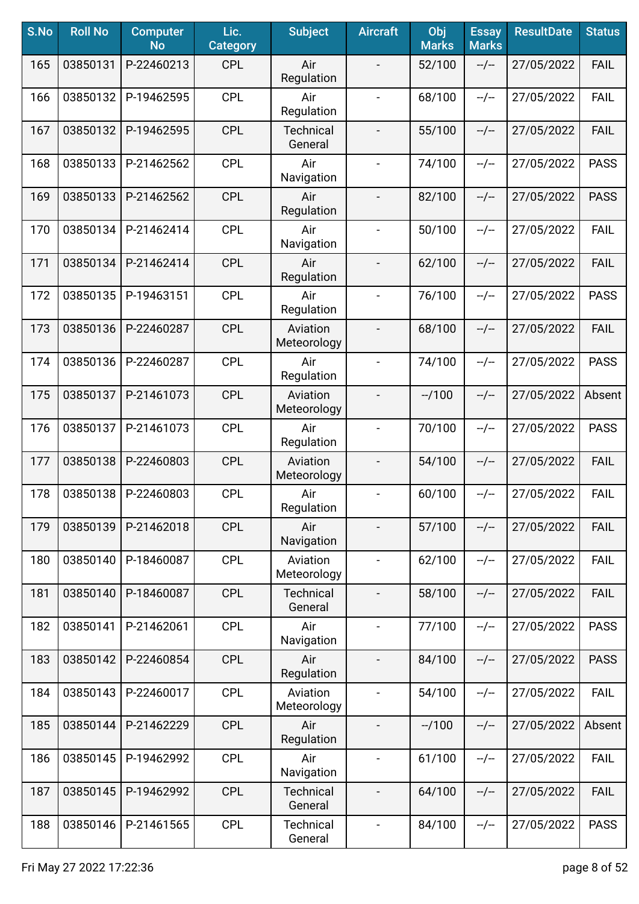| S.No | Roll No | Computer No | Lic. Category | Subject | Aircraft | Obj Marks | Essay Marks | ResultDate | Status |
|---|---|---|---|---|---|---|---|---|---|
| 165 | 03850131 | P-22460213 | CPL | Air Regulation | - | 52/100 | --/-- | 27/05/2022 | FAIL |
| 166 | 03850132 | P-19462595 | CPL | Air Regulation | - | 68/100 | --/-- | 27/05/2022 | FAIL |
| 167 | 03850132 | P-19462595 | CPL | Technical General | - | 55/100 | --/-- | 27/05/2022 | FAIL |
| 168 | 03850133 | P-21462562 | CPL | Air Navigation | - | 74/100 | --/-- | 27/05/2022 | PASS |
| 169 | 03850133 | P-21462562 | CPL | Air Regulation | - | 82/100 | --/-- | 27/05/2022 | PASS |
| 170 | 03850134 | P-21462414 | CPL | Air Navigation | - | 50/100 | --/-- | 27/05/2022 | FAIL |
| 171 | 03850134 | P-21462414 | CPL | Air Regulation | - | 62/100 | --/-- | 27/05/2022 | FAIL |
| 172 | 03850135 | P-19463151 | CPL | Air Regulation | - | 76/100 | --/-- | 27/05/2022 | PASS |
| 173 | 03850136 | P-22460287 | CPL | Aviation Meteorology | - | 68/100 | --/-- | 27/05/2022 | FAIL |
| 174 | 03850136 | P-22460287 | CPL | Air Regulation | - | 74/100 | --/-- | 27/05/2022 | PASS |
| 175 | 03850137 | P-21461073 | CPL | Aviation Meteorology | - | --/100 | --/-- | 27/05/2022 | Absent |
| 176 | 03850137 | P-21461073 | CPL | Air Regulation | - | 70/100 | --/-- | 27/05/2022 | PASS |
| 177 | 03850138 | P-22460803 | CPL | Aviation Meteorology | - | 54/100 | --/-- | 27/05/2022 | FAIL |
| 178 | 03850138 | P-22460803 | CPL | Air Regulation | - | 60/100 | --/-- | 27/05/2022 | FAIL |
| 179 | 03850139 | P-21462018 | CPL | Air Navigation | - | 57/100 | --/-- | 27/05/2022 | FAIL |
| 180 | 03850140 | P-18460087 | CPL | Aviation Meteorology | - | 62/100 | --/-- | 27/05/2022 | FAIL |
| 181 | 03850140 | P-18460087 | CPL | Technical General | - | 58/100 | --/-- | 27/05/2022 | FAIL |
| 182 | 03850141 | P-21462061 | CPL | Air Navigation | - | 77/100 | --/-- | 27/05/2022 | PASS |
| 183 | 03850142 | P-22460854 | CPL | Air Regulation | - | 84/100 | --/-- | 27/05/2022 | PASS |
| 184 | 03850143 | P-22460017 | CPL | Aviation Meteorology | - | 54/100 | --/-- | 27/05/2022 | FAIL |
| 185 | 03850144 | P-21462229 | CPL | Air Regulation | - | --/100 | --/-- | 27/05/2022 | Absent |
| 186 | 03850145 | P-19462992 | CPL | Air Navigation | - | 61/100 | --/-- | 27/05/2022 | FAIL |
| 187 | 03850145 | P-19462992 | CPL | Technical General | - | 64/100 | --/-- | 27/05/2022 | FAIL |
| 188 | 03850146 | P-21461565 | CPL | Technical General | - | 84/100 | --/-- | 27/05/2022 | PASS |

Fri May 27 2022 17:22:36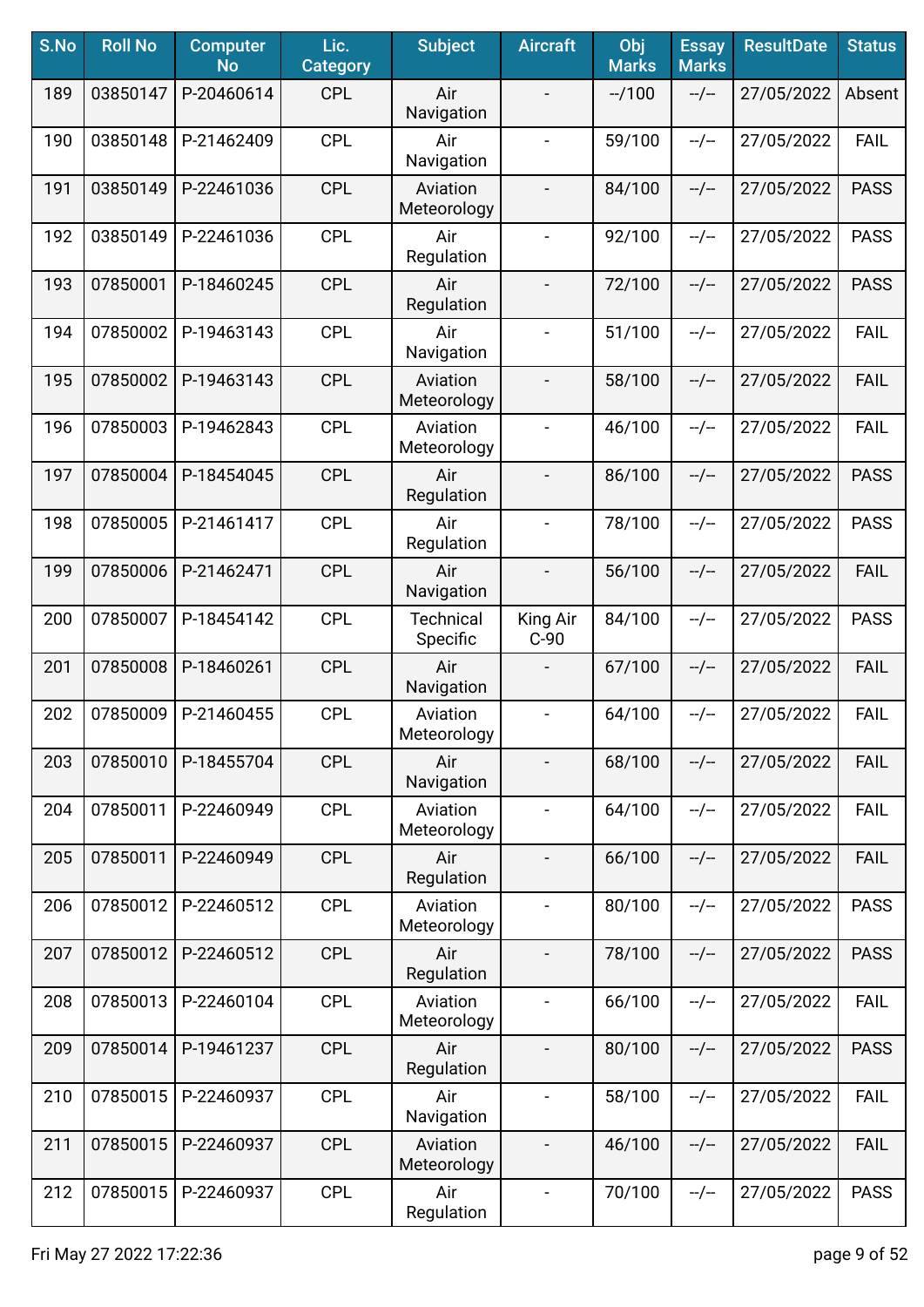| S.No | Roll No | Computer No | Lic. Category | Subject | Aircraft | Obj Marks | Essay Marks | ResultDate | Status |
|---|---|---|---|---|---|---|---|---|---|
| 189 | 03850147 | P-20460614 | CPL | Air Navigation | - | --/100 | --/-- | 27/05/2022 | Absent |
| 190 | 03850148 | P-21462409 | CPL | Air Navigation | - | 59/100 | --/-- | 27/05/2022 | FAIL |
| 191 | 03850149 | P-22461036 | CPL | Aviation Meteorology | - | 84/100 | --/-- | 27/05/2022 | PASS |
| 192 | 03850149 | P-22461036 | CPL | Air Regulation | - | 92/100 | --/-- | 27/05/2022 | PASS |
| 193 | 07850001 | P-18460245 | CPL | Air Regulation | - | 72/100 | --/-- | 27/05/2022 | PASS |
| 194 | 07850002 | P-19463143 | CPL | Air Navigation | - | 51/100 | --/-- | 27/05/2022 | FAIL |
| 195 | 07850002 | P-19463143 | CPL | Aviation Meteorology | - | 58/100 | --/-- | 27/05/2022 | FAIL |
| 196 | 07850003 | P-19462843 | CPL | Aviation Meteorology | - | 46/100 | --/-- | 27/05/2022 | FAIL |
| 197 | 07850004 | P-18454045 | CPL | Air Regulation | - | 86/100 | --/-- | 27/05/2022 | PASS |
| 198 | 07850005 | P-21461417 | CPL | Air Regulation | - | 78/100 | --/-- | 27/05/2022 | PASS |
| 199 | 07850006 | P-21462471 | CPL | Air Navigation | - | 56/100 | --/-- | 27/05/2022 | FAIL |
| 200 | 07850007 | P-18454142 | CPL | Technical Specific | King Air C-90 | 84/100 | --/-- | 27/05/2022 | PASS |
| 201 | 07850008 | P-18460261 | CPL | Air Navigation | - | 67/100 | --/-- | 27/05/2022 | FAIL |
| 202 | 07850009 | P-21460455 | CPL | Aviation Meteorology | - | 64/100 | --/-- | 27/05/2022 | FAIL |
| 203 | 07850010 | P-18455704 | CPL | Air Navigation | - | 68/100 | --/-- | 27/05/2022 | FAIL |
| 204 | 07850011 | P-22460949 | CPL | Aviation Meteorology | - | 64/100 | --/-- | 27/05/2022 | FAIL |
| 205 | 07850011 | P-22460949 | CPL | Air Regulation | - | 66/100 | --/-- | 27/05/2022 | FAIL |
| 206 | 07850012 | P-22460512 | CPL | Aviation Meteorology | - | 80/100 | --/-- | 27/05/2022 | PASS |
| 207 | 07850012 | P-22460512 | CPL | Air Regulation | - | 78/100 | --/-- | 27/05/2022 | PASS |
| 208 | 07850013 | P-22460104 | CPL | Aviation Meteorology | - | 66/100 | --/-- | 27/05/2022 | FAIL |
| 209 | 07850014 | P-19461237 | CPL | Air Regulation | - | 80/100 | --/-- | 27/05/2022 | PASS |
| 210 | 07850015 | P-22460937 | CPL | Air Navigation | - | 58/100 | --/-- | 27/05/2022 | FAIL |
| 211 | 07850015 | P-22460937 | CPL | Aviation Meteorology | - | 46/100 | --/-- | 27/05/2022 | FAIL |
| 212 | 07850015 | P-22460937 | CPL | Air Regulation | - | 70/100 | --/-- | 27/05/2022 | PASS |

Fri May 27 2022 17:22:36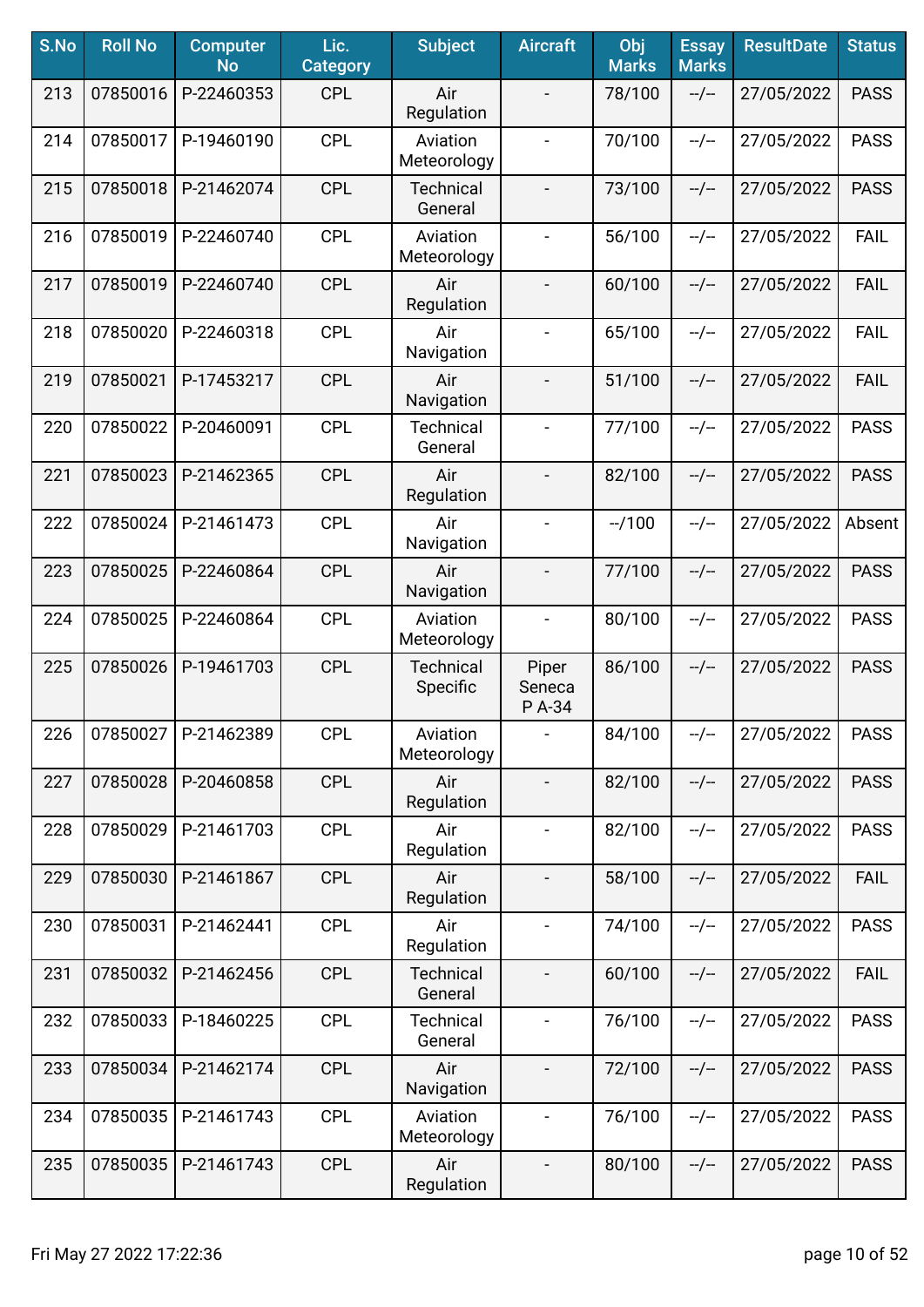| S.No | Roll No | Computer No | Lic. Category | Subject | Aircraft | Obj Marks | Essay Marks | ResultDate | Status |
|---|---|---|---|---|---|---|---|---|---|
| 213 | 07850016 | P-22460353 | CPL | Air Regulation | - | 78/100 | --/-- | 27/05/2022 | PASS |
| 214 | 07850017 | P-19460190 | CPL | Aviation Meteorology | - | 70/100 | --/-- | 27/05/2022 | PASS |
| 215 | 07850018 | P-21462074 | CPL | Technical General | - | 73/100 | --/-- | 27/05/2022 | PASS |
| 216 | 07850019 | P-22460740 | CPL | Aviation Meteorology | - | 56/100 | --/-- | 27/05/2022 | FAIL |
| 217 | 07850019 | P-22460740 | CPL | Air Regulation | - | 60/100 | --/-- | 27/05/2022 | FAIL |
| 218 | 07850020 | P-22460318 | CPL | Air Navigation | - | 65/100 | --/-- | 27/05/2022 | FAIL |
| 219 | 07850021 | P-17453217 | CPL | Air Navigation | - | 51/100 | --/-- | 27/05/2022 | FAIL |
| 220 | 07850022 | P-20460091 | CPL | Technical General | - | 77/100 | --/-- | 27/05/2022 | PASS |
| 221 | 07850023 | P-21462365 | CPL | Air Regulation | - | 82/100 | --/-- | 27/05/2022 | PASS |
| 222 | 07850024 | P-21461473 | CPL | Air Navigation | - | --/100 | --/-- | 27/05/2022 | Absent |
| 223 | 07850025 | P-22460864 | CPL | Air Navigation | - | 77/100 | --/-- | 27/05/2022 | PASS |
| 224 | 07850025 | P-22460864 | CPL | Aviation Meteorology | - | 80/100 | --/-- | 27/05/2022 | PASS |
| 225 | 07850026 | P-19461703 | CPL | Technical Specific | Piper Seneca P A-34 | 86/100 | --/-- | 27/05/2022 | PASS |
| 226 | 07850027 | P-21462389 | CPL | Aviation Meteorology | - | 84/100 | --/-- | 27/05/2022 | PASS |
| 227 | 07850028 | P-20460858 | CPL | Air Regulation | - | 82/100 | --/-- | 27/05/2022 | PASS |
| 228 | 07850029 | P-21461703 | CPL | Air Regulation | - | 82/100 | --/-- | 27/05/2022 | PASS |
| 229 | 07850030 | P-21461867 | CPL | Air Regulation | - | 58/100 | --/-- | 27/05/2022 | FAIL |
| 230 | 07850031 | P-21462441 | CPL | Air Regulation | - | 74/100 | --/-- | 27/05/2022 | PASS |
| 231 | 07850032 | P-21462456 | CPL | Technical General | - | 60/100 | --/-- | 27/05/2022 | FAIL |
| 232 | 07850033 | P-18460225 | CPL | Technical General | - | 76/100 | --/-- | 27/05/2022 | PASS |
| 233 | 07850034 | P-21462174 | CPL | Air Navigation | - | 72/100 | --/-- | 27/05/2022 | PASS |
| 234 | 07850035 | P-21461743 | CPL | Aviation Meteorology | - | 76/100 | --/-- | 27/05/2022 | PASS |
| 235 | 07850035 | P-21461743 | CPL | Air Regulation | - | 80/100 | --/-- | 27/05/2022 | PASS |

Fri May 27 2022 17:22:36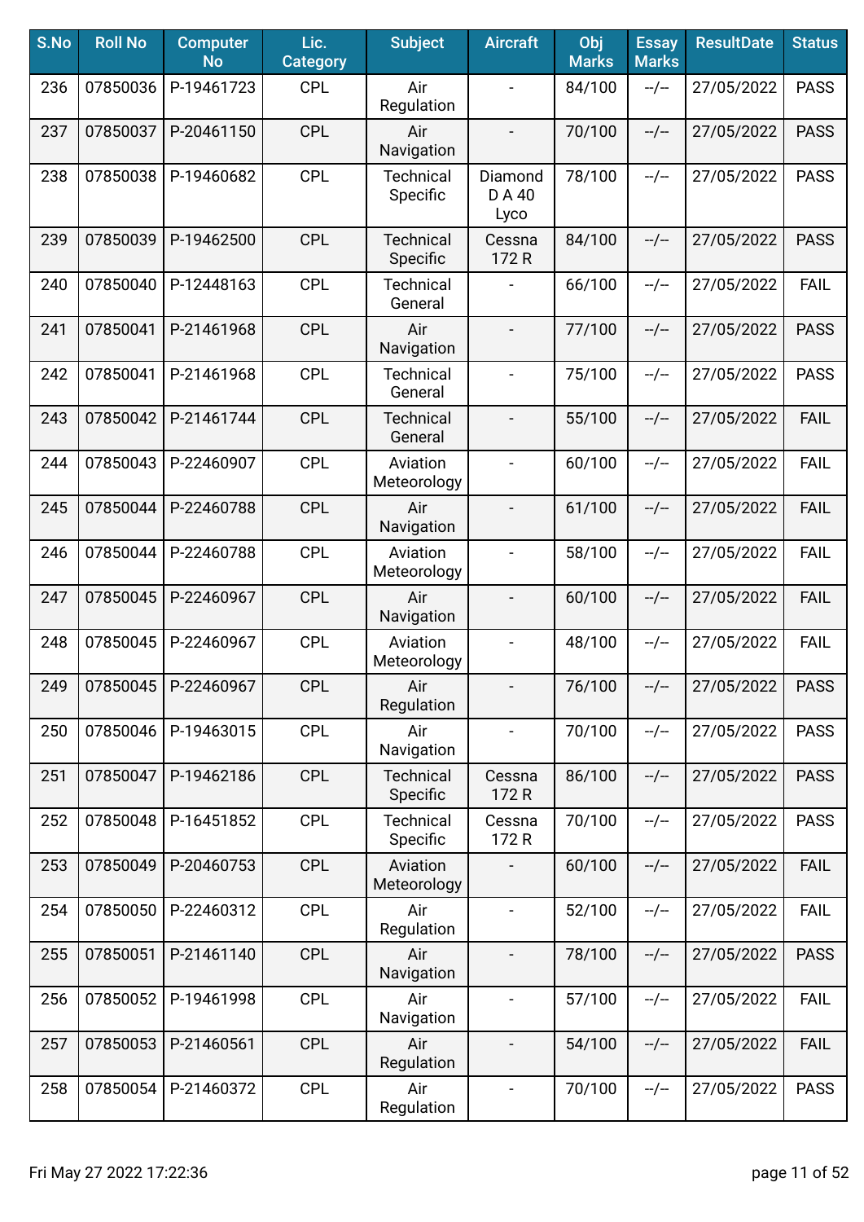| S.No | Roll No | Computer No | Lic. Category | Subject | Aircraft | Obj Marks | Essay Marks | ResultDate | Status |
|---|---|---|---|---|---|---|---|---|---|
| 236 | 07850036 | P-19461723 | CPL | Air Regulation | - | 84/100 | --/-- | 27/05/2022 | PASS |
| 237 | 07850037 | P-20461150 | CPL | Air Navigation | - | 70/100 | --/-- | 27/05/2022 | PASS |
| 238 | 07850038 | P-19460682 | CPL | Technical Specific | Diamond D A 40 Lyco | 78/100 | --/-- | 27/05/2022 | PASS |
| 239 | 07850039 | P-19462500 | CPL | Technical Specific | Cessna 172 R | 84/100 | --/-- | 27/05/2022 | PASS |
| 240 | 07850040 | P-12448163 | CPL | Technical General | - | 66/100 | --/-- | 27/05/2022 | FAIL |
| 241 | 07850041 | P-21461968 | CPL | Air Navigation | - | 77/100 | --/-- | 27/05/2022 | PASS |
| 242 | 07850041 | P-21461968 | CPL | Technical General | - | 75/100 | --/-- | 27/05/2022 | PASS |
| 243 | 07850042 | P-21461744 | CPL | Technical General | - | 55/100 | --/-- | 27/05/2022 | FAIL |
| 244 | 07850043 | P-22460907 | CPL | Aviation Meteorology | - | 60/100 | --/-- | 27/05/2022 | FAIL |
| 245 | 07850044 | P-22460788 | CPL | Air Navigation | - | 61/100 | --/-- | 27/05/2022 | FAIL |
| 246 | 07850044 | P-22460788 | CPL | Aviation Meteorology | - | 58/100 | --/-- | 27/05/2022 | FAIL |
| 247 | 07850045 | P-22460967 | CPL | Air Navigation | - | 60/100 | --/-- | 27/05/2022 | FAIL |
| 248 | 07850045 | P-22460967 | CPL | Aviation Meteorology | - | 48/100 | --/-- | 27/05/2022 | FAIL |
| 249 | 07850045 | P-22460967 | CPL | Air Regulation | - | 76/100 | --/-- | 27/05/2022 | PASS |
| 250 | 07850046 | P-19463015 | CPL | Air Navigation | - | 70/100 | --/-- | 27/05/2022 | PASS |
| 251 | 07850047 | P-19462186 | CPL | Technical Specific | Cessna 172 R | 86/100 | --/-- | 27/05/2022 | PASS |
| 252 | 07850048 | P-16451852 | CPL | Technical Specific | Cessna 172 R | 70/100 | --/-- | 27/05/2022 | PASS |
| 253 | 07850049 | P-20460753 | CPL | Aviation Meteorology | - | 60/100 | --/-- | 27/05/2022 | FAIL |
| 254 | 07850050 | P-22460312 | CPL | Air Regulation | - | 52/100 | --/-- | 27/05/2022 | FAIL |
| 255 | 07850051 | P-21461140 | CPL | Air Navigation | - | 78/100 | --/-- | 27/05/2022 | PASS |
| 256 | 07850052 | P-19461998 | CPL | Air Navigation | - | 57/100 | --/-- | 27/05/2022 | FAIL |
| 257 | 07850053 | P-21460561 | CPL | Air Regulation | - | 54/100 | --/-- | 27/05/2022 | FAIL |
| 258 | 07850054 | P-21460372 | CPL | Air Regulation | - | 70/100 | --/-- | 27/05/2022 | PASS |

Fri May 27 2022 17:22:36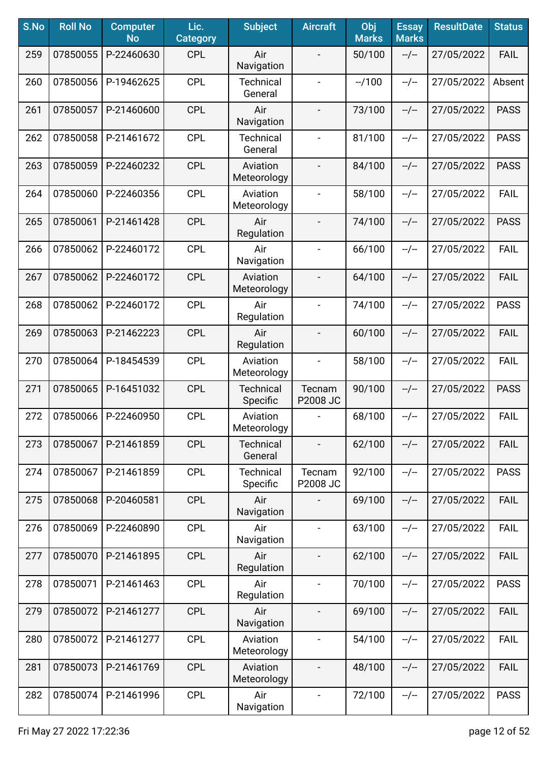| S.No | Roll No | Computer No | Lic. Category | Subject | Aircraft | Obj Marks | Essay Marks | ResultDate | Status |
|---|---|---|---|---|---|---|---|---|---|
| 259 | 07850055 | P-22460630 | CPL | Air Navigation | - | 50/100 | --/-- | 27/05/2022 | FAIL |
| 260 | 07850056 | P-19462625 | CPL | Technical General | - | --/100 | --/-- | 27/05/2022 | Absent |
| 261 | 07850057 | P-21460600 | CPL | Air Navigation | - | 73/100 | --/-- | 27/05/2022 | PASS |
| 262 | 07850058 | P-21461672 | CPL | Technical General | - | 81/100 | --/-- | 27/05/2022 | PASS |
| 263 | 07850059 | P-22460232 | CPL | Aviation Meteorology | - | 84/100 | --/-- | 27/05/2022 | PASS |
| 264 | 07850060 | P-22460356 | CPL | Aviation Meteorology | - | 58/100 | --/-- | 27/05/2022 | FAIL |
| 265 | 07850061 | P-21461428 | CPL | Air Regulation | - | 74/100 | --/-- | 27/05/2022 | PASS |
| 266 | 07850062 | P-22460172 | CPL | Air Navigation | - | 66/100 | --/-- | 27/05/2022 | FAIL |
| 267 | 07850062 | P-22460172 | CPL | Aviation Meteorology | - | 64/100 | --/-- | 27/05/2022 | FAIL |
| 268 | 07850062 | P-22460172 | CPL | Air Regulation | - | 74/100 | --/-- | 27/05/2022 | PASS |
| 269 | 07850063 | P-21462223 | CPL | Air Regulation | - | 60/100 | --/-- | 27/05/2022 | FAIL |
| 270 | 07850064 | P-18454539 | CPL | Aviation Meteorology | - | 58/100 | --/-- | 27/05/2022 | FAIL |
| 271 | 07850065 | P-16451032 | CPL | Technical Specific | Tecnam P2008 JC | 90/100 | --/-- | 27/05/2022 | PASS |
| 272 | 07850066 | P-22460950 | CPL | Aviation Meteorology | - | 68/100 | --/-- | 27/05/2022 | FAIL |
| 273 | 07850067 | P-21461859 | CPL | Technical General | - | 62/100 | --/-- | 27/05/2022 | FAIL |
| 274 | 07850067 | P-21461859 | CPL | Technical Specific | Tecnam P2008 JC | 92/100 | --/-- | 27/05/2022 | PASS |
| 275 | 07850068 | P-20460581 | CPL | Air Navigation | - | 69/100 | --/-- | 27/05/2022 | FAIL |
| 276 | 07850069 | P-22460890 | CPL | Air Navigation | - | 63/100 | --/-- | 27/05/2022 | FAIL |
| 277 | 07850070 | P-21461895 | CPL | Air Regulation | - | 62/100 | --/-- | 27/05/2022 | FAIL |
| 278 | 07850071 | P-21461463 | CPL | Air Regulation | - | 70/100 | --/-- | 27/05/2022 | PASS |
| 279 | 07850072 | P-21461277 | CPL | Air Navigation | - | 69/100 | --/-- | 27/05/2022 | FAIL |
| 280 | 07850072 | P-21461277 | CPL | Aviation Meteorology | - | 54/100 | --/-- | 27/05/2022 | FAIL |
| 281 | 07850073 | P-21461769 | CPL | Aviation Meteorology | - | 48/100 | --/-- | 27/05/2022 | FAIL |
| 282 | 07850074 | P-21461996 | CPL | Air Navigation | - | 72/100 | --/-- | 27/05/2022 | PASS |

Fri May 27 2022 17:22:36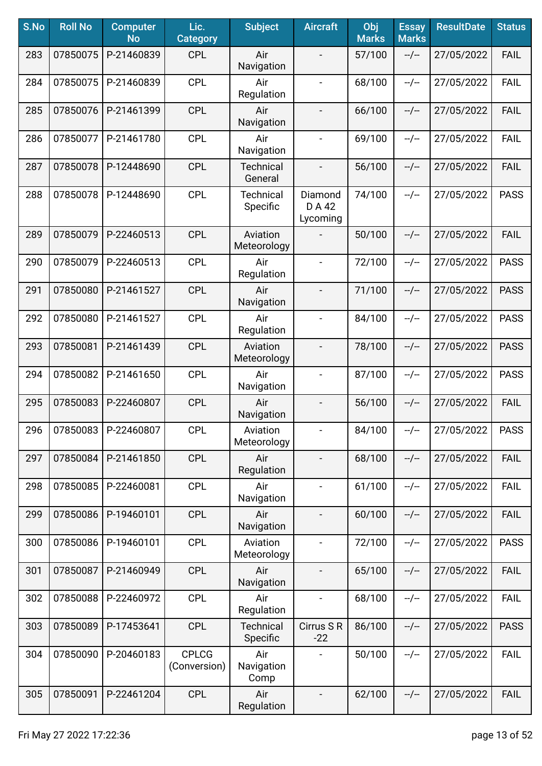| S.No | Roll No | Computer No | Lic. Category | Subject | Aircraft | Obj Marks | Essay Marks | ResultDate | Status |
|---|---|---|---|---|---|---|---|---|---|
| 283 | 07850075 | P-21460839 | CPL | Air Navigation | - | 57/100 | --/-- | 27/05/2022 | FAIL |
| 284 | 07850075 | P-21460839 | CPL | Air Regulation | - | 68/100 | --/-- | 27/05/2022 | FAIL |
| 285 | 07850076 | P-21461399 | CPL | Air Navigation | - | 66/100 | --/-- | 27/05/2022 | FAIL |
| 286 | 07850077 | P-21461780 | CPL | Air Navigation | - | 69/100 | --/-- | 27/05/2022 | FAIL |
| 287 | 07850078 | P-12448690 | CPL | Technical General | - | 56/100 | --/-- | 27/05/2022 | FAIL |
| 288 | 07850078 | P-12448690 | CPL | Technical Specific | Diamond D A 42 Lycoming | 74/100 | --/-- | 27/05/2022 | PASS |
| 289 | 07850079 | P-22460513 | CPL | Aviation Meteorology | - | 50/100 | --/-- | 27/05/2022 | FAIL |
| 290 | 07850079 | P-22460513 | CPL | Air Regulation | - | 72/100 | --/-- | 27/05/2022 | PASS |
| 291 | 07850080 | P-21461527 | CPL | Air Navigation | - | 71/100 | --/-- | 27/05/2022 | PASS |
| 292 | 07850080 | P-21461527 | CPL | Air Regulation | - | 84/100 | --/-- | 27/05/2022 | PASS |
| 293 | 07850081 | P-21461439 | CPL | Aviation Meteorology | - | 78/100 | --/-- | 27/05/2022 | PASS |
| 294 | 07850082 | P-21461650 | CPL | Air Navigation | - | 87/100 | --/-- | 27/05/2022 | PASS |
| 295 | 07850083 | P-22460807 | CPL | Air Navigation | - | 56/100 | --/-- | 27/05/2022 | FAIL |
| 296 | 07850083 | P-22460807 | CPL | Aviation Meteorology | - | 84/100 | --/-- | 27/05/2022 | PASS |
| 297 | 07850084 | P-21461850 | CPL | Air Regulation | - | 68/100 | --/-- | 27/05/2022 | FAIL |
| 298 | 07850085 | P-22460081 | CPL | Air Navigation | - | 61/100 | --/-- | 27/05/2022 | FAIL |
| 299 | 07850086 | P-19460101 | CPL | Air Navigation | - | 60/100 | --/-- | 27/05/2022 | FAIL |
| 300 | 07850086 | P-19460101 | CPL | Aviation Meteorology | - | 72/100 | --/-- | 27/05/2022 | PASS |
| 301 | 07850087 | P-21460949 | CPL | Air Navigation | - | 65/100 | --/-- | 27/05/2022 | FAIL |
| 302 | 07850088 | P-22460972 | CPL | Air Regulation | - | 68/100 | --/-- | 27/05/2022 | FAIL |
| 303 | 07850089 | P-17453641 | CPL | Technical Specific | Cirrus S R -22 | 86/100 | --/-- | 27/05/2022 | PASS |
| 304 | 07850090 | P-20460183 | CPLCG (Conversion) | Air Navigation Comp | - | 50/100 | --/-- | 27/05/2022 | FAIL |
| 305 | 07850091 | P-22461204 | CPL | Air Regulation | - | 62/100 | --/-- | 27/05/2022 | FAIL |

Fri May 27 2022 17:22:36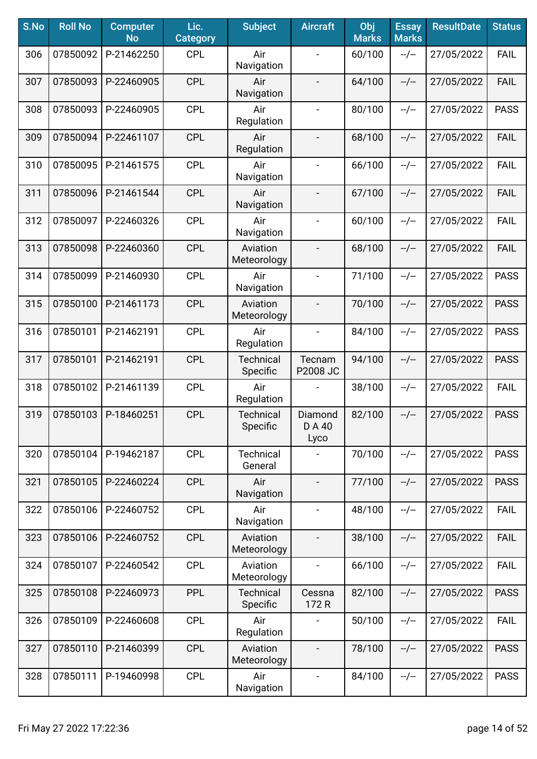| S.No | Roll No | Computer No | Lic. Category | Subject | Aircraft | Obj Marks | Essay Marks | ResultDate | Status |
|---|---|---|---|---|---|---|---|---|---|
| 306 | 07850092 | P-21462250 | CPL | Air Navigation | - | 60/100 | --/-- | 27/05/2022 | FAIL |
| 307 | 07850093 | P-22460905 | CPL | Air Navigation | - | 64/100 | --/-- | 27/05/2022 | FAIL |
| 308 | 07850093 | P-22460905 | CPL | Air Regulation | - | 80/100 | --/-- | 27/05/2022 | PASS |
| 309 | 07850094 | P-22461107 | CPL | Air Regulation | - | 68/100 | --/-- | 27/05/2022 | FAIL |
| 310 | 07850095 | P-21461575 | CPL | Air Navigation | - | 66/100 | --/-- | 27/05/2022 | FAIL |
| 311 | 07850096 | P-21461544 | CPL | Air Navigation | - | 67/100 | --/-- | 27/05/2022 | FAIL |
| 312 | 07850097 | P-22460326 | CPL | Air Navigation | - | 60/100 | --/-- | 27/05/2022 | FAIL |
| 313 | 07850098 | P-22460360 | CPL | Aviation Meteorology | - | 68/100 | --/-- | 27/05/2022 | FAIL |
| 314 | 07850099 | P-21460930 | CPL | Air Navigation | - | 71/100 | --/-- | 27/05/2022 | PASS |
| 315 | 07850100 | P-21461173 | CPL | Aviation Meteorology | - | 70/100 | --/-- | 27/05/2022 | PASS |
| 316 | 07850101 | P-21462191 | CPL | Air Regulation | - | 84/100 | --/-- | 27/05/2022 | PASS |
| 317 | 07850101 | P-21462191 | CPL | Technical Specific | Tecnam P2008 JC | 94/100 | --/-- | 27/05/2022 | PASS |
| 318 | 07850102 | P-21461139 | CPL | Air Regulation | - | 38/100 | --/-- | 27/05/2022 | FAIL |
| 319 | 07850103 | P-18460251 | CPL | Technical Specific | Diamond D A 40 Lyco | 82/100 | --/-- | 27/05/2022 | PASS |
| 320 | 07850104 | P-19462187 | CPL | Technical General | - | 70/100 | --/-- | 27/05/2022 | PASS |
| 321 | 07850105 | P-22460224 | CPL | Air Navigation | - | 77/100 | --/-- | 27/05/2022 | PASS |
| 322 | 07850106 | P-22460752 | CPL | Air Navigation | - | 48/100 | --/-- | 27/05/2022 | FAIL |
| 323 | 07850106 | P-22460752 | CPL | Aviation Meteorology | - | 38/100 | --/-- | 27/05/2022 | FAIL |
| 324 | 07850107 | P-22460542 | CPL | Aviation Meteorology | - | 66/100 | --/-- | 27/05/2022 | FAIL |
| 325 | 07850108 | P-22460973 | PPL | Technical Specific | Cessna 172 R | 82/100 | --/-- | 27/05/2022 | PASS |
| 326 | 07850109 | P-22460608 | CPL | Air Regulation | - | 50/100 | --/-- | 27/05/2022 | FAIL |
| 327 | 07850110 | P-21460399 | CPL | Aviation Meteorology | - | 78/100 | --/-- | 27/05/2022 | PASS |
| 328 | 07850111 | P-19460998 | CPL | Air Navigation | - | 84/100 | --/-- | 27/05/2022 | PASS |

Fri May 27 2022 17:22:36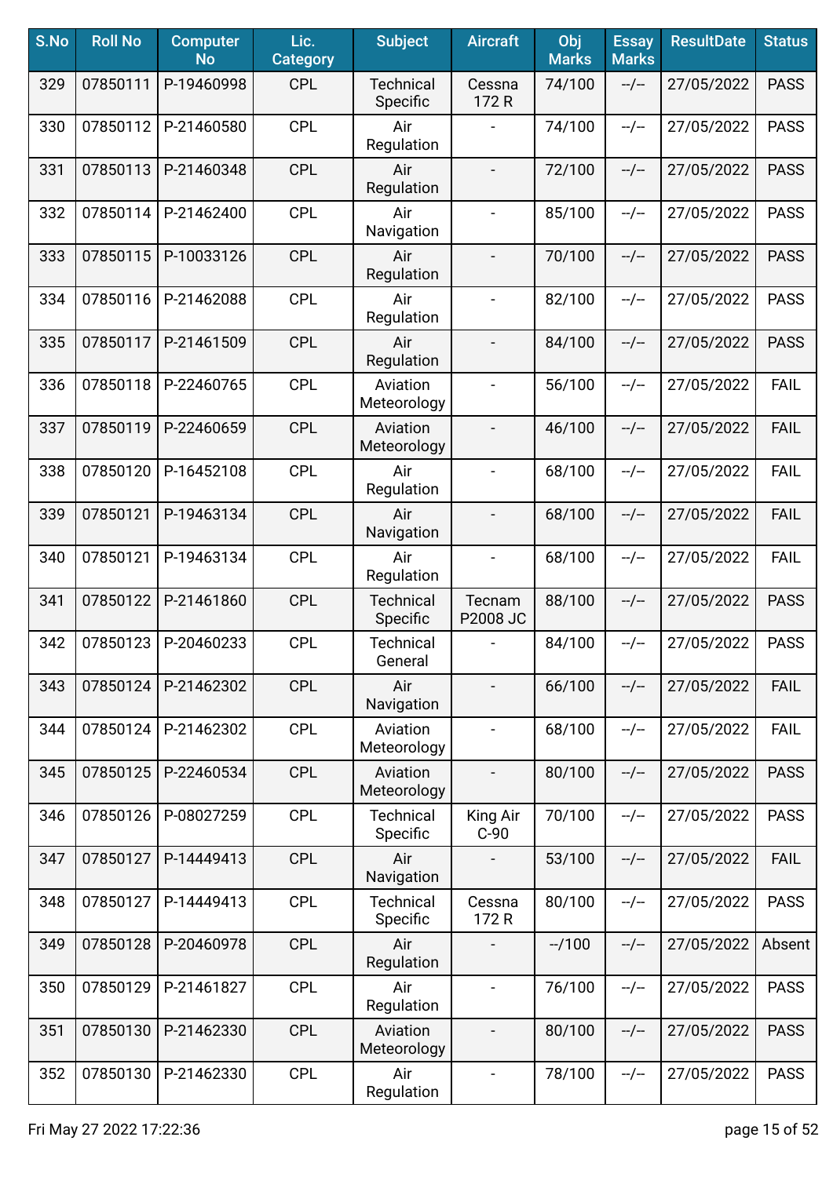| S.No | Roll No | Computer No | Lic. Category | Subject | Aircraft | Obj Marks | Essay Marks | ResultDate | Status |
|---|---|---|---|---|---|---|---|---|---|
| 329 | 07850111 | P-19460998 | CPL | Technical Specific | Cessna 172 R | 74/100 | --/-- | 27/05/2022 | PASS |
| 330 | 07850112 | P-21460580 | CPL | Air Regulation | - | 74/100 | --/-- | 27/05/2022 | PASS |
| 331 | 07850113 | P-21460348 | CPL | Air Regulation | - | 72/100 | --/-- | 27/05/2022 | PASS |
| 332 | 07850114 | P-21462400 | CPL | Air Navigation | - | 85/100 | --/-- | 27/05/2022 | PASS |
| 333 | 07850115 | P-10033126 | CPL | Air Regulation | - | 70/100 | --/-- | 27/05/2022 | PASS |
| 334 | 07850116 | P-21462088 | CPL | Air Regulation | - | 82/100 | --/-- | 27/05/2022 | PASS |
| 335 | 07850117 | P-21461509 | CPL | Air Regulation | - | 84/100 | --/-- | 27/05/2022 | PASS |
| 336 | 07850118 | P-22460765 | CPL | Aviation Meteorology | - | 56/100 | --/-- | 27/05/2022 | FAIL |
| 337 | 07850119 | P-22460659 | CPL | Aviation Meteorology | - | 46/100 | --/-- | 27/05/2022 | FAIL |
| 338 | 07850120 | P-16452108 | CPL | Air Regulation | - | 68/100 | --/-- | 27/05/2022 | FAIL |
| 339 | 07850121 | P-19463134 | CPL | Air Navigation | - | 68/100 | --/-- | 27/05/2022 | FAIL |
| 340 | 07850121 | P-19463134 | CPL | Air Regulation | - | 68/100 | --/-- | 27/05/2022 | FAIL |
| 341 | 07850122 | P-21461860 | CPL | Technical Specific | Tecnam P2008 JC | 88/100 | --/-- | 27/05/2022 | PASS |
| 342 | 07850123 | P-20460233 | CPL | Technical General | - | 84/100 | --/-- | 27/05/2022 | PASS |
| 343 | 07850124 | P-21462302 | CPL | Air Navigation | - | 66/100 | --/-- | 27/05/2022 | FAIL |
| 344 | 07850124 | P-21462302 | CPL | Aviation Meteorology | - | 68/100 | --/-- | 27/05/2022 | FAIL |
| 345 | 07850125 | P-22460534 | CPL | Aviation Meteorology | - | 80/100 | --/-- | 27/05/2022 | PASS |
| 346 | 07850126 | P-08027259 | CPL | Technical Specific | King Air C-90 | 70/100 | --/-- | 27/05/2022 | PASS |
| 347 | 07850127 | P-14449413 | CPL | Air Navigation | - | 53/100 | --/-- | 27/05/2022 | FAIL |
| 348 | 07850127 | P-14449413 | CPL | Technical Specific | Cessna 172 R | 80/100 | --/-- | 27/05/2022 | PASS |
| 349 | 07850128 | P-20460978 | CPL | Air Regulation | - | --/100 | --/-- | 27/05/2022 | Absent |
| 350 | 07850129 | P-21461827 | CPL | Air Regulation | - | 76/100 | --/-- | 27/05/2022 | PASS |
| 351 | 07850130 | P-21462330 | CPL | Aviation Meteorology | - | 80/100 | --/-- | 27/05/2022 | PASS |
| 352 | 07850130 | P-21462330 | CPL | Air Regulation | - | 78/100 | --/-- | 27/05/2022 | PASS |

Fri May 27 2022 17:22:36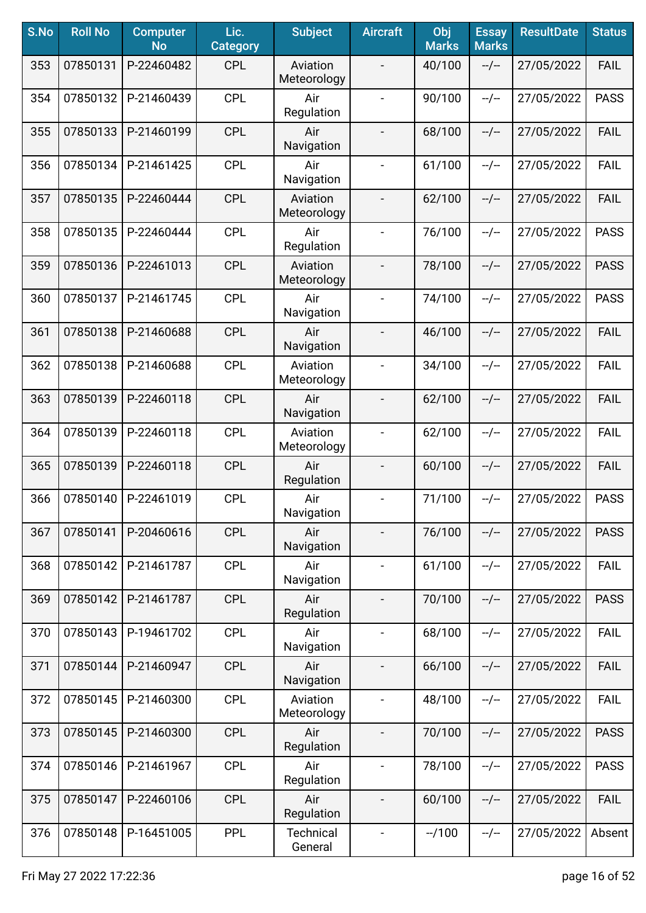| S.No | Roll No | Computer No | Lic. Category | Subject | Aircraft | Obj Marks | Essay Marks | ResultDate | Status |
|---|---|---|---|---|---|---|---|---|---|
| 353 | 07850131 | P-22460482 | CPL | Aviation Meteorology | - | 40/100 | --/-- | 27/05/2022 | FAIL |
| 354 | 07850132 | P-21460439 | CPL | Air Regulation | - | 90/100 | --/-- | 27/05/2022 | PASS |
| 355 | 07850133 | P-21460199 | CPL | Air Navigation | - | 68/100 | --/-- | 27/05/2022 | FAIL |
| 356 | 07850134 | P-21461425 | CPL | Air Navigation | - | 61/100 | --/-- | 27/05/2022 | FAIL |
| 357 | 07850135 | P-22460444 | CPL | Aviation Meteorology | - | 62/100 | --/-- | 27/05/2022 | FAIL |
| 358 | 07850135 | P-22460444 | CPL | Air Regulation | - | 76/100 | --/-- | 27/05/2022 | PASS |
| 359 | 07850136 | P-22461013 | CPL | Aviation Meteorology | - | 78/100 | --/-- | 27/05/2022 | PASS |
| 360 | 07850137 | P-21461745 | CPL | Air Navigation | - | 74/100 | --/-- | 27/05/2022 | PASS |
| 361 | 07850138 | P-21460688 | CPL | Air Navigation | - | 46/100 | --/-- | 27/05/2022 | FAIL |
| 362 | 07850138 | P-21460688 | CPL | Aviation Meteorology | - | 34/100 | --/-- | 27/05/2022 | FAIL |
| 363 | 07850139 | P-22460118 | CPL | Air Navigation | - | 62/100 | --/-- | 27/05/2022 | FAIL |
| 364 | 07850139 | P-22460118 | CPL | Aviation Meteorology | - | 62/100 | --/-- | 27/05/2022 | FAIL |
| 365 | 07850139 | P-22460118 | CPL | Air Regulation | - | 60/100 | --/-- | 27/05/2022 | FAIL |
| 366 | 07850140 | P-22461019 | CPL | Air Navigation | - | 71/100 | --/-- | 27/05/2022 | PASS |
| 367 | 07850141 | P-20460616 | CPL | Air Navigation | - | 76/100 | --/-- | 27/05/2022 | PASS |
| 368 | 07850142 | P-21461787 | CPL | Air Navigation | - | 61/100 | --/-- | 27/05/2022 | FAIL |
| 369 | 07850142 | P-21461787 | CPL | Air Regulation | - | 70/100 | --/-- | 27/05/2022 | PASS |
| 370 | 07850143 | P-19461702 | CPL | Air Navigation | - | 68/100 | --/-- | 27/05/2022 | FAIL |
| 371 | 07850144 | P-21460947 | CPL | Air Navigation | - | 66/100 | --/-- | 27/05/2022 | FAIL |
| 372 | 07850145 | P-21460300 | CPL | Aviation Meteorology | - | 48/100 | --/-- | 27/05/2022 | FAIL |
| 373 | 07850145 | P-21460300 | CPL | Air Regulation | - | 70/100 | --/-- | 27/05/2022 | PASS |
| 374 | 07850146 | P-21461967 | CPL | Air Regulation | - | 78/100 | --/-- | 27/05/2022 | PASS |
| 375 | 07850147 | P-22460106 | CPL | Air Regulation | - | 60/100 | --/-- | 27/05/2022 | FAIL |
| 376 | 07850148 | P-16451005 | PPL | Technical General | - | --/100 | --/-- | 27/05/2022 | Absent |

Fri May 27 2022 17:22:36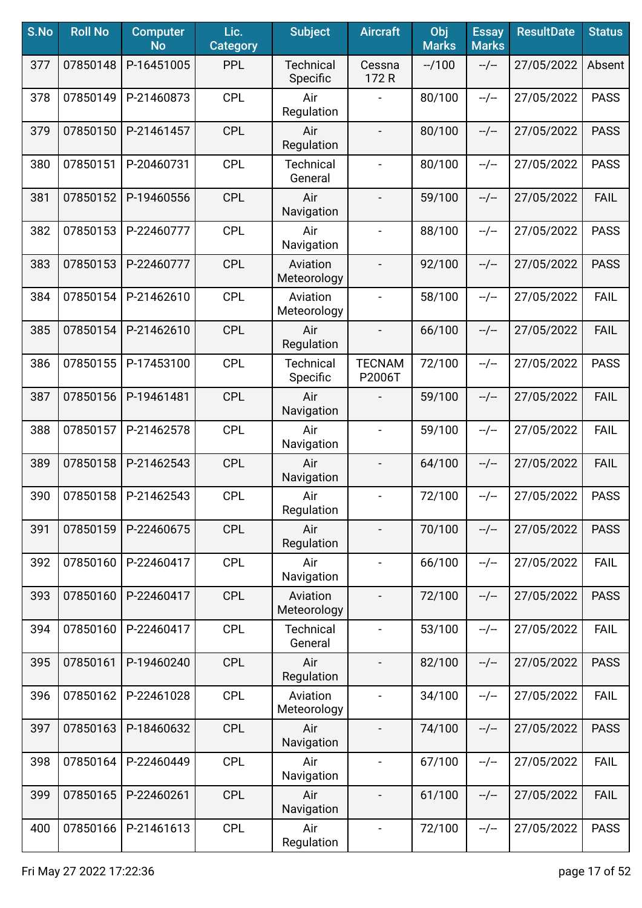| S.No | Roll No | Computer No | Lic. Category | Subject | Aircraft | Obj Marks | Essay Marks | ResultDate | Status |
|---|---|---|---|---|---|---|---|---|---|
| 377 | 07850148 | P-16451005 | PPL | Technical Specific | Cessna 172 R | --/100 | --/-- | 27/05/2022 | Absent |
| 378 | 07850149 | P-21460873 | CPL | Air Regulation | - | 80/100 | --/-- | 27/05/2022 | PASS |
| 379 | 07850150 | P-21461457 | CPL | Air Regulation | - | 80/100 | --/-- | 27/05/2022 | PASS |
| 380 | 07850151 | P-20460731 | CPL | Technical General | - | 80/100 | --/-- | 27/05/2022 | PASS |
| 381 | 07850152 | P-19460556 | CPL | Air Navigation | - | 59/100 | --/-- | 27/05/2022 | FAIL |
| 382 | 07850153 | P-22460777 | CPL | Air Navigation | - | 88/100 | --/-- | 27/05/2022 | PASS |
| 383 | 07850153 | P-22460777 | CPL | Aviation Meteorology | - | 92/100 | --/-- | 27/05/2022 | PASS |
| 384 | 07850154 | P-21462610 | CPL | Aviation Meteorology | - | 58/100 | --/-- | 27/05/2022 | FAIL |
| 385 | 07850154 | P-21462610 | CPL | Air Regulation | - | 66/100 | --/-- | 27/05/2022 | FAIL |
| 386 | 07850155 | P-17453100 | CPL | Technical Specific | TECNAM P2006T | 72/100 | --/-- | 27/05/2022 | PASS |
| 387 | 07850156 | P-19461481 | CPL | Air Navigation | - | 59/100 | --/-- | 27/05/2022 | FAIL |
| 388 | 07850157 | P-21462578 | CPL | Air Navigation | - | 59/100 | --/-- | 27/05/2022 | FAIL |
| 389 | 07850158 | P-21462543 | CPL | Air Navigation | - | 64/100 | --/-- | 27/05/2022 | FAIL |
| 390 | 07850158 | P-21462543 | CPL | Air Regulation | - | 72/100 | --/-- | 27/05/2022 | PASS |
| 391 | 07850159 | P-22460675 | CPL | Air Regulation | - | 70/100 | --/-- | 27/05/2022 | PASS |
| 392 | 07850160 | P-22460417 | CPL | Air Navigation | - | 66/100 | --/-- | 27/05/2022 | FAIL |
| 393 | 07850160 | P-22460417 | CPL | Aviation Meteorology | - | 72/100 | --/-- | 27/05/2022 | PASS |
| 394 | 07850160 | P-22460417 | CPL | Technical General | - | 53/100 | --/-- | 27/05/2022 | FAIL |
| 395 | 07850161 | P-19460240 | CPL | Air Regulation | - | 82/100 | --/-- | 27/05/2022 | PASS |
| 396 | 07850162 | P-22461028 | CPL | Aviation Meteorology | - | 34/100 | --/-- | 27/05/2022 | FAIL |
| 397 | 07850163 | P-18460632 | CPL | Air Navigation | - | 74/100 | --/-- | 27/05/2022 | PASS |
| 398 | 07850164 | P-22460449 | CPL | Air Navigation | - | 67/100 | --/-- | 27/05/2022 | FAIL |
| 399 | 07850165 | P-22460261 | CPL | Air Navigation | - | 61/100 | --/-- | 27/05/2022 | FAIL |
| 400 | 07850166 | P-21461613 | CPL | Air Regulation | - | 72/100 | --/-- | 27/05/2022 | PASS |

Fri May 27 2022 17:22:36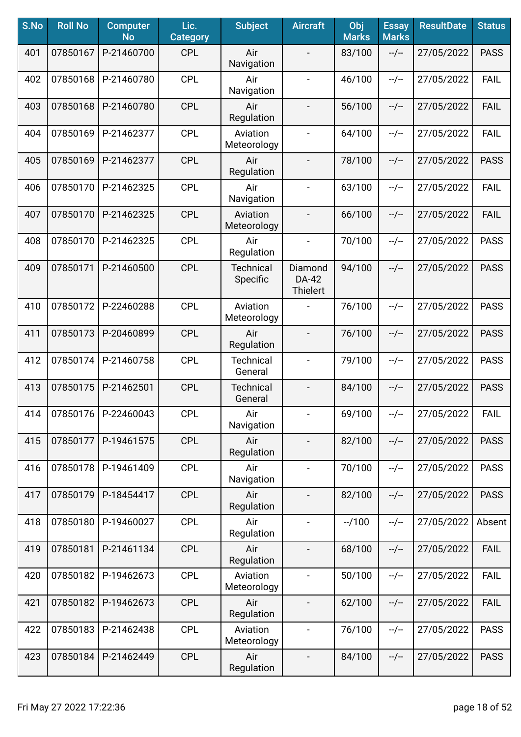| S.No | Roll No | Computer No | Lic. Category | Subject | Aircraft | Obj Marks | Essay Marks | ResultDate | Status |
|---|---|---|---|---|---|---|---|---|---|
| 401 | 07850167 | P-21460700 | CPL | Air Navigation | - | 83/100 | --/-- | 27/05/2022 | PASS |
| 402 | 07850168 | P-21460780 | CPL | Air Navigation | - | 46/100 | --/-- | 27/05/2022 | FAIL |
| 403 | 07850168 | P-21460780 | CPL | Air Regulation | - | 56/100 | --/-- | 27/05/2022 | FAIL |
| 404 | 07850169 | P-21462377 | CPL | Aviation Meteorology | - | 64/100 | --/-- | 27/05/2022 | FAIL |
| 405 | 07850169 | P-21462377 | CPL | Air Regulation | - | 78/100 | --/-- | 27/05/2022 | PASS |
| 406 | 07850170 | P-21462325 | CPL | Air Navigation | - | 63/100 | --/-- | 27/05/2022 | FAIL |
| 407 | 07850170 | P-21462325 | CPL | Aviation Meteorology | - | 66/100 | --/-- | 27/05/2022 | FAIL |
| 408 | 07850170 | P-21462325 | CPL | Air Regulation | - | 70/100 | --/-- | 27/05/2022 | PASS |
| 409 | 07850171 | P-21460500 | CPL | Technical Specific | Diamond DA-42 Thielert | 94/100 | --/-- | 27/05/2022 | PASS |
| 410 | 07850172 | P-22460288 | CPL | Aviation Meteorology | - | 76/100 | --/-- | 27/05/2022 | PASS |
| 411 | 07850173 | P-20460899 | CPL | Air Regulation | - | 76/100 | --/-- | 27/05/2022 | PASS |
| 412 | 07850174 | P-21460758 | CPL | Technical General | - | 79/100 | --/-- | 27/05/2022 | PASS |
| 413 | 07850175 | P-21462501 | CPL | Technical General | - | 84/100 | --/-- | 27/05/2022 | PASS |
| 414 | 07850176 | P-22460043 | CPL | Air Navigation | - | 69/100 | --/-- | 27/05/2022 | FAIL |
| 415 | 07850177 | P-19461575 | CPL | Air Regulation | - | 82/100 | --/-- | 27/05/2022 | PASS |
| 416 | 07850178 | P-19461409 | CPL | Air Navigation | - | 70/100 | --/-- | 27/05/2022 | PASS |
| 417 | 07850179 | P-18454417 | CPL | Air Regulation | - | 82/100 | --/-- | 27/05/2022 | PASS |
| 418 | 07850180 | P-19460027 | CPL | Air Regulation | - | --/100 | --/-- | 27/05/2022 | Absent |
| 419 | 07850181 | P-21461134 | CPL | Air Regulation | - | 68/100 | --/-- | 27/05/2022 | FAIL |
| 420 | 07850182 | P-19462673 | CPL | Aviation Meteorology | - | 50/100 | --/-- | 27/05/2022 | FAIL |
| 421 | 07850182 | P-19462673 | CPL | Air Regulation | - | 62/100 | --/-- | 27/05/2022 | FAIL |
| 422 | 07850183 | P-21462438 | CPL | Aviation Meteorology | - | 76/100 | --/-- | 27/05/2022 | PASS |
| 423 | 07850184 | P-21462449 | CPL | Air Regulation | - | 84/100 | --/-- | 27/05/2022 | PASS |

Fri May 27 2022 17:22:36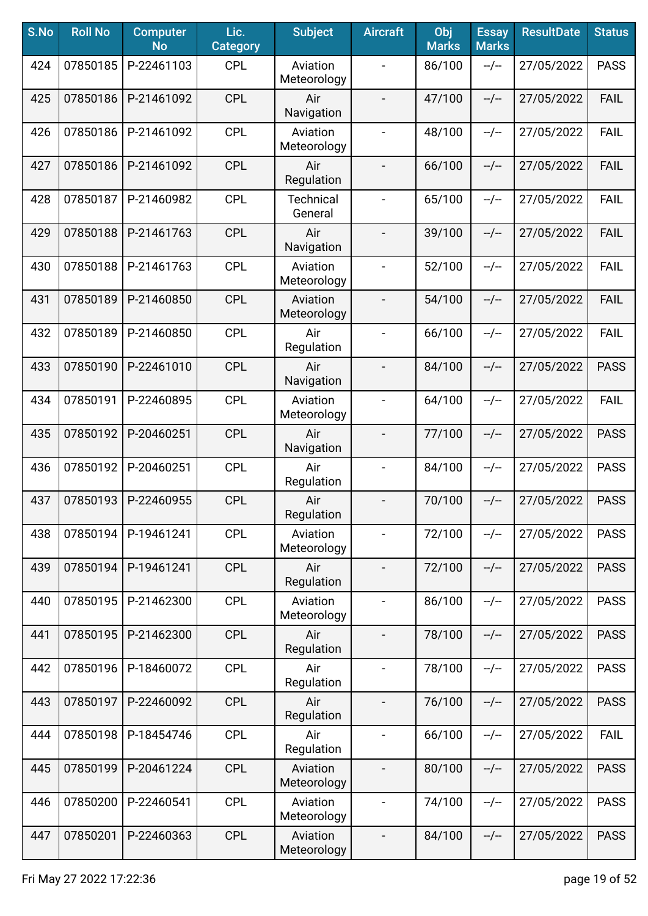| S.No | Roll No | Computer No | Lic. Category | Subject | Aircraft | Obj Marks | Essay Marks | ResultDate | Status |
|---|---|---|---|---|---|---|---|---|---|
| 424 | 07850185 | P-22461103 | CPL | Aviation Meteorology | - | 86/100 | --/-- | 27/05/2022 | PASS |
| 425 | 07850186 | P-21461092 | CPL | Air Navigation | - | 47/100 | --/-- | 27/05/2022 | FAIL |
| 426 | 07850186 | P-21461092 | CPL | Aviation Meteorology | - | 48/100 | --/-- | 27/05/2022 | FAIL |
| 427 | 07850186 | P-21461092 | CPL | Air Regulation | - | 66/100 | --/-- | 27/05/2022 | FAIL |
| 428 | 07850187 | P-21460982 | CPL | Technical General | - | 65/100 | --/-- | 27/05/2022 | FAIL |
| 429 | 07850188 | P-21461763 | CPL | Air Navigation | - | 39/100 | --/-- | 27/05/2022 | FAIL |
| 430 | 07850188 | P-21461763 | CPL | Aviation Meteorology | - | 52/100 | --/-- | 27/05/2022 | FAIL |
| 431 | 07850189 | P-21460850 | CPL | Aviation Meteorology | - | 54/100 | --/-- | 27/05/2022 | FAIL |
| 432 | 07850189 | P-21460850 | CPL | Air Regulation | - | 66/100 | --/-- | 27/05/2022 | FAIL |
| 433 | 07850190 | P-22461010 | CPL | Air Navigation | - | 84/100 | --/-- | 27/05/2022 | PASS |
| 434 | 07850191 | P-22460895 | CPL | Aviation Meteorology | - | 64/100 | --/-- | 27/05/2022 | FAIL |
| 435 | 07850192 | P-20460251 | CPL | Air Navigation | - | 77/100 | --/-- | 27/05/2022 | PASS |
| 436 | 07850192 | P-20460251 | CPL | Air Regulation | - | 84/100 | --/-- | 27/05/2022 | PASS |
| 437 | 07850193 | P-22460955 | CPL | Air Regulation | - | 70/100 | --/-- | 27/05/2022 | PASS |
| 438 | 07850194 | P-19461241 | CPL | Aviation Meteorology | - | 72/100 | --/-- | 27/05/2022 | PASS |
| 439 | 07850194 | P-19461241 | CPL | Air Regulation | - | 72/100 | --/-- | 27/05/2022 | PASS |
| 440 | 07850195 | P-21462300 | CPL | Aviation Meteorology | - | 86/100 | --/-- | 27/05/2022 | PASS |
| 441 | 07850195 | P-21462300 | CPL | Air Regulation | - | 78/100 | --/-- | 27/05/2022 | PASS |
| 442 | 07850196 | P-18460072 | CPL | Air Regulation | - | 78/100 | --/-- | 27/05/2022 | PASS |
| 443 | 07850197 | P-22460092 | CPL | Air Regulation | - | 76/100 | --/-- | 27/05/2022 | PASS |
| 444 | 07850198 | P-18454746 | CPL | Air Regulation | - | 66/100 | --/-- | 27/05/2022 | FAIL |
| 445 | 07850199 | P-20461224 | CPL | Aviation Meteorology | - | 80/100 | --/-- | 27/05/2022 | PASS |
| 446 | 07850200 | P-22460541 | CPL | Aviation Meteorology | - | 74/100 | --/-- | 27/05/2022 | PASS |
| 447 | 07850201 | P-22460363 | CPL | Aviation Meteorology | - | 84/100 | --/-- | 27/05/2022 | PASS |

Fri May 27 2022 17:22:36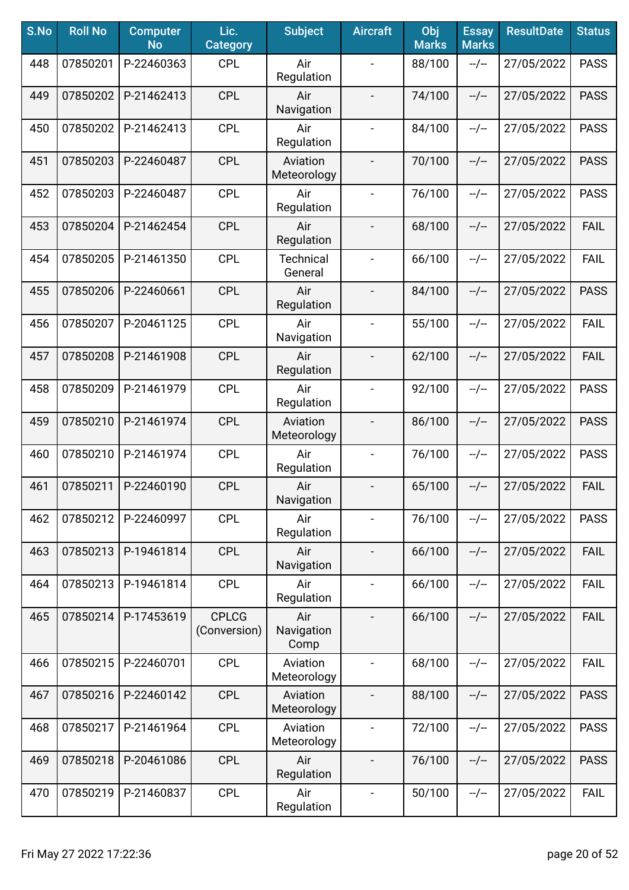| S.No | Roll No | Computer No | Lic. Category | Subject | Aircraft | Obj Marks | Essay Marks | ResultDate | Status |
|---|---|---|---|---|---|---|---|---|---|
| 448 | 07850201 | P-22460363 | CPL | Air Regulation | - | 88/100 | --/-- | 27/05/2022 | PASS |
| 449 | 07850202 | P-21462413 | CPL | Air Navigation | - | 74/100 | --/-- | 27/05/2022 | PASS |
| 450 | 07850202 | P-21462413 | CPL | Air Regulation | - | 84/100 | --/-- | 27/05/2022 | PASS |
| 451 | 07850203 | P-22460487 | CPL | Aviation Meteorology | - | 70/100 | --/-- | 27/05/2022 | PASS |
| 452 | 07850203 | P-22460487 | CPL | Air Regulation | - | 76/100 | --/-- | 27/05/2022 | PASS |
| 453 | 07850204 | P-21462454 | CPL | Air Regulation | - | 68/100 | --/-- | 27/05/2022 | FAIL |
| 454 | 07850205 | P-21461350 | CPL | Technical General | - | 66/100 | --/-- | 27/05/2022 | FAIL |
| 455 | 07850206 | P-22460661 | CPL | Air Regulation | - | 84/100 | --/-- | 27/05/2022 | PASS |
| 456 | 07850207 | P-20461125 | CPL | Air Navigation | - | 55/100 | --/-- | 27/05/2022 | FAIL |
| 457 | 07850208 | P-21461908 | CPL | Air Regulation | - | 62/100 | --/-- | 27/05/2022 | FAIL |
| 458 | 07850209 | P-21461979 | CPL | Air Regulation | - | 92/100 | --/-- | 27/05/2022 | PASS |
| 459 | 07850210 | P-21461974 | CPL | Aviation Meteorology | - | 86/100 | --/-- | 27/05/2022 | PASS |
| 460 | 07850210 | P-21461974 | CPL | Air Regulation | - | 76/100 | --/-- | 27/05/2022 | PASS |
| 461 | 07850211 | P-22460190 | CPL | Air Navigation | - | 65/100 | --/-- | 27/05/2022 | FAIL |
| 462 | 07850212 | P-22460997 | CPL | Air Regulation | - | 76/100 | --/-- | 27/05/2022 | PASS |
| 463 | 07850213 | P-19461814 | CPL | Air Navigation | - | 66/100 | --/-- | 27/05/2022 | FAIL |
| 464 | 07850213 | P-19461814 | CPL | Air Regulation | - | 66/100 | --/-- | 27/05/2022 | FAIL |
| 465 | 07850214 | P-17453619 | CPLCG (Conversion) | Air Navigation Comp | - | 66/100 | --/-- | 27/05/2022 | FAIL |
| 466 | 07850215 | P-22460701 | CPL | Aviation Meteorology | - | 68/100 | --/-- | 27/05/2022 | FAIL |
| 467 | 07850216 | P-22460142 | CPL | Aviation Meteorology | - | 88/100 | --/-- | 27/05/2022 | PASS |
| 468 | 07850217 | P-21461964 | CPL | Aviation Meteorology | - | 72/100 | --/-- | 27/05/2022 | PASS |
| 469 | 07850218 | P-20461086 | CPL | Air Regulation | - | 76/100 | --/-- | 27/05/2022 | PASS |
| 470 | 07850219 | P-21460837 | CPL | Air Regulation | - | 50/100 | --/-- | 27/05/2022 | FAIL |

Fri May 27 2022 17:22:36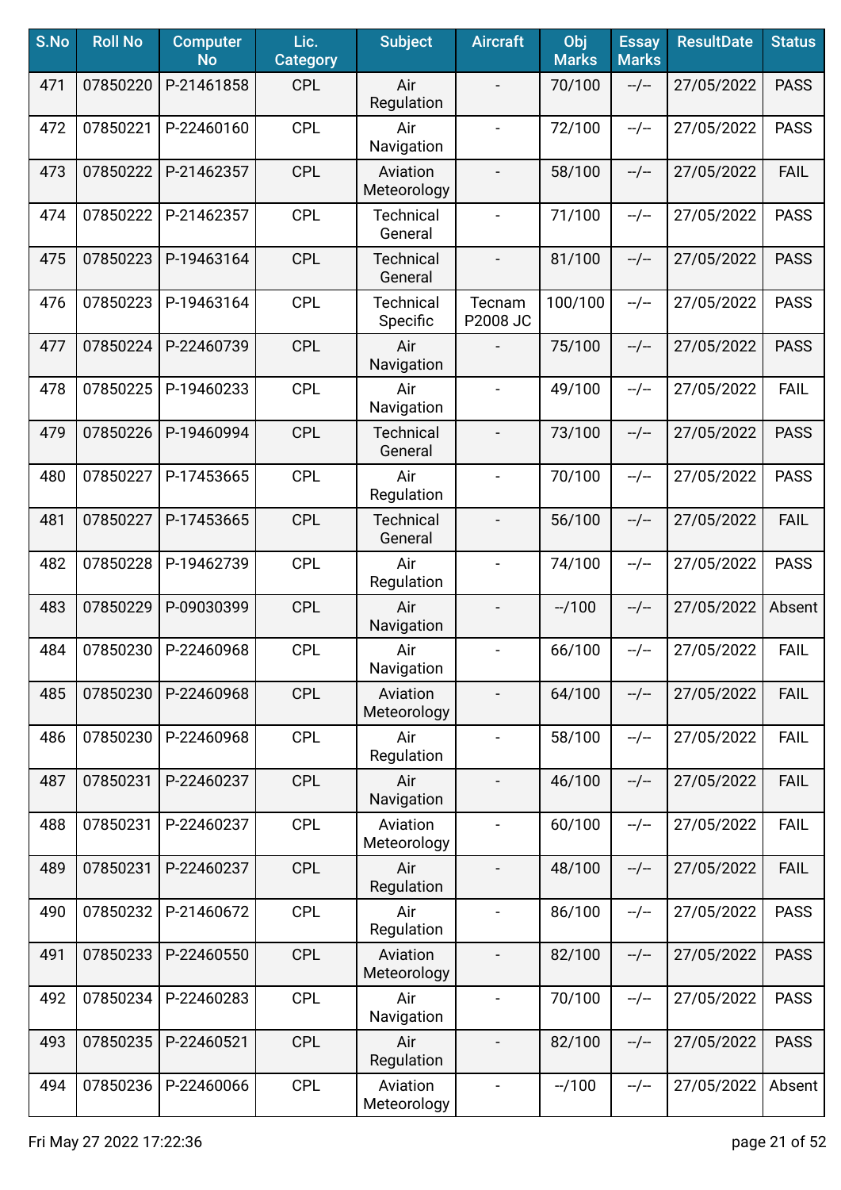| S.No | Roll No | Computer No | Lic. Category | Subject | Aircraft | Obj Marks | Essay Marks | ResultDate | Status |
|---|---|---|---|---|---|---|---|---|---|
| 471 | 07850220 | P-21461858 | CPL | Air Regulation | - | 70/100 | --/-- | 27/05/2022 | PASS |
| 472 | 07850221 | P-22460160 | CPL | Air Navigation | - | 72/100 | --/-- | 27/05/2022 | PASS |
| 473 | 07850222 | P-21462357 | CPL | Aviation Meteorology | - | 58/100 | --/-- | 27/05/2022 | FAIL |
| 474 | 07850222 | P-21462357 | CPL | Technical General | - | 71/100 | --/-- | 27/05/2022 | PASS |
| 475 | 07850223 | P-19463164 | CPL | Technical General | - | 81/100 | --/-- | 27/05/2022 | PASS |
| 476 | 07850223 | P-19463164 | CPL | Technical Specific | Tecnam P2008 JC | 100/100 | --/-- | 27/05/2022 | PASS |
| 477 | 07850224 | P-22460739 | CPL | Air Navigation | - | 75/100 | --/-- | 27/05/2022 | PASS |
| 478 | 07850225 | P-19460233 | CPL | Air Navigation | - | 49/100 | --/-- | 27/05/2022 | FAIL |
| 479 | 07850226 | P-19460994 | CPL | Technical General | - | 73/100 | --/-- | 27/05/2022 | PASS |
| 480 | 07850227 | P-17453665 | CPL | Air Regulation | - | 70/100 | --/-- | 27/05/2022 | PASS |
| 481 | 07850227 | P-17453665 | CPL | Technical General | - | 56/100 | --/-- | 27/05/2022 | FAIL |
| 482 | 07850228 | P-19462739 | CPL | Air Regulation | - | 74/100 | --/-- | 27/05/2022 | PASS |
| 483 | 07850229 | P-09030399 | CPL | Air Navigation | - | --/100 | --/-- | 27/05/2022 | Absent |
| 484 | 07850230 | P-22460968 | CPL | Air Navigation | - | 66/100 | --/-- | 27/05/2022 | FAIL |
| 485 | 07850230 | P-22460968 | CPL | Aviation Meteorology | - | 64/100 | --/-- | 27/05/2022 | FAIL |
| 486 | 07850230 | P-22460968 | CPL | Air Regulation | - | 58/100 | --/-- | 27/05/2022 | FAIL |
| 487 | 07850231 | P-22460237 | CPL | Air Navigation | - | 46/100 | --/-- | 27/05/2022 | FAIL |
| 488 | 07850231 | P-22460237 | CPL | Aviation Meteorology | - | 60/100 | --/-- | 27/05/2022 | FAIL |
| 489 | 07850231 | P-22460237 | CPL | Air Regulation | - | 48/100 | --/-- | 27/05/2022 | FAIL |
| 490 | 07850232 | P-21460672 | CPL | Air Regulation | - | 86/100 | --/-- | 27/05/2022 | PASS |
| 491 | 07850233 | P-22460550 | CPL | Aviation Meteorology | - | 82/100 | --/-- | 27/05/2022 | PASS |
| 492 | 07850234 | P-22460283 | CPL | Air Navigation | - | 70/100 | --/-- | 27/05/2022 | PASS |
| 493 | 07850235 | P-22460521 | CPL | Air Regulation | - | 82/100 | --/-- | 27/05/2022 | PASS |
| 494 | 07850236 | P-22460066 | CPL | Aviation Meteorology | - | --/100 | --/-- | 27/05/2022 | Absent |

Fri May 27 2022 17:22:36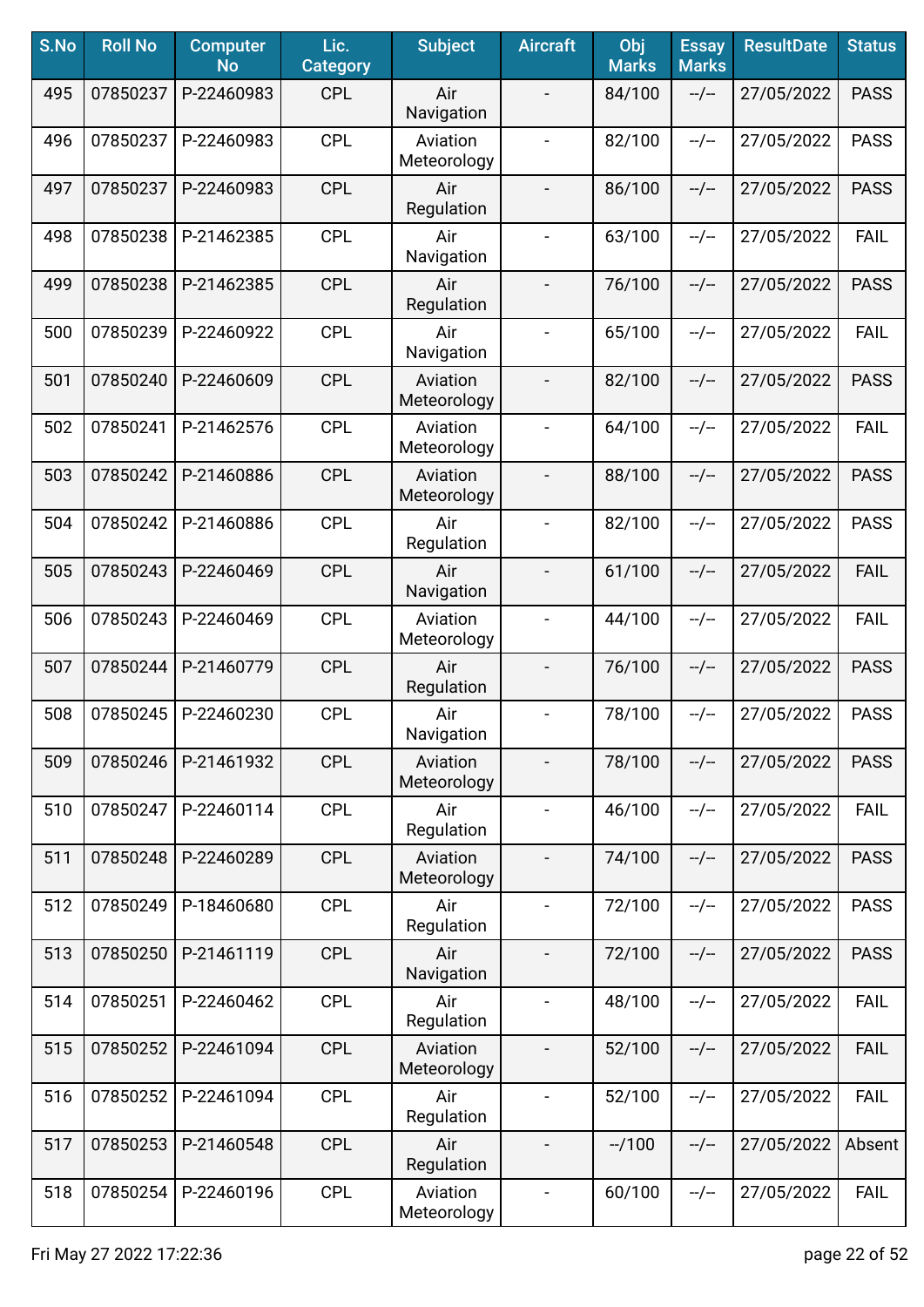| S.No | Roll No | Computer No | Lic. Category | Subject | Aircraft | Obj Marks | Essay Marks | ResultDate | Status |
|---|---|---|---|---|---|---|---|---|---|
| 495 | 07850237 | P-22460983 | CPL | Air Navigation | - | 84/100 | --/-- | 27/05/2022 | PASS |
| 496 | 07850237 | P-22460983 | CPL | Aviation Meteorology | - | 82/100 | --/-- | 27/05/2022 | PASS |
| 497 | 07850237 | P-22460983 | CPL | Air Regulation | - | 86/100 | --/-- | 27/05/2022 | PASS |
| 498 | 07850238 | P-21462385 | CPL | Air Navigation | - | 63/100 | --/-- | 27/05/2022 | FAIL |
| 499 | 07850238 | P-21462385 | CPL | Air Regulation | - | 76/100 | --/-- | 27/05/2022 | PASS |
| 500 | 07850239 | P-22460922 | CPL | Air Navigation | - | 65/100 | --/-- | 27/05/2022 | FAIL |
| 501 | 07850240 | P-22460609 | CPL | Aviation Meteorology | - | 82/100 | --/-- | 27/05/2022 | PASS |
| 502 | 07850241 | P-21462576 | CPL | Aviation Meteorology | - | 64/100 | --/-- | 27/05/2022 | FAIL |
| 503 | 07850242 | P-21460886 | CPL | Aviation Meteorology | - | 88/100 | --/-- | 27/05/2022 | PASS |
| 504 | 07850242 | P-21460886 | CPL | Air Regulation | - | 82/100 | --/-- | 27/05/2022 | PASS |
| 505 | 07850243 | P-22460469 | CPL | Air Navigation | - | 61/100 | --/-- | 27/05/2022 | FAIL |
| 506 | 07850243 | P-22460469 | CPL | Aviation Meteorology | - | 44/100 | --/-- | 27/05/2022 | FAIL |
| 507 | 07850244 | P-21460779 | CPL | Air Regulation | - | 76/100 | --/-- | 27/05/2022 | PASS |
| 508 | 07850245 | P-22460230 | CPL | Air Navigation | - | 78/100 | --/-- | 27/05/2022 | PASS |
| 509 | 07850246 | P-21461932 | CPL | Aviation Meteorology | - | 78/100 | --/-- | 27/05/2022 | PASS |
| 510 | 07850247 | P-22460114 | CPL | Air Regulation | - | 46/100 | --/-- | 27/05/2022 | FAIL |
| 511 | 07850248 | P-22460289 | CPL | Aviation Meteorology | - | 74/100 | --/-- | 27/05/2022 | PASS |
| 512 | 07850249 | P-18460680 | CPL | Air Regulation | - | 72/100 | --/-- | 27/05/2022 | PASS |
| 513 | 07850250 | P-21461119 | CPL | Air Navigation | - | 72/100 | --/-- | 27/05/2022 | PASS |
| 514 | 07850251 | P-22460462 | CPL | Air Regulation | - | 48/100 | --/-- | 27/05/2022 | FAIL |
| 515 | 07850252 | P-22461094 | CPL | Aviation Meteorology | - | 52/100 | --/-- | 27/05/2022 | FAIL |
| 516 | 07850252 | P-22461094 | CPL | Air Regulation | - | 52/100 | --/-- | 27/05/2022 | FAIL |
| 517 | 07850253 | P-21460548 | CPL | Air Regulation | - | --/100 | --/-- | 27/05/2022 | Absent |
| 518 | 07850254 | P-22460196 | CPL | Aviation Meteorology | - | 60/100 | --/-- | 27/05/2022 | FAIL |

Fri May 27 2022 17:22:36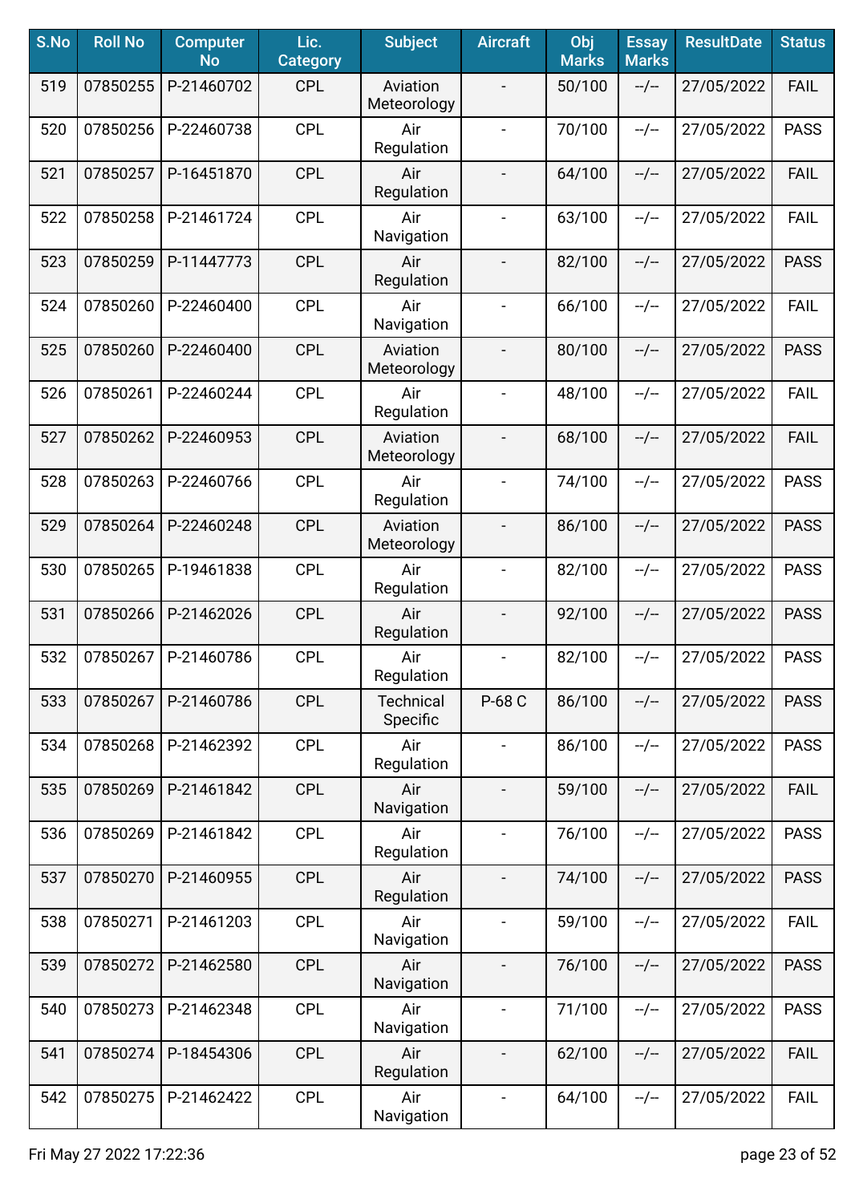| S.No | Roll No | Computer No | Lic. Category | Subject | Aircraft | Obj Marks | Essay Marks | ResultDate | Status |
|---|---|---|---|---|---|---|---|---|---|
| 519 | 07850255 | P-21460702 | CPL | Aviation Meteorology | - | 50/100 | --/-- | 27/05/2022 | FAIL |
| 520 | 07850256 | P-22460738 | CPL | Air Regulation | - | 70/100 | --/-- | 27/05/2022 | PASS |
| 521 | 07850257 | P-16451870 | CPL | Air Regulation | - | 64/100 | --/-- | 27/05/2022 | FAIL |
| 522 | 07850258 | P-21461724 | CPL | Air Navigation | - | 63/100 | --/-- | 27/05/2022 | FAIL |
| 523 | 07850259 | P-11447773 | CPL | Air Regulation | - | 82/100 | --/-- | 27/05/2022 | PASS |
| 524 | 07850260 | P-22460400 | CPL | Air Navigation | - | 66/100 | --/-- | 27/05/2022 | FAIL |
| 525 | 07850260 | P-22460400 | CPL | Aviation Meteorology | - | 80/100 | --/-- | 27/05/2022 | PASS |
| 526 | 07850261 | P-22460244 | CPL | Air Regulation | - | 48/100 | --/-- | 27/05/2022 | FAIL |
| 527 | 07850262 | P-22460953 | CPL | Aviation Meteorology | - | 68/100 | --/-- | 27/05/2022 | FAIL |
| 528 | 07850263 | P-22460766 | CPL | Air Regulation | - | 74/100 | --/-- | 27/05/2022 | PASS |
| 529 | 07850264 | P-22460248 | CPL | Aviation Meteorology | - | 86/100 | --/-- | 27/05/2022 | PASS |
| 530 | 07850265 | P-19461838 | CPL | Air Regulation | - | 82/100 | --/-- | 27/05/2022 | PASS |
| 531 | 07850266 | P-21462026 | CPL | Air Regulation | - | 92/100 | --/-- | 27/05/2022 | PASS |
| 532 | 07850267 | P-21460786 | CPL | Air Regulation | - | 82/100 | --/-- | 27/05/2022 | PASS |
| 533 | 07850267 | P-21460786 | CPL | Technical Specific | P-68 C | 86/100 | --/-- | 27/05/2022 | PASS |
| 534 | 07850268 | P-21462392 | CPL | Air Regulation | - | 86/100 | --/-- | 27/05/2022 | PASS |
| 535 | 07850269 | P-21461842 | CPL | Air Navigation | - | 59/100 | --/-- | 27/05/2022 | FAIL |
| 536 | 07850269 | P-21461842 | CPL | Air Regulation | - | 76/100 | --/-- | 27/05/2022 | PASS |
| 537 | 07850270 | P-21460955 | CPL | Air Regulation | - | 74/100 | --/-- | 27/05/2022 | PASS |
| 538 | 07850271 | P-21461203 | CPL | Air Navigation | - | 59/100 | --/-- | 27/05/2022 | FAIL |
| 539 | 07850272 | P-21462580 | CPL | Air Navigation | - | 76/100 | --/-- | 27/05/2022 | PASS |
| 540 | 07850273 | P-21462348 | CPL | Air Navigation | - | 71/100 | --/-- | 27/05/2022 | PASS |
| 541 | 07850274 | P-18454306 | CPL | Air Regulation | - | 62/100 | --/-- | 27/05/2022 | FAIL |
| 542 | 07850275 | P-21462422 | CPL | Air Navigation | - | 64/100 | --/-- | 27/05/2022 | FAIL |

Fri May 27 2022 17:22:36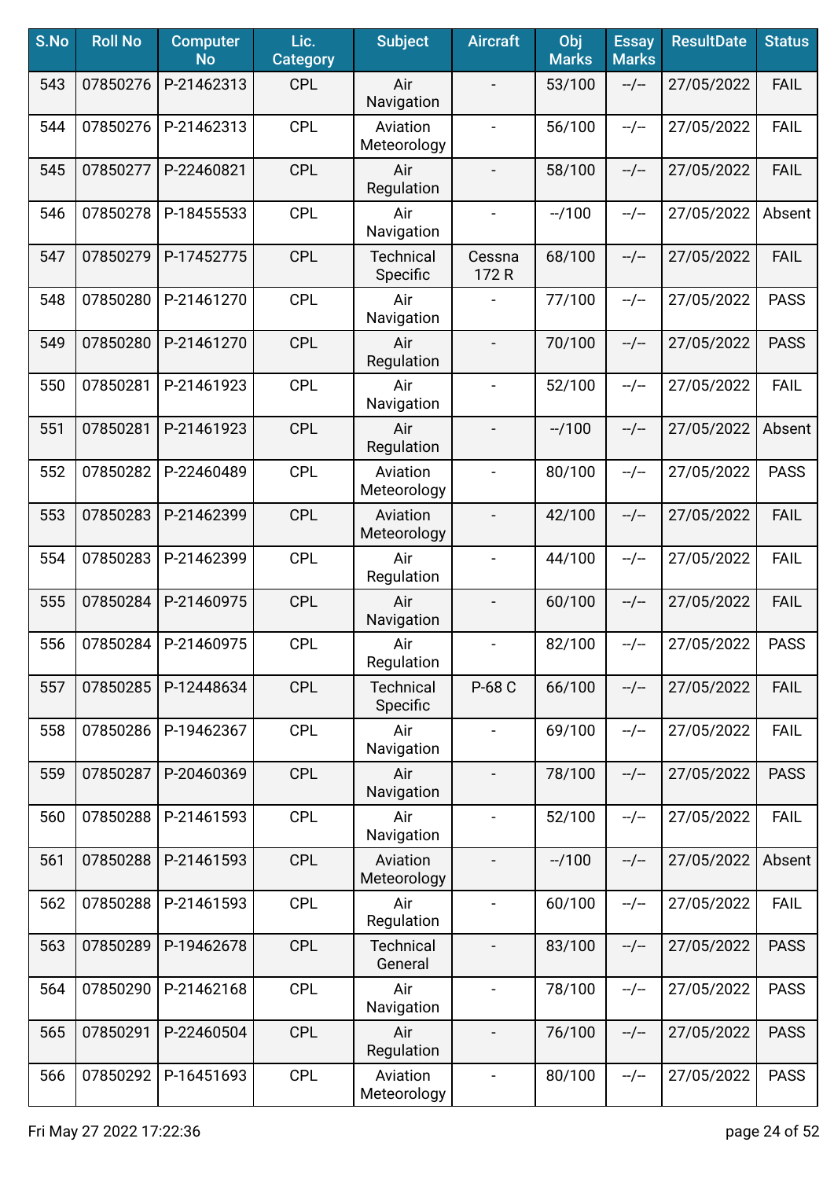| S.No | Roll No | Computer No | Lic. Category | Subject | Aircraft | Obj Marks | Essay Marks | ResultDate | Status |
|---|---|---|---|---|---|---|---|---|---|
| 543 | 07850276 | P-21462313 | CPL | Air Navigation | - | 53/100 | --/-- | 27/05/2022 | FAIL |
| 544 | 07850276 | P-21462313 | CPL | Aviation Meteorology | - | 56/100 | --/-- | 27/05/2022 | FAIL |
| 545 | 07850277 | P-22460821 | CPL | Air Regulation | - | 58/100 | --/-- | 27/05/2022 | FAIL |
| 546 | 07850278 | P-18455533 | CPL | Air Navigation | - | --/100 | --/-- | 27/05/2022 | Absent |
| 547 | 07850279 | P-17452775 | CPL | Technical Specific | Cessna 172 R | 68/100 | --/-- | 27/05/2022 | FAIL |
| 548 | 07850280 | P-21461270 | CPL | Air Navigation | - | 77/100 | --/-- | 27/05/2022 | PASS |
| 549 | 07850280 | P-21461270 | CPL | Air Regulation | - | 70/100 | --/-- | 27/05/2022 | PASS |
| 550 | 07850281 | P-21461923 | CPL | Air Navigation | - | 52/100 | --/-- | 27/05/2022 | FAIL |
| 551 | 07850281 | P-21461923 | CPL | Air Regulation | - | --/100 | --/-- | 27/05/2022 | Absent |
| 552 | 07850282 | P-22460489 | CPL | Aviation Meteorology | - | 80/100 | --/-- | 27/05/2022 | PASS |
| 553 | 07850283 | P-21462399 | CPL | Aviation Meteorology | - | 42/100 | --/-- | 27/05/2022 | FAIL |
| 554 | 07850283 | P-21462399 | CPL | Air Regulation | - | 44/100 | --/-- | 27/05/2022 | FAIL |
| 555 | 07850284 | P-21460975 | CPL | Air Navigation | - | 60/100 | --/-- | 27/05/2022 | FAIL |
| 556 | 07850284 | P-21460975 | CPL | Air Regulation | - | 82/100 | --/-- | 27/05/2022 | PASS |
| 557 | 07850285 | P-12448634 | CPL | Technical Specific | P-68 C | 66/100 | --/-- | 27/05/2022 | FAIL |
| 558 | 07850286 | P-19462367 | CPL | Air Navigation | - | 69/100 | --/-- | 27/05/2022 | FAIL |
| 559 | 07850287 | P-20460369 | CPL | Air Navigation | - | 78/100 | --/-- | 27/05/2022 | PASS |
| 560 | 07850288 | P-21461593 | CPL | Air Navigation | - | 52/100 | --/-- | 27/05/2022 | FAIL |
| 561 | 07850288 | P-21461593 | CPL | Aviation Meteorology | - | --/100 | --/-- | 27/05/2022 | Absent |
| 562 | 07850288 | P-21461593 | CPL | Air Regulation | - | 60/100 | --/-- | 27/05/2022 | FAIL |
| 563 | 07850289 | P-19462678 | CPL | Technical General | - | 83/100 | --/-- | 27/05/2022 | PASS |
| 564 | 07850290 | P-21462168 | CPL | Air Navigation | - | 78/100 | --/-- | 27/05/2022 | PASS |
| 565 | 07850291 | P-22460504 | CPL | Air Regulation | - | 76/100 | --/-- | 27/05/2022 | PASS |
| 566 | 07850292 | P-16451693 | CPL | Aviation Meteorology | - | 80/100 | --/-- | 27/05/2022 | PASS |

Fri May 27 2022 17:22:36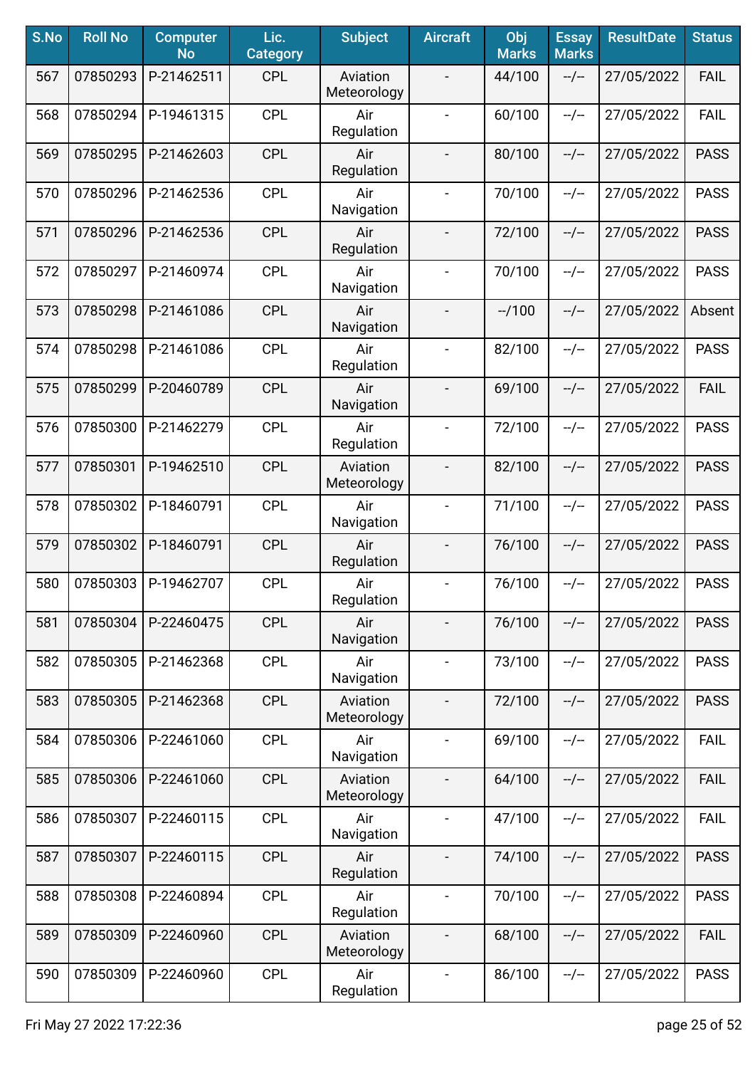| S.No | Roll No | Computer No | Lic. Category | Subject | Aircraft | Obj Marks | Essay Marks | ResultDate | Status |
|---|---|---|---|---|---|---|---|---|---|
| 567 | 07850293 | P-21462511 | CPL | Aviation Meteorology | - | 44/100 | --/-- | 27/05/2022 | FAIL |
| 568 | 07850294 | P-19461315 | CPL | Air Regulation | - | 60/100 | --/-- | 27/05/2022 | FAIL |
| 569 | 07850295 | P-21462603 | CPL | Air Regulation | - | 80/100 | --/-- | 27/05/2022 | PASS |
| 570 | 07850296 | P-21462536 | CPL | Air Navigation | - | 70/100 | --/-- | 27/05/2022 | PASS |
| 571 | 07850296 | P-21462536 | CPL | Air Regulation | - | 72/100 | --/-- | 27/05/2022 | PASS |
| 572 | 07850297 | P-21460974 | CPL | Air Navigation | - | 70/100 | --/-- | 27/05/2022 | PASS |
| 573 | 07850298 | P-21461086 | CPL | Air Navigation | - | --/100 | --/-- | 27/05/2022 | Absent |
| 574 | 07850298 | P-21461086 | CPL | Air Regulation | - | 82/100 | --/-- | 27/05/2022 | PASS |
| 575 | 07850299 | P-20460789 | CPL | Air Navigation | - | 69/100 | --/-- | 27/05/2022 | FAIL |
| 576 | 07850300 | P-21462279 | CPL | Air Regulation | - | 72/100 | --/-- | 27/05/2022 | PASS |
| 577 | 07850301 | P-19462510 | CPL | Aviation Meteorology | - | 82/100 | --/-- | 27/05/2022 | PASS |
| 578 | 07850302 | P-18460791 | CPL | Air Navigation | - | 71/100 | --/-- | 27/05/2022 | PASS |
| 579 | 07850302 | P-18460791 | CPL | Air Regulation | - | 76/100 | --/-- | 27/05/2022 | PASS |
| 580 | 07850303 | P-19462707 | CPL | Air Regulation | - | 76/100 | --/-- | 27/05/2022 | PASS |
| 581 | 07850304 | P-22460475 | CPL | Air Navigation | - | 76/100 | --/-- | 27/05/2022 | PASS |
| 582 | 07850305 | P-21462368 | CPL | Air Navigation | - | 73/100 | --/-- | 27/05/2022 | PASS |
| 583 | 07850305 | P-21462368 | CPL | Aviation Meteorology | - | 72/100 | --/-- | 27/05/2022 | PASS |
| 584 | 07850306 | P-22461060 | CPL | Air Navigation | - | 69/100 | --/-- | 27/05/2022 | FAIL |
| 585 | 07850306 | P-22461060 | CPL | Aviation Meteorology | - | 64/100 | --/-- | 27/05/2022 | FAIL |
| 586 | 07850307 | P-22460115 | CPL | Air Navigation | - | 47/100 | --/-- | 27/05/2022 | FAIL |
| 587 | 07850307 | P-22460115 | CPL | Air Regulation | - | 74/100 | --/-- | 27/05/2022 | PASS |
| 588 | 07850308 | P-22460894 | CPL | Air Regulation | - | 70/100 | --/-- | 27/05/2022 | PASS |
| 589 | 07850309 | P-22460960 | CPL | Aviation Meteorology | - | 68/100 | --/-- | 27/05/2022 | FAIL |
| 590 | 07850309 | P-22460960 | CPL | Air Regulation | - | 86/100 | --/-- | 27/05/2022 | PASS |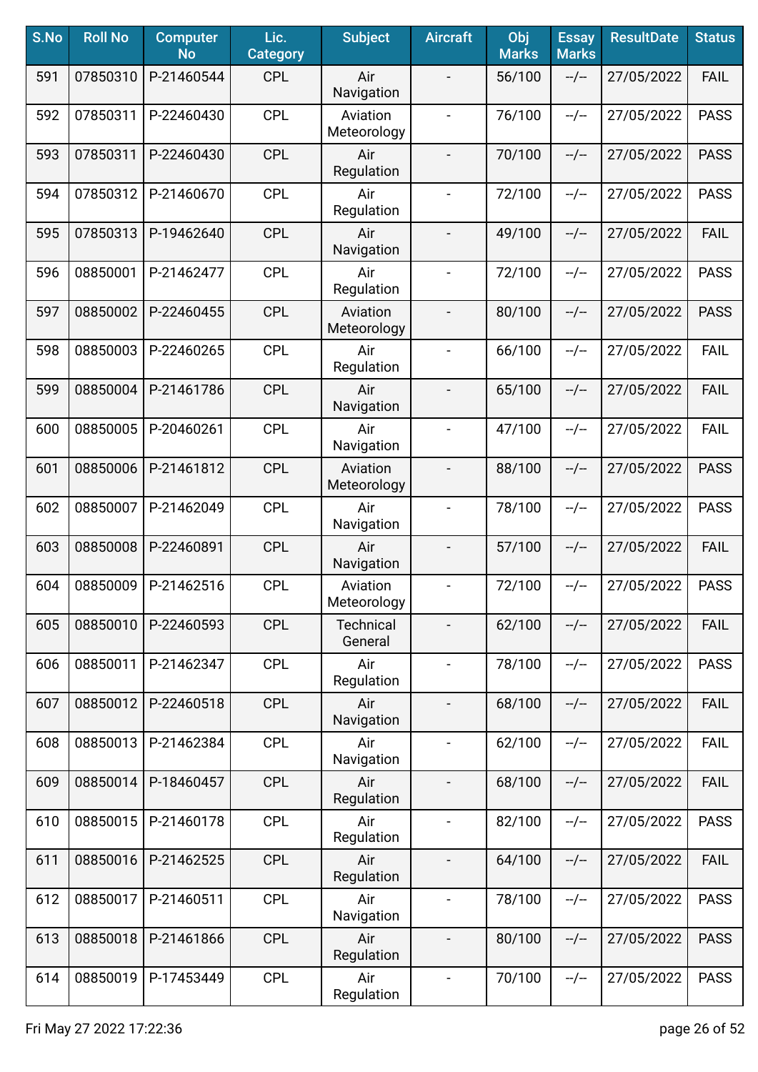| S.No | Roll No | Computer No | Lic. Category | Subject | Aircraft | Obj Marks | Essay Marks | ResultDate | Status |
|---|---|---|---|---|---|---|---|---|---|
| 591 | 07850310 | P-21460544 | CPL | Air Navigation | - | 56/100 | --/-- | 27/05/2022 | FAIL |
| 592 | 07850311 | P-22460430 | CPL | Aviation Meteorology | - | 76/100 | --/-- | 27/05/2022 | PASS |
| 593 | 07850311 | P-22460430 | CPL | Air Regulation | - | 70/100 | --/-- | 27/05/2022 | PASS |
| 594 | 07850312 | P-21460670 | CPL | Air Regulation | - | 72/100 | --/-- | 27/05/2022 | PASS |
| 595 | 07850313 | P-19462640 | CPL | Air Navigation | - | 49/100 | --/-- | 27/05/2022 | FAIL |
| 596 | 08850001 | P-21462477 | CPL | Air Regulation | - | 72/100 | --/-- | 27/05/2022 | PASS |
| 597 | 08850002 | P-22460455 | CPL | Aviation Meteorology | - | 80/100 | --/-- | 27/05/2022 | PASS |
| 598 | 08850003 | P-22460265 | CPL | Air Regulation | - | 66/100 | --/-- | 27/05/2022 | FAIL |
| 599 | 08850004 | P-21461786 | CPL | Air Navigation | - | 65/100 | --/-- | 27/05/2022 | FAIL |
| 600 | 08850005 | P-20460261 | CPL | Air Navigation | - | 47/100 | --/-- | 27/05/2022 | FAIL |
| 601 | 08850006 | P-21461812 | CPL | Aviation Meteorology | - | 88/100 | --/-- | 27/05/2022 | PASS |
| 602 | 08850007 | P-21462049 | CPL | Air Navigation | - | 78/100 | --/-- | 27/05/2022 | PASS |
| 603 | 08850008 | P-22460891 | CPL | Air Navigation | - | 57/100 | --/-- | 27/05/2022 | FAIL |
| 604 | 08850009 | P-21462516 | CPL | Aviation Meteorology | - | 72/100 | --/-- | 27/05/2022 | PASS |
| 605 | 08850010 | P-22460593 | CPL | Technical General | - | 62/100 | --/-- | 27/05/2022 | FAIL |
| 606 | 08850011 | P-21462347 | CPL | Air Regulation | - | 78/100 | --/-- | 27/05/2022 | PASS |
| 607 | 08850012 | P-22460518 | CPL | Air Navigation | - | 68/100 | --/-- | 27/05/2022 | FAIL |
| 608 | 08850013 | P-21462384 | CPL | Air Navigation | - | 62/100 | --/-- | 27/05/2022 | FAIL |
| 609 | 08850014 | P-18460457 | CPL | Air Regulation | - | 68/100 | --/-- | 27/05/2022 | FAIL |
| 610 | 08850015 | P-21460178 | CPL | Air Regulation | - | 82/100 | --/-- | 27/05/2022 | PASS |
| 611 | 08850016 | P-21462525 | CPL | Air Regulation | - | 64/100 | --/-- | 27/05/2022 | FAIL |
| 612 | 08850017 | P-21460511 | CPL | Air Navigation | - | 78/100 | --/-- | 27/05/2022 | PASS |
| 613 | 08850018 | P-21461866 | CPL | Air Regulation | - | 80/100 | --/-- | 27/05/2022 | PASS |
| 614 | 08850019 | P-17453449 | CPL | Air Regulation | - | 70/100 | --/-- | 27/05/2022 | PASS |

Fri May 27 2022 17:22:36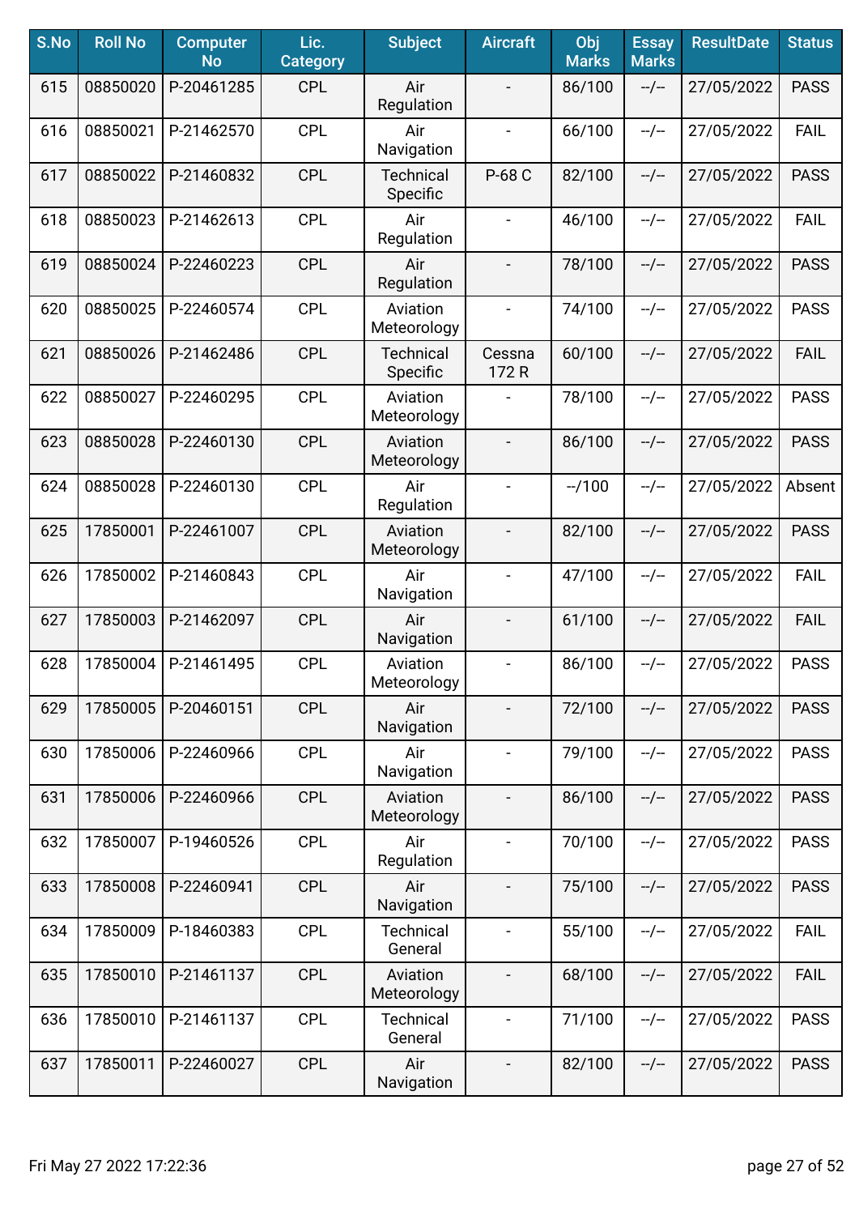| S.No | Roll No | Computer No | Lic. Category | Subject | Aircraft | Obj Marks | Essay Marks | ResultDate | Status |
|---|---|---|---|---|---|---|---|---|---|
| 615 | 08850020 | P-20461285 | CPL | Air Regulation | - | 86/100 | --/-- | 27/05/2022 | PASS |
| 616 | 08850021 | P-21462570 | CPL | Air Navigation | - | 66/100 | --/-- | 27/05/2022 | FAIL |
| 617 | 08850022 | P-21460832 | CPL | Technical Specific | P-68 C | 82/100 | --/-- | 27/05/2022 | PASS |
| 618 | 08850023 | P-21462613 | CPL | Air Regulation | - | 46/100 | --/-- | 27/05/2022 | FAIL |
| 619 | 08850024 | P-22460223 | CPL | Air Regulation | - | 78/100 | --/-- | 27/05/2022 | PASS |
| 620 | 08850025 | P-22460574 | CPL | Aviation Meteorology | - | 74/100 | --/-- | 27/05/2022 | PASS |
| 621 | 08850026 | P-21462486 | CPL | Technical Specific | Cessna 172 R | 60/100 | --/-- | 27/05/2022 | FAIL |
| 622 | 08850027 | P-22460295 | CPL | Aviation Meteorology | - | 78/100 | --/-- | 27/05/2022 | PASS |
| 623 | 08850028 | P-22460130 | CPL | Aviation Meteorology | - | 86/100 | --/-- | 27/05/2022 | PASS |
| 624 | 08850028 | P-22460130 | CPL | Air Regulation | - | --/100 | --/-- | 27/05/2022 | Absent |
| 625 | 17850001 | P-22461007 | CPL | Aviation Meteorology | - | 82/100 | --/-- | 27/05/2022 | PASS |
| 626 | 17850002 | P-21460843 | CPL | Air Navigation | - | 47/100 | --/-- | 27/05/2022 | FAIL |
| 627 | 17850003 | P-21462097 | CPL | Air Navigation | - | 61/100 | --/-- | 27/05/2022 | FAIL |
| 628 | 17850004 | P-21461495 | CPL | Aviation Meteorology | - | 86/100 | --/-- | 27/05/2022 | PASS |
| 629 | 17850005 | P-20460151 | CPL | Air Navigation | - | 72/100 | --/-- | 27/05/2022 | PASS |
| 630 | 17850006 | P-22460966 | CPL | Air Navigation | - | 79/100 | --/-- | 27/05/2022 | PASS |
| 631 | 17850006 | P-22460966 | CPL | Aviation Meteorology | - | 86/100 | --/-- | 27/05/2022 | PASS |
| 632 | 17850007 | P-19460526 | CPL | Air Regulation | - | 70/100 | --/-- | 27/05/2022 | PASS |
| 633 | 17850008 | P-22460941 | CPL | Air Navigation | - | 75/100 | --/-- | 27/05/2022 | PASS |
| 634 | 17850009 | P-18460383 | CPL | Technical General | - | 55/100 | --/-- | 27/05/2022 | FAIL |
| 635 | 17850010 | P-21461137 | CPL | Aviation Meteorology | - | 68/100 | --/-- | 27/05/2022 | FAIL |
| 636 | 17850010 | P-21461137 | CPL | Technical General | - | 71/100 | --/-- | 27/05/2022 | PASS |
| 637 | 17850011 | P-22460027 | CPL | Air Navigation | - | 82/100 | --/-- | 27/05/2022 | PASS |

Fri May 27 2022 17:22:36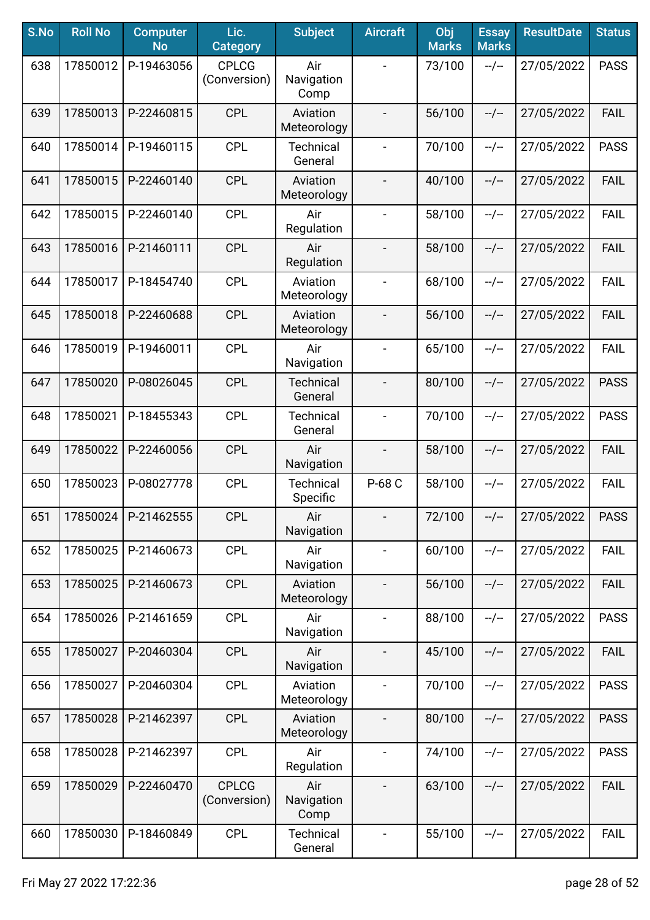| S.No | Roll No | Computer No | Lic. Category | Subject | Aircraft | Obj Marks | Essay Marks | ResultDate | Status |
|---|---|---|---|---|---|---|---|---|---|
| 638 | 17850012 | P-19463056 | CPLCG (Conversion) | Air Navigation Comp | - | 73/100 | --/-- | 27/05/2022 | PASS |
| 639 | 17850013 | P-22460815 | CPL | Aviation Meteorology | - | 56/100 | --/-- | 27/05/2022 | FAIL |
| 640 | 17850014 | P-19460115 | CPL | Technical General | - | 70/100 | --/-- | 27/05/2022 | PASS |
| 641 | 17850015 | P-22460140 | CPL | Aviation Meteorology | - | 40/100 | --/-- | 27/05/2022 | FAIL |
| 642 | 17850015 | P-22460140 | CPL | Air Regulation | - | 58/100 | --/-- | 27/05/2022 | FAIL |
| 643 | 17850016 | P-21460111 | CPL | Air Regulation | - | 58/100 | --/-- | 27/05/2022 | FAIL |
| 644 | 17850017 | P-18454740 | CPL | Aviation Meteorology | - | 68/100 | --/-- | 27/05/2022 | FAIL |
| 645 | 17850018 | P-22460688 | CPL | Aviation Meteorology | - | 56/100 | --/-- | 27/05/2022 | FAIL |
| 646 | 17850019 | P-19460011 | CPL | Air Navigation | - | 65/100 | --/-- | 27/05/2022 | FAIL |
| 647 | 17850020 | P-08026045 | CPL | Technical General | - | 80/100 | --/-- | 27/05/2022 | PASS |
| 648 | 17850021 | P-18455343 | CPL | Technical General | - | 70/100 | --/-- | 27/05/2022 | PASS |
| 649 | 17850022 | P-22460056 | CPL | Air Navigation | - | 58/100 | --/-- | 27/05/2022 | FAIL |
| 650 | 17850023 | P-08027778 | CPL | Technical Specific | P-68 C | 58/100 | --/-- | 27/05/2022 | FAIL |
| 651 | 17850024 | P-21462555 | CPL | Air Navigation | - | 72/100 | --/-- | 27/05/2022 | PASS |
| 652 | 17850025 | P-21460673 | CPL | Air Navigation | - | 60/100 | --/-- | 27/05/2022 | FAIL |
| 653 | 17850025 | P-21460673 | CPL | Aviation Meteorology | - | 56/100 | --/-- | 27/05/2022 | FAIL |
| 654 | 17850026 | P-21461659 | CPL | Air Navigation | - | 88/100 | --/-- | 27/05/2022 | PASS |
| 655 | 17850027 | P-20460304 | CPL | Air Navigation | - | 45/100 | --/-- | 27/05/2022 | FAIL |
| 656 | 17850027 | P-20460304 | CPL | Aviation Meteorology | - | 70/100 | --/-- | 27/05/2022 | PASS |
| 657 | 17850028 | P-21462397 | CPL | Aviation Meteorology | - | 80/100 | --/-- | 27/05/2022 | PASS |
| 658 | 17850028 | P-21462397 | CPL | Air Regulation | - | 74/100 | --/-- | 27/05/2022 | PASS |
| 659 | 17850029 | P-22460470 | CPLCG (Conversion) | Air Navigation Comp | - | 63/100 | --/-- | 27/05/2022 | FAIL |
| 660 | 17850030 | P-18460849 | CPL | Technical General | - | 55/100 | --/-- | 27/05/2022 | FAIL |

Fri May 27 2022 17:22:36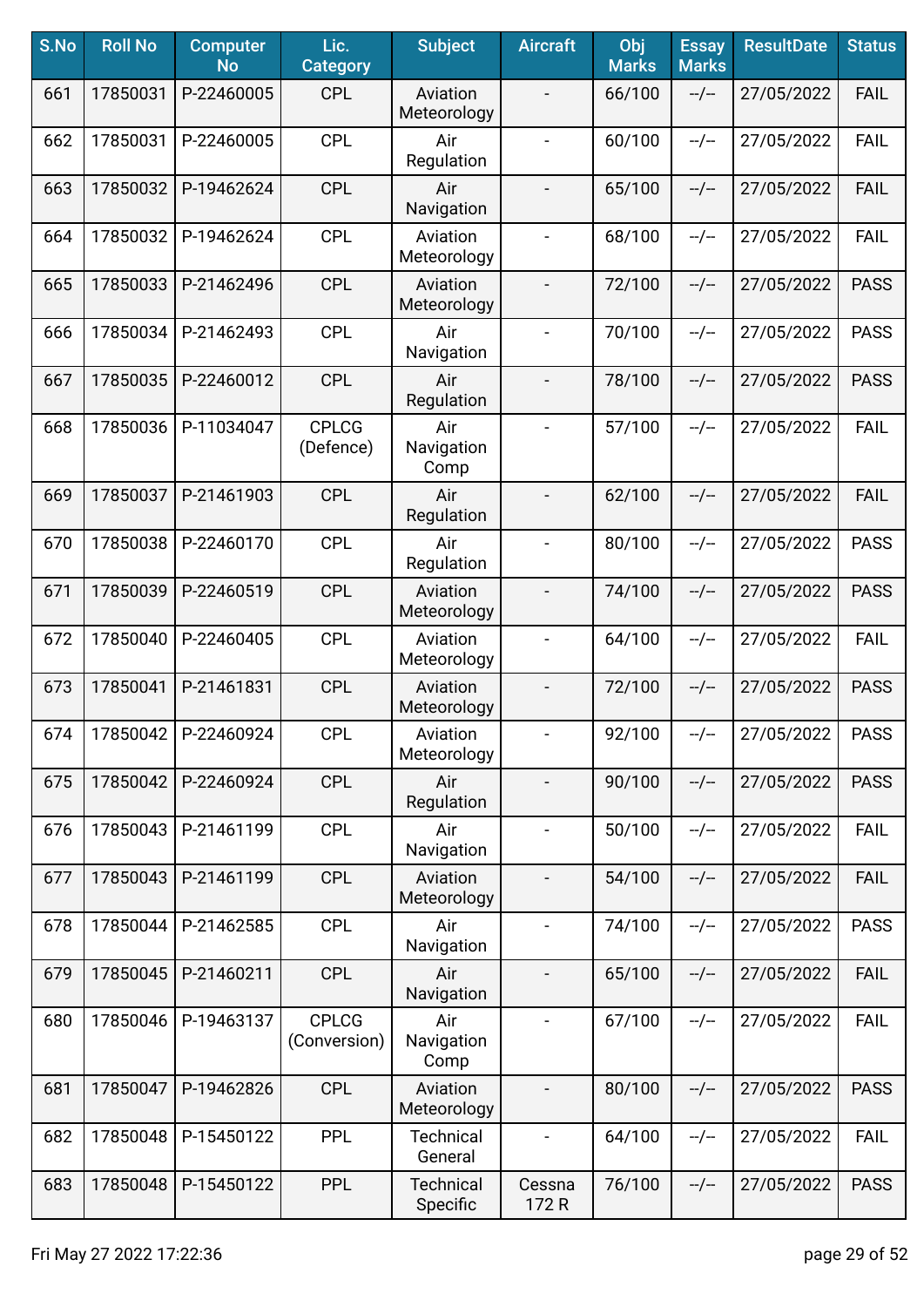| S.No | Roll No | Computer No | Lic. Category | Subject | Aircraft | Obj Marks | Essay Marks | ResultDate | Status |
|---|---|---|---|---|---|---|---|---|---|
| 661 | 17850031 | P-22460005 | CPL | Aviation Meteorology | - | 66/100 | --/-- | 27/05/2022 | FAIL |
| 662 | 17850031 | P-22460005 | CPL | Air Regulation | - | 60/100 | --/-- | 27/05/2022 | FAIL |
| 663 | 17850032 | P-19462624 | CPL | Air Navigation | - | 65/100 | --/-- | 27/05/2022 | FAIL |
| 664 | 17850032 | P-19462624 | CPL | Aviation Meteorology | - | 68/100 | --/-- | 27/05/2022 | FAIL |
| 665 | 17850033 | P-21462496 | CPL | Aviation Meteorology | - | 72/100 | --/-- | 27/05/2022 | PASS |
| 666 | 17850034 | P-21462493 | CPL | Air Navigation | - | 70/100 | --/-- | 27/05/2022 | PASS |
| 667 | 17850035 | P-22460012 | CPL | Air Regulation | - | 78/100 | --/-- | 27/05/2022 | PASS |
| 668 | 17850036 | P-11034047 | CPLCG (Defence) | Air Navigation Comp | - | 57/100 | --/-- | 27/05/2022 | FAIL |
| 669 | 17850037 | P-21461903 | CPL | Air Regulation | - | 62/100 | --/-- | 27/05/2022 | FAIL |
| 670 | 17850038 | P-22460170 | CPL | Air Regulation | - | 80/100 | --/-- | 27/05/2022 | PASS |
| 671 | 17850039 | P-22460519 | CPL | Aviation Meteorology | - | 74/100 | --/-- | 27/05/2022 | PASS |
| 672 | 17850040 | P-22460405 | CPL | Aviation Meteorology | - | 64/100 | --/-- | 27/05/2022 | FAIL |
| 673 | 17850041 | P-21461831 | CPL | Aviation Meteorology | - | 72/100 | --/-- | 27/05/2022 | PASS |
| 674 | 17850042 | P-22460924 | CPL | Aviation Meteorology | - | 92/100 | --/-- | 27/05/2022 | PASS |
| 675 | 17850042 | P-22460924 | CPL | Air Regulation | - | 90/100 | --/-- | 27/05/2022 | PASS |
| 676 | 17850043 | P-21461199 | CPL | Air Navigation | - | 50/100 | --/-- | 27/05/2022 | FAIL |
| 677 | 17850043 | P-21461199 | CPL | Aviation Meteorology | - | 54/100 | --/-- | 27/05/2022 | FAIL |
| 678 | 17850044 | P-21462585 | CPL | Air Navigation | - | 74/100 | --/-- | 27/05/2022 | PASS |
| 679 | 17850045 | P-21460211 | CPL | Air Navigation | - | 65/100 | --/-- | 27/05/2022 | FAIL |
| 680 | 17850046 | P-19463137 | CPLCG (Conversion) | Air Navigation Comp | - | 67/100 | --/-- | 27/05/2022 | FAIL |
| 681 | 17850047 | P-19462826 | CPL | Aviation Meteorology | - | 80/100 | --/-- | 27/05/2022 | PASS |
| 682 | 17850048 | P-15450122 | PPL | Technical General | - | 64/100 | --/-- | 27/05/2022 | FAIL |
| 683 | 17850048 | P-15450122 | PPL | Technical Specific | Cessna 172 R | 76/100 | --/-- | 27/05/2022 | PASS |

Fri May 27 2022 17:22:36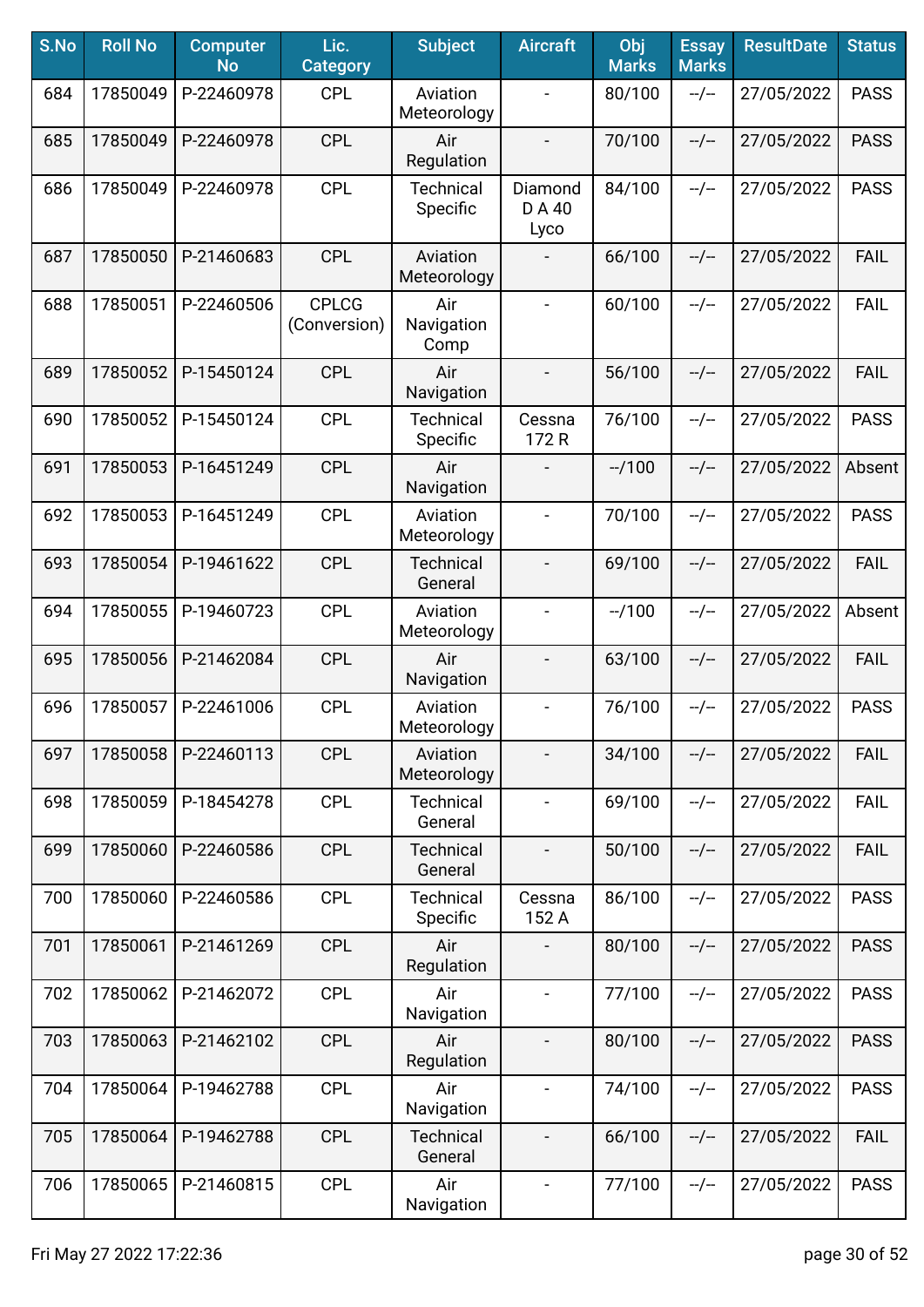| S.No | Roll No | Computer No | Lic. Category | Subject | Aircraft | Obj Marks | Essay Marks | ResultDate | Status |
|---|---|---|---|---|---|---|---|---|---|
| 684 | 17850049 | P-22460978 | CPL | Aviation Meteorology | - | 80/100 | --/-- | 27/05/2022 | PASS |
| 685 | 17850049 | P-22460978 | CPL | Air Regulation | - | 70/100 | --/-- | 27/05/2022 | PASS |
| 686 | 17850049 | P-22460978 | CPL | Technical Specific | Diamond D A 40 Lyco | 84/100 | --/-- | 27/05/2022 | PASS |
| 687 | 17850050 | P-21460683 | CPL | Aviation Meteorology | - | 66/100 | --/-- | 27/05/2022 | FAIL |
| 688 | 17850051 | P-22460506 | CPLCG (Conversion) | Air Navigation Comp | - | 60/100 | --/-- | 27/05/2022 | FAIL |
| 689 | 17850052 | P-15450124 | CPL | Air Navigation | - | 56/100 | --/-- | 27/05/2022 | FAIL |
| 690 | 17850052 | P-15450124 | CPL | Technical Specific | Cessna 172 R | 76/100 | --/-- | 27/05/2022 | PASS |
| 691 | 17850053 | P-16451249 | CPL | Air Navigation | - | --/100 | --/-- | 27/05/2022 | Absent |
| 692 | 17850053 | P-16451249 | CPL | Aviation Meteorology | - | 70/100 | --/-- | 27/05/2022 | PASS |
| 693 | 17850054 | P-19461622 | CPL | Technical General | - | 69/100 | --/-- | 27/05/2022 | FAIL |
| 694 | 17850055 | P-19460723 | CPL | Aviation Meteorology | - | --/100 | --/-- | 27/05/2022 | Absent |
| 695 | 17850056 | P-21462084 | CPL | Air Navigation | - | 63/100 | --/-- | 27/05/2022 | FAIL |
| 696 | 17850057 | P-22461006 | CPL | Aviation Meteorology | - | 76/100 | --/-- | 27/05/2022 | PASS |
| 697 | 17850058 | P-22460113 | CPL | Aviation Meteorology | - | 34/100 | --/-- | 27/05/2022 | FAIL |
| 698 | 17850059 | P-18454278 | CPL | Technical General | - | 69/100 | --/-- | 27/05/2022 | FAIL |
| 699 | 17850060 | P-22460586 | CPL | Technical General | - | 50/100 | --/-- | 27/05/2022 | FAIL |
| 700 | 17850060 | P-22460586 | CPL | Technical Specific | Cessna 152 A | 86/100 | --/-- | 27/05/2022 | PASS |
| 701 | 17850061 | P-21461269 | CPL | Air Regulation | - | 80/100 | --/-- | 27/05/2022 | PASS |
| 702 | 17850062 | P-21462072 | CPL | Air Navigation | - | 77/100 | --/-- | 27/05/2022 | PASS |
| 703 | 17850063 | P-21462102 | CPL | Air Regulation | - | 80/100 | --/-- | 27/05/2022 | PASS |
| 704 | 17850064 | P-19462788 | CPL | Air Navigation | - | 74/100 | --/-- | 27/05/2022 | PASS |
| 705 | 17850064 | P-19462788 | CPL | Technical General | - | 66/100 | --/-- | 27/05/2022 | FAIL |
| 706 | 17850065 | P-21460815 | CPL | Air Navigation | - | 77/100 | --/-- | 27/05/2022 | PASS |

Fri May 27 2022 17:22:36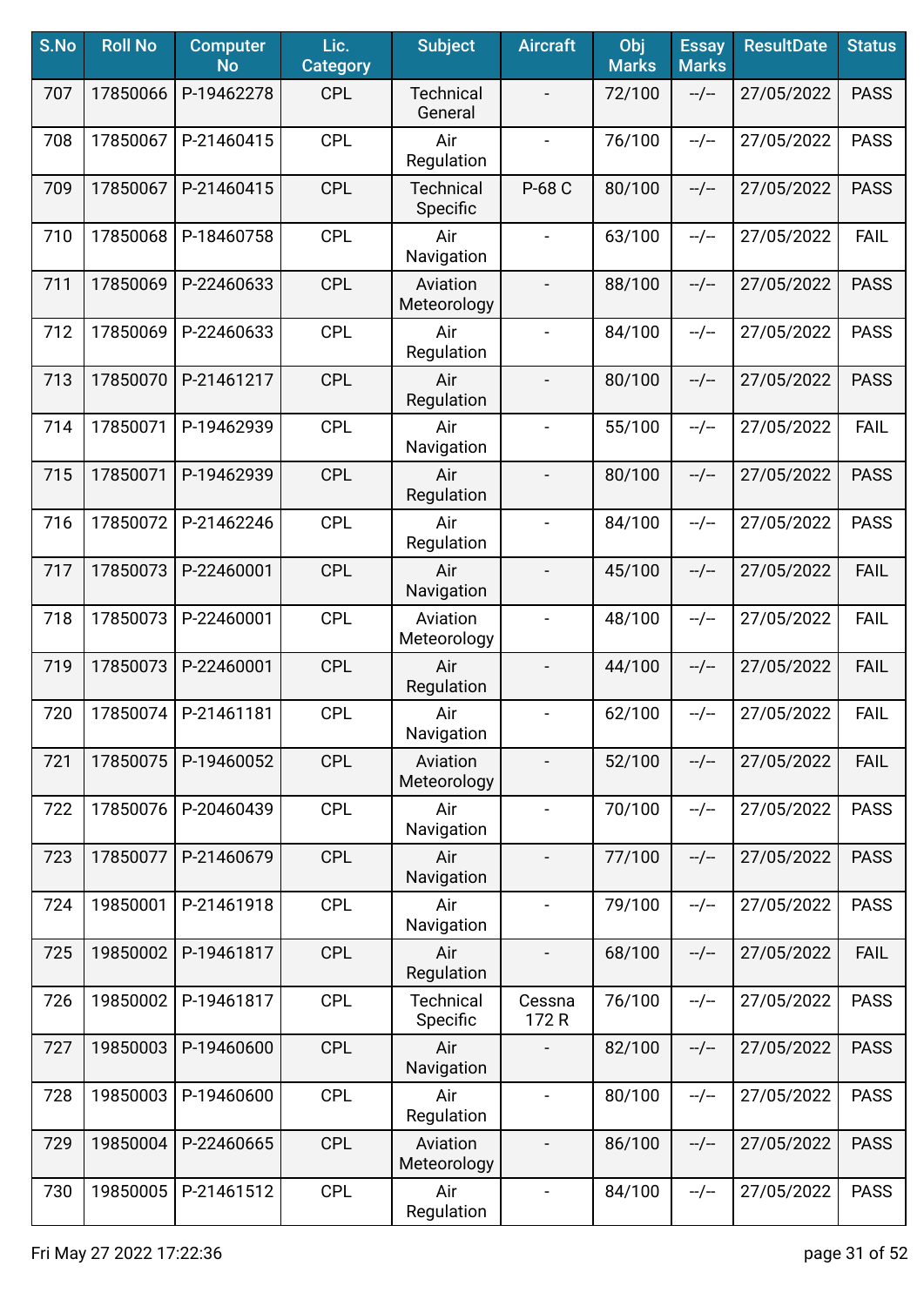| S.No | Roll No | Computer No | Lic. Category | Subject | Aircraft | Obj Marks | Essay Marks | ResultDate | Status |
|---|---|---|---|---|---|---|---|---|---|
| 707 | 17850066 | P-19462278 | CPL | Technical General | - | 72/100 | --/-- | 27/05/2022 | PASS |
| 708 | 17850067 | P-21460415 | CPL | Air Regulation | - | 76/100 | --/-- | 27/05/2022 | PASS |
| 709 | 17850067 | P-21460415 | CPL | Technical Specific | P-68 C | 80/100 | --/-- | 27/05/2022 | PASS |
| 710 | 17850068 | P-18460758 | CPL | Air Navigation | - | 63/100 | --/-- | 27/05/2022 | FAIL |
| 711 | 17850069 | P-22460633 | CPL | Aviation Meteorology | - | 88/100 | --/-- | 27/05/2022 | PASS |
| 712 | 17850069 | P-22460633 | CPL | Air Regulation | - | 84/100 | --/-- | 27/05/2022 | PASS |
| 713 | 17850070 | P-21461217 | CPL | Air Regulation | - | 80/100 | --/-- | 27/05/2022 | PASS |
| 714 | 17850071 | P-19462939 | CPL | Air Navigation | - | 55/100 | --/-- | 27/05/2022 | FAIL |
| 715 | 17850071 | P-19462939 | CPL | Air Regulation | - | 80/100 | --/-- | 27/05/2022 | PASS |
| 716 | 17850072 | P-21462246 | CPL | Air Regulation | - | 84/100 | --/-- | 27/05/2022 | PASS |
| 717 | 17850073 | P-22460001 | CPL | Air Navigation | - | 45/100 | --/-- | 27/05/2022 | FAIL |
| 718 | 17850073 | P-22460001 | CPL | Aviation Meteorology | - | 48/100 | --/-- | 27/05/2022 | FAIL |
| 719 | 17850073 | P-22460001 | CPL | Air Regulation | - | 44/100 | --/-- | 27/05/2022 | FAIL |
| 720 | 17850074 | P-21461181 | CPL | Air Navigation | - | 62/100 | --/-- | 27/05/2022 | FAIL |
| 721 | 17850075 | P-19460052 | CPL | Aviation Meteorology | - | 52/100 | --/-- | 27/05/2022 | FAIL |
| 722 | 17850076 | P-20460439 | CPL | Air Navigation | - | 70/100 | --/-- | 27/05/2022 | PASS |
| 723 | 17850077 | P-21460679 | CPL | Air Navigation | - | 77/100 | --/-- | 27/05/2022 | PASS |
| 724 | 19850001 | P-21461918 | CPL | Air Navigation | - | 79/100 | --/-- | 27/05/2022 | PASS |
| 725 | 19850002 | P-19461817 | CPL | Air Regulation | - | 68/100 | --/-- | 27/05/2022 | FAIL |
| 726 | 19850002 | P-19461817 | CPL | Technical Specific | Cessna 172 R | 76/100 | --/-- | 27/05/2022 | PASS |
| 727 | 19850003 | P-19460600 | CPL | Air Navigation | - | 82/100 | --/-- | 27/05/2022 | PASS |
| 728 | 19850003 | P-19460600 | CPL | Air Regulation | - | 80/100 | --/-- | 27/05/2022 | PASS |
| 729 | 19850004 | P-22460665 | CPL | Aviation Meteorology | - | 86/100 | --/-- | 27/05/2022 | PASS |
| 730 | 19850005 | P-21461512 | CPL | Air Regulation | - | 84/100 | --/-- | 27/05/2022 | PASS |

Fri May 27 2022 17:22:36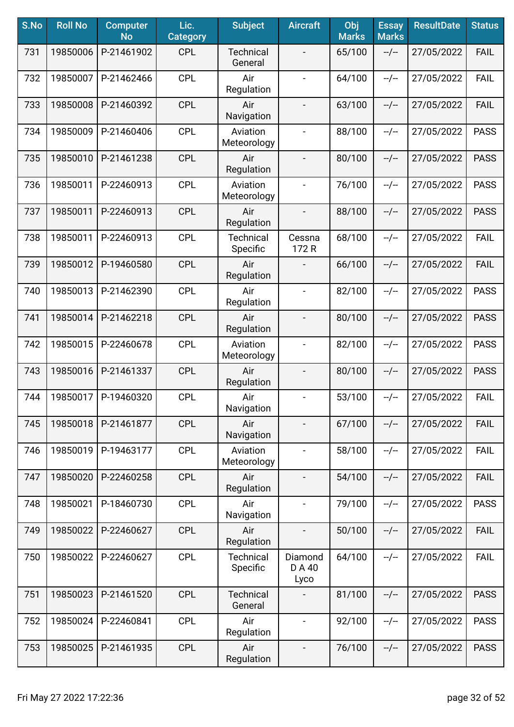| S.No | Roll No | Computer No | Lic. Category | Subject | Aircraft | Obj Marks | Essay Marks | ResultDate | Status |
|---|---|---|---|---|---|---|---|---|---|
| 731 | 19850006 | P-21461902 | CPL | Technical General | - | 65/100 | --/-- | 27/05/2022 | FAIL |
| 732 | 19850007 | P-21462466 | CPL | Air Regulation | - | 64/100 | --/-- | 27/05/2022 | FAIL |
| 733 | 19850008 | P-21460392 | CPL | Air Navigation | - | 63/100 | --/-- | 27/05/2022 | FAIL |
| 734 | 19850009 | P-21460406 | CPL | Aviation Meteorology | - | 88/100 | --/-- | 27/05/2022 | PASS |
| 735 | 19850010 | P-21461238 | CPL | Air Regulation | - | 80/100 | --/-- | 27/05/2022 | PASS |
| 736 | 19850011 | P-22460913 | CPL | Aviation Meteorology | - | 76/100 | --/-- | 27/05/2022 | PASS |
| 737 | 19850011 | P-22460913 | CPL | Air Regulation | - | 88/100 | --/-- | 27/05/2022 | PASS |
| 738 | 19850011 | P-22460913 | CPL | Technical Specific | Cessna 172 R | 68/100 | --/-- | 27/05/2022 | FAIL |
| 739 | 19850012 | P-19460580 | CPL | Air Regulation | - | 66/100 | --/-- | 27/05/2022 | FAIL |
| 740 | 19850013 | P-21462390 | CPL | Air Regulation | - | 82/100 | --/-- | 27/05/2022 | PASS |
| 741 | 19850014 | P-21462218 | CPL | Air Regulation | - | 80/100 | --/-- | 27/05/2022 | PASS |
| 742 | 19850015 | P-22460678 | CPL | Aviation Meteorology | - | 82/100 | --/-- | 27/05/2022 | PASS |
| 743 | 19850016 | P-21461337 | CPL | Air Regulation | - | 80/100 | --/-- | 27/05/2022 | PASS |
| 744 | 19850017 | P-19460320 | CPL | Air Navigation | - | 53/100 | --/-- | 27/05/2022 | FAIL |
| 745 | 19850018 | P-21461877 | CPL | Air Navigation | - | 67/100 | --/-- | 27/05/2022 | FAIL |
| 746 | 19850019 | P-19463177 | CPL | Aviation Meteorology | - | 58/100 | --/-- | 27/05/2022 | FAIL |
| 747 | 19850020 | P-22460258 | CPL | Air Regulation | - | 54/100 | --/-- | 27/05/2022 | FAIL |
| 748 | 19850021 | P-18460730 | CPL | Air Navigation | - | 79/100 | --/-- | 27/05/2022 | PASS |
| 749 | 19850022 | P-22460627 | CPL | Air Regulation | - | 50/100 | --/-- | 27/05/2022 | FAIL |
| 750 | 19850022 | P-22460627 | CPL | Technical Specific | Diamond D A 40 Lyco | 64/100 | --/-- | 27/05/2022 | FAIL |
| 751 | 19850023 | P-21461520 | CPL | Technical General | - | 81/100 | --/-- | 27/05/2022 | PASS |
| 752 | 19850024 | P-22460841 | CPL | Air Regulation | - | 92/100 | --/-- | 27/05/2022 | PASS |
| 753 | 19850025 | P-21461935 | CPL | Air Regulation | - | 76/100 | --/-- | 27/05/2022 | PASS |

Fri May 27 2022 17:22:36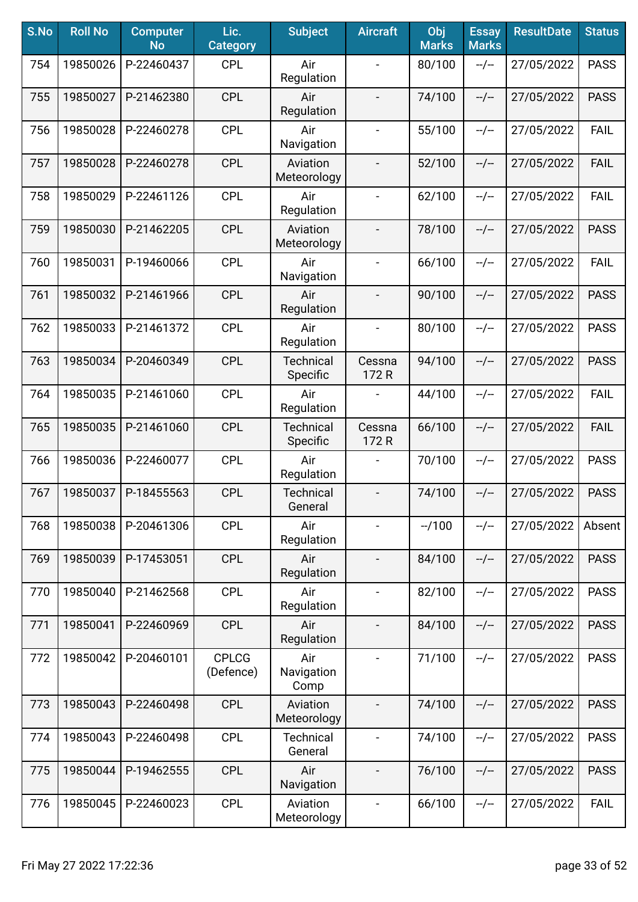| S.No | Roll No | Computer No | Lic. Category | Subject | Aircraft | Obj Marks | Essay Marks | ResultDate | Status |
|---|---|---|---|---|---|---|---|---|---|
| 754 | 19850026 | P-22460437 | CPL | Air Regulation | - | 80/100 | --/-- | 27/05/2022 | PASS |
| 755 | 19850027 | P-21462380 | CPL | Air Regulation | - | 74/100 | --/-- | 27/05/2022 | PASS |
| 756 | 19850028 | P-22460278 | CPL | Air Navigation | - | 55/100 | --/-- | 27/05/2022 | FAIL |
| 757 | 19850028 | P-22460278 | CPL | Aviation Meteorology | - | 52/100 | --/-- | 27/05/2022 | FAIL |
| 758 | 19850029 | P-22461126 | CPL | Air Regulation | - | 62/100 | --/-- | 27/05/2022 | FAIL |
| 759 | 19850030 | P-21462205 | CPL | Aviation Meteorology | - | 78/100 | --/-- | 27/05/2022 | PASS |
| 760 | 19850031 | P-19460066 | CPL | Air Navigation | - | 66/100 | --/-- | 27/05/2022 | FAIL |
| 761 | 19850032 | P-21461966 | CPL | Air Regulation | - | 90/100 | --/-- | 27/05/2022 | PASS |
| 762 | 19850033 | P-21461372 | CPL | Air Regulation | - | 80/100 | --/-- | 27/05/2022 | PASS |
| 763 | 19850034 | P-20460349 | CPL | Technical Specific | Cessna 172 R | 94/100 | --/-- | 27/05/2022 | PASS |
| 764 | 19850035 | P-21461060 | CPL | Air Regulation | - | 44/100 | --/-- | 27/05/2022 | FAIL |
| 765 | 19850035 | P-21461060 | CPL | Technical Specific | Cessna 172 R | 66/100 | --/-- | 27/05/2022 | FAIL |
| 766 | 19850036 | P-22460077 | CPL | Air Regulation | - | 70/100 | --/-- | 27/05/2022 | PASS |
| 767 | 19850037 | P-18455563 | CPL | Technical General | - | 74/100 | --/-- | 27/05/2022 | PASS |
| 768 | 19850038 | P-20461306 | CPL | Air Regulation | - | --/100 | --/-- | 27/05/2022 | Absent |
| 769 | 19850039 | P-17453051 | CPL | Air Regulation | - | 84/100 | --/-- | 27/05/2022 | PASS |
| 770 | 19850040 | P-21462568 | CPL | Air Regulation | - | 82/100 | --/-- | 27/05/2022 | PASS |
| 771 | 19850041 | P-22460969 | CPL | Air Regulation | - | 84/100 | --/-- | 27/05/2022 | PASS |
| 772 | 19850042 | P-20460101 | CPLCG (Defence) | Air Navigation Comp | - | 71/100 | --/-- | 27/05/2022 | PASS |
| 773 | 19850043 | P-22460498 | CPL | Aviation Meteorology | - | 74/100 | --/-- | 27/05/2022 | PASS |
| 774 | 19850043 | P-22460498 | CPL | Technical General | - | 74/100 | --/-- | 27/05/2022 | PASS |
| 775 | 19850044 | P-19462555 | CPL | Air Navigation | - | 76/100 | --/-- | 27/05/2022 | PASS |
| 776 | 19850045 | P-22460023 | CPL | Aviation Meteorology | - | 66/100 | --/-- | 27/05/2022 | FAIL |

Fri May 27 2022 17:22:36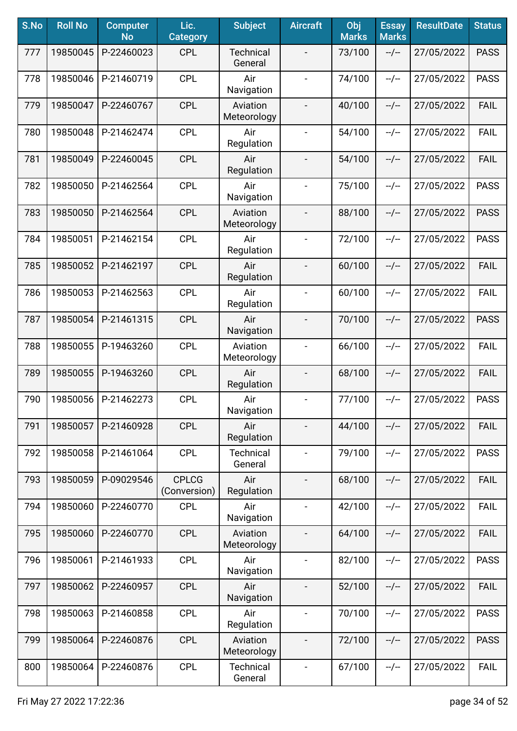| S.No | Roll No | Computer No | Lic. Category | Subject | Aircraft | Obj Marks | Essay Marks | ResultDate | Status |
|---|---|---|---|---|---|---|---|---|---|
| 777 | 19850045 | P-22460023 | CPL | Technical General | - | 73/100 | --/-- | 27/05/2022 | PASS |
| 778 | 19850046 | P-21460719 | CPL | Air Navigation | - | 74/100 | --/-- | 27/05/2022 | PASS |
| 779 | 19850047 | P-22460767 | CPL | Aviation Meteorology | - | 40/100 | --/-- | 27/05/2022 | FAIL |
| 780 | 19850048 | P-21462474 | CPL | Air Regulation | - | 54/100 | --/-- | 27/05/2022 | FAIL |
| 781 | 19850049 | P-22460045 | CPL | Air Regulation | - | 54/100 | --/-- | 27/05/2022 | FAIL |
| 782 | 19850050 | P-21462564 | CPL | Air Navigation | - | 75/100 | --/-- | 27/05/2022 | PASS |
| 783 | 19850050 | P-21462564 | CPL | Aviation Meteorology | - | 88/100 | --/-- | 27/05/2022 | PASS |
| 784 | 19850051 | P-21462154 | CPL | Air Regulation | - | 72/100 | --/-- | 27/05/2022 | PASS |
| 785 | 19850052 | P-21462197 | CPL | Air Regulation | - | 60/100 | --/-- | 27/05/2022 | FAIL |
| 786 | 19850053 | P-21462563 | CPL | Air Regulation | - | 60/100 | --/-- | 27/05/2022 | FAIL |
| 787 | 19850054 | P-21461315 | CPL | Air Navigation | - | 70/100 | --/-- | 27/05/2022 | PASS |
| 788 | 19850055 | P-19463260 | CPL | Aviation Meteorology | - | 66/100 | --/-- | 27/05/2022 | FAIL |
| 789 | 19850055 | P-19463260 | CPL | Air Regulation | - | 68/100 | --/-- | 27/05/2022 | FAIL |
| 790 | 19850056 | P-21462273 | CPL | Air Navigation | - | 77/100 | --/-- | 27/05/2022 | PASS |
| 791 | 19850057 | P-21460928 | CPL | Air Regulation | - | 44/100 | --/-- | 27/05/2022 | FAIL |
| 792 | 19850058 | P-21461064 | CPL | Technical General | - | 79/100 | --/-- | 27/05/2022 | PASS |
| 793 | 19850059 | P-09029546 | CPLCG (Conversion) | Air Regulation | - | 68/100 | --/-- | 27/05/2022 | FAIL |
| 794 | 19850060 | P-22460770 | CPL | Air Navigation | - | 42/100 | --/-- | 27/05/2022 | FAIL |
| 795 | 19850060 | P-22460770 | CPL | Aviation Meteorology | - | 64/100 | --/-- | 27/05/2022 | FAIL |
| 796 | 19850061 | P-21461933 | CPL | Air Navigation | - | 82/100 | --/-- | 27/05/2022 | PASS |
| 797 | 19850062 | P-22460957 | CPL | Air Navigation | - | 52/100 | --/-- | 27/05/2022 | FAIL |
| 798 | 19850063 | P-21460858 | CPL | Air Regulation | - | 70/100 | --/-- | 27/05/2022 | PASS |
| 799 | 19850064 | P-22460876 | CPL | Aviation Meteorology | - | 72/100 | --/-- | 27/05/2022 | PASS |
| 800 | 19850064 | P-22460876 | CPL | Technical General | - | 67/100 | --/-- | 27/05/2022 | FAIL |

Fri May 27 2022 17:22:36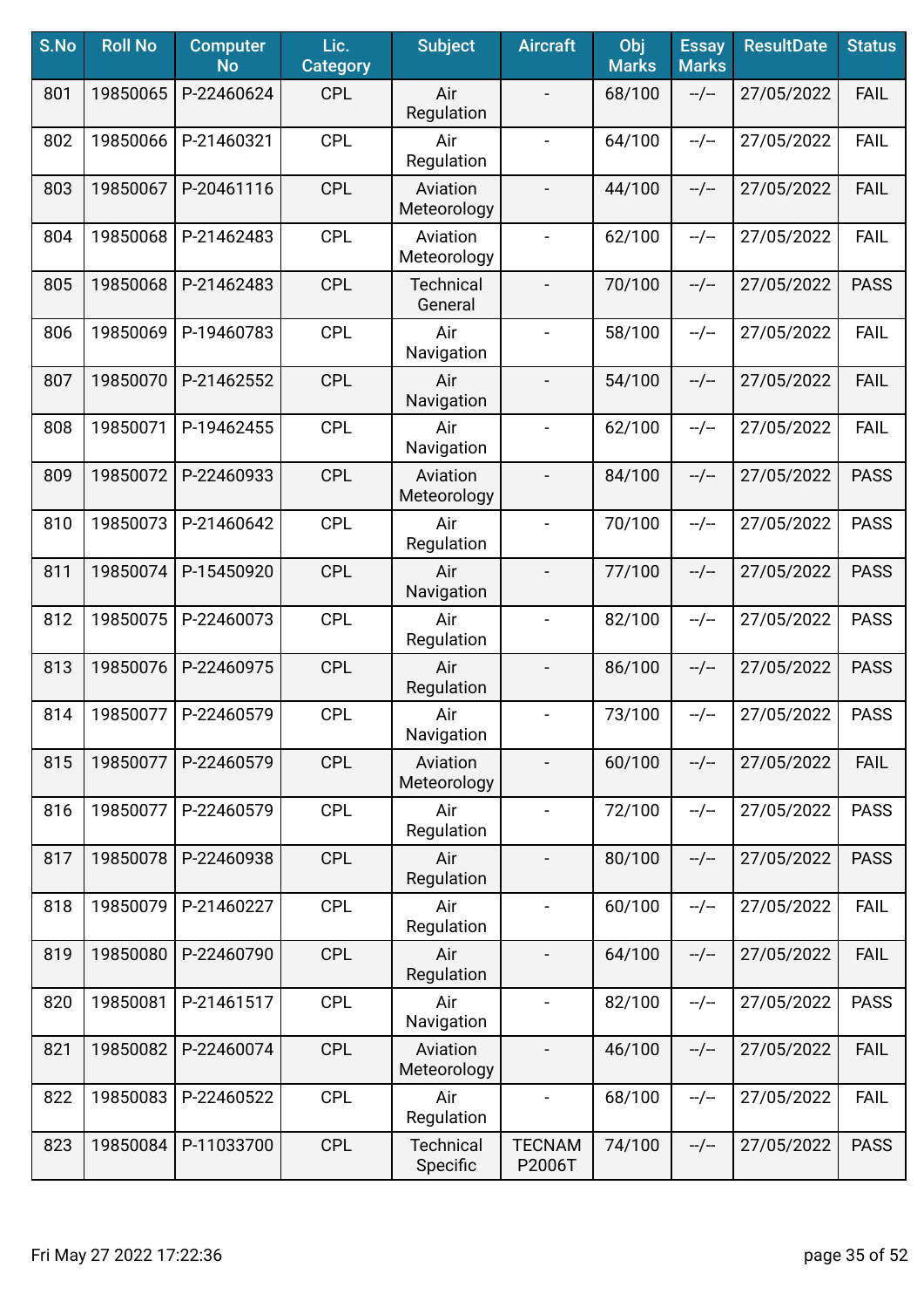| S.No | Roll No | Computer No | Lic. Category | Subject | Aircraft | Obj Marks | Essay Marks | ResultDate | Status |
|---|---|---|---|---|---|---|---|---|---|
| 801 | 19850065 | P-22460624 | CPL | Air Regulation | - | 68/100 | --/-- | 27/05/2022 | FAIL |
| 802 | 19850066 | P-21460321 | CPL | Air Regulation | - | 64/100 | --/-- | 27/05/2022 | FAIL |
| 803 | 19850067 | P-20461116 | CPL | Aviation Meteorology | - | 44/100 | --/-- | 27/05/2022 | FAIL |
| 804 | 19850068 | P-21462483 | CPL | Aviation Meteorology | - | 62/100 | --/-- | 27/05/2022 | FAIL |
| 805 | 19850068 | P-21462483 | CPL | Technical General | - | 70/100 | --/-- | 27/05/2022 | PASS |
| 806 | 19850069 | P-19460783 | CPL | Air Navigation | - | 58/100 | --/-- | 27/05/2022 | FAIL |
| 807 | 19850070 | P-21462552 | CPL | Air Navigation | - | 54/100 | --/-- | 27/05/2022 | FAIL |
| 808 | 19850071 | P-19462455 | CPL | Air Navigation | - | 62/100 | --/-- | 27/05/2022 | FAIL |
| 809 | 19850072 | P-22460933 | CPL | Aviation Meteorology | - | 84/100 | --/-- | 27/05/2022 | PASS |
| 810 | 19850073 | P-21460642 | CPL | Air Regulation | - | 70/100 | --/-- | 27/05/2022 | PASS |
| 811 | 19850074 | P-15450920 | CPL | Air Navigation | - | 77/100 | --/-- | 27/05/2022 | PASS |
| 812 | 19850075 | P-22460073 | CPL | Air Regulation | - | 82/100 | --/-- | 27/05/2022 | PASS |
| 813 | 19850076 | P-22460975 | CPL | Air Regulation | - | 86/100 | --/-- | 27/05/2022 | PASS |
| 814 | 19850077 | P-22460579 | CPL | Air Navigation | - | 73/100 | --/-- | 27/05/2022 | PASS |
| 815 | 19850077 | P-22460579 | CPL | Aviation Meteorology | - | 60/100 | --/-- | 27/05/2022 | FAIL |
| 816 | 19850077 | P-22460579 | CPL | Air Regulation | - | 72/100 | --/-- | 27/05/2022 | PASS |
| 817 | 19850078 | P-22460938 | CPL | Air Regulation | - | 80/100 | --/-- | 27/05/2022 | PASS |
| 818 | 19850079 | P-21460227 | CPL | Air Regulation | - | 60/100 | --/-- | 27/05/2022 | FAIL |
| 819 | 19850080 | P-22460790 | CPL | Air Regulation | - | 64/100 | --/-- | 27/05/2022 | FAIL |
| 820 | 19850081 | P-21461517 | CPL | Air Navigation | - | 82/100 | --/-- | 27/05/2022 | PASS |
| 821 | 19850082 | P-22460074 | CPL | Aviation Meteorology | - | 46/100 | --/-- | 27/05/2022 | FAIL |
| 822 | 19850083 | P-22460522 | CPL | Air Regulation | - | 68/100 | --/-- | 27/05/2022 | FAIL |
| 823 | 19850084 | P-11033700 | CPL | Technical Specific | TECNAM P2006T | 74/100 | --/-- | 27/05/2022 | PASS |

Fri May 27 2022 17:22:36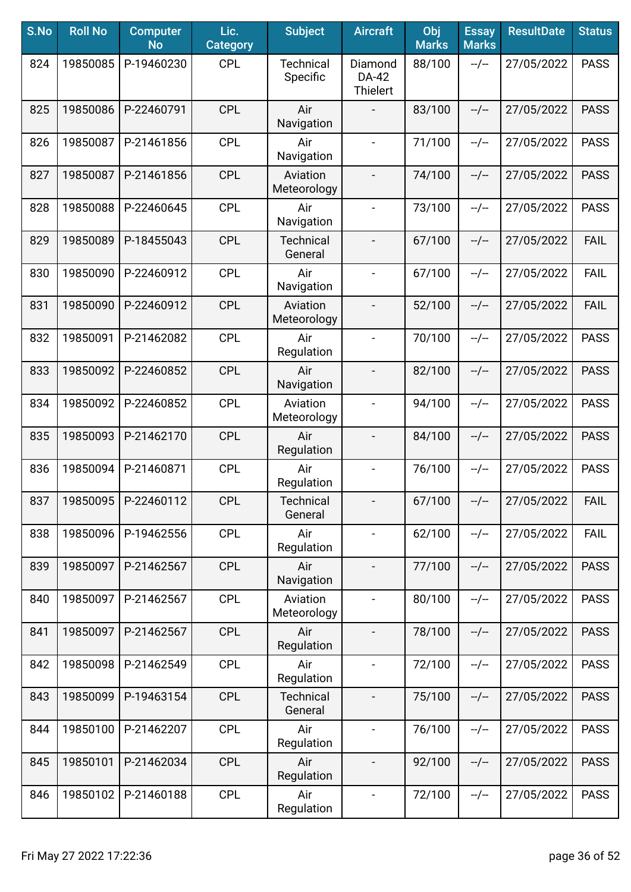| S.No | Roll No | Computer No | Lic. Category | Subject | Aircraft | Obj Marks | Essay Marks | ResultDate | Status |
|---|---|---|---|---|---|---|---|---|---|
| 824 | 19850085 | P-19460230 | CPL | Technical Specific | Diamond DA-42 Thielert | 88/100 | --/-- | 27/05/2022 | PASS |
| 825 | 19850086 | P-22460791 | CPL | Air Navigation | - | 83/100 | --/-- | 27/05/2022 | PASS |
| 826 | 19850087 | P-21461856 | CPL | Air Navigation | - | 71/100 | --/-- | 27/05/2022 | PASS |
| 827 | 19850087 | P-21461856 | CPL | Aviation Meteorology | - | 74/100 | --/-- | 27/05/2022 | PASS |
| 828 | 19850088 | P-22460645 | CPL | Air Navigation | - | 73/100 | --/-- | 27/05/2022 | PASS |
| 829 | 19850089 | P-18455043 | CPL | Technical General | - | 67/100 | --/-- | 27/05/2022 | FAIL |
| 830 | 19850090 | P-22460912 | CPL | Air Navigation | - | 67/100 | --/-- | 27/05/2022 | FAIL |
| 831 | 19850090 | P-22460912 | CPL | Aviation Meteorology | - | 52/100 | --/-- | 27/05/2022 | FAIL |
| 832 | 19850091 | P-21462082 | CPL | Air Regulation | - | 70/100 | --/-- | 27/05/2022 | PASS |
| 833 | 19850092 | P-22460852 | CPL | Air Navigation | - | 82/100 | --/-- | 27/05/2022 | PASS |
| 834 | 19850092 | P-22460852 | CPL | Aviation Meteorology | - | 94/100 | --/-- | 27/05/2022 | PASS |
| 835 | 19850093 | P-21462170 | CPL | Air Regulation | - | 84/100 | --/-- | 27/05/2022 | PASS |
| 836 | 19850094 | P-21460871 | CPL | Air Regulation | - | 76/100 | --/-- | 27/05/2022 | PASS |
| 837 | 19850095 | P-22460112 | CPL | Technical General | - | 67/100 | --/-- | 27/05/2022 | FAIL |
| 838 | 19850096 | P-19462556 | CPL | Air Regulation | - | 62/100 | --/-- | 27/05/2022 | FAIL |
| 839 | 19850097 | P-21462567 | CPL | Air Navigation | - | 77/100 | --/-- | 27/05/2022 | PASS |
| 840 | 19850097 | P-21462567 | CPL | Aviation Meteorology | - | 80/100 | --/-- | 27/05/2022 | PASS |
| 841 | 19850097 | P-21462567 | CPL | Air Regulation | - | 78/100 | --/-- | 27/05/2022 | PASS |
| 842 | 19850098 | P-21462549 | CPL | Air Regulation | - | 72/100 | --/-- | 27/05/2022 | PASS |
| 843 | 19850099 | P-19463154 | CPL | Technical General | - | 75/100 | --/-- | 27/05/2022 | PASS |
| 844 | 19850100 | P-21462207 | CPL | Air Regulation | - | 76/100 | --/-- | 27/05/2022 | PASS |
| 845 | 19850101 | P-21462034 | CPL | Air Regulation | - | 92/100 | --/-- | 27/05/2022 | PASS |
| 846 | 19850102 | P-21460188 | CPL | Air Regulation | - | 72/100 | --/-- | 27/05/2022 | PASS |

Fri May 27 2022 17:22:36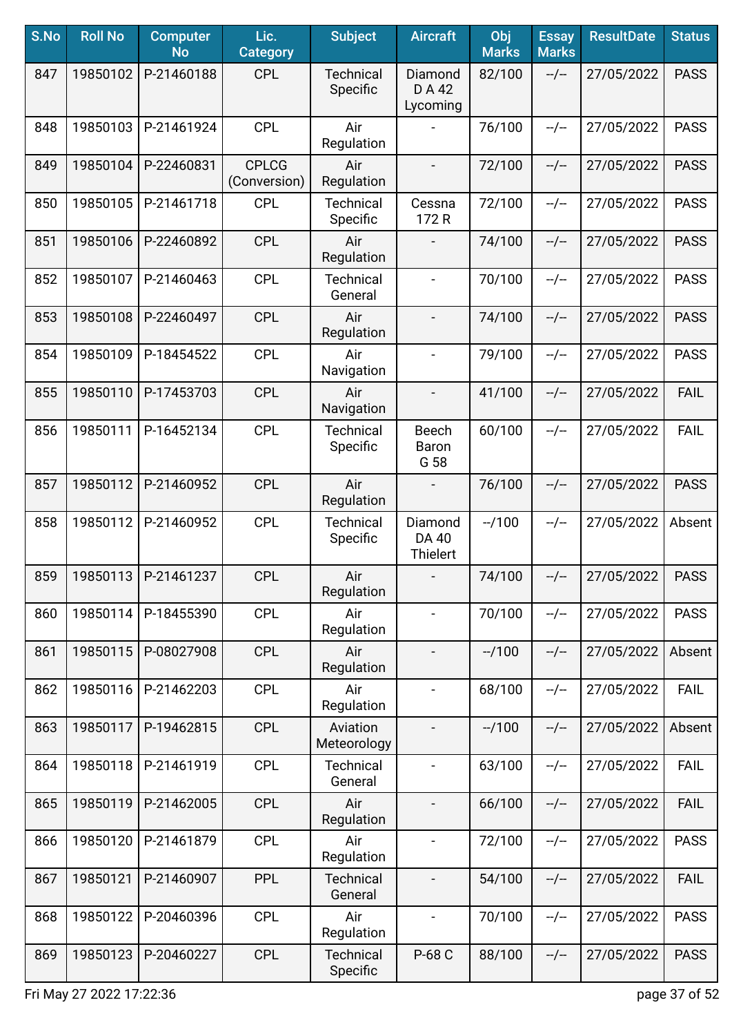| S.No | Roll No | Computer No | Lic. Category | Subject | Aircraft | Obj Marks | Essay Marks | ResultDate | Status |
|---|---|---|---|---|---|---|---|---|---|
| 847 | 19850102 | P-21460188 | CPL | Technical Specific | Diamond D A 42 Lycoming | 82/100 | --/-- | 27/05/2022 | PASS |
| 848 | 19850103 | P-21461924 | CPL | Air Regulation | - | 76/100 | --/-- | 27/05/2022 | PASS |
| 849 | 19850104 | P-22460831 | CPLCG (Conversion) | Air Regulation | - | 72/100 | --/-- | 27/05/2022 | PASS |
| 850 | 19850105 | P-21461718 | CPL | Technical Specific | Cessna 172 R | 72/100 | --/-- | 27/05/2022 | PASS |
| 851 | 19850106 | P-22460892 | CPL | Air Regulation | - | 74/100 | --/-- | 27/05/2022 | PASS |
| 852 | 19850107 | P-21460463 | CPL | Technical General | - | 70/100 | --/-- | 27/05/2022 | PASS |
| 853 | 19850108 | P-22460497 | CPL | Air Regulation | - | 74/100 | --/-- | 27/05/2022 | PASS |
| 854 | 19850109 | P-18454522 | CPL | Air Navigation | - | 79/100 | --/-- | 27/05/2022 | PASS |
| 855 | 19850110 | P-17453703 | CPL | Air Navigation | - | 41/100 | --/-- | 27/05/2022 | FAIL |
| 856 | 19850111 | P-16452134 | CPL | Technical Specific | Beech Baron G 58 | 60/100 | --/-- | 27/05/2022 | FAIL |
| 857 | 19850112 | P-21460952 | CPL | Air Regulation | - | 76/100 | --/-- | 27/05/2022 | PASS |
| 858 | 19850112 | P-21460952 | CPL | Technical Specific | Diamond DA 40 Thielert | --/100 | --/-- | 27/05/2022 | Absent |
| 859 | 19850113 | P-21461237 | CPL | Air Regulation | - | 74/100 | --/-- | 27/05/2022 | PASS |
| 860 | 19850114 | P-18455390 | CPL | Air Regulation | - | 70/100 | --/-- | 27/05/2022 | PASS |
| 861 | 19850115 | P-08027908 | CPL | Air Regulation | - | --/100 | --/-- | 27/05/2022 | Absent |
| 862 | 19850116 | P-21462203 | CPL | Air Regulation | - | 68/100 | --/-- | 27/05/2022 | FAIL |
| 863 | 19850117 | P-19462815 | CPL | Aviation Meteorology | - | --/100 | --/-- | 27/05/2022 | Absent |
| 864 | 19850118 | P-21461919 | CPL | Technical General | - | 63/100 | --/-- | 27/05/2022 | FAIL |
| 865 | 19850119 | P-21462005 | CPL | Air Regulation | - | 66/100 | --/-- | 27/05/2022 | FAIL |
| 866 | 19850120 | P-21461879 | CPL | Air Regulation | - | 72/100 | --/-- | 27/05/2022 | PASS |
| 867 | 19850121 | P-21460907 | PPL | Technical General | - | 54/100 | --/-- | 27/05/2022 | FAIL |
| 868 | 19850122 | P-20460396 | CPL | Air Regulation | - | 70/100 | --/-- | 27/05/2022 | PASS |
| 869 | 19850123 | P-20460227 | CPL | Technical Specific | P-68 C | 88/100 | --/-- | 27/05/2022 | PASS |

Fri May 27 2022 17:22:36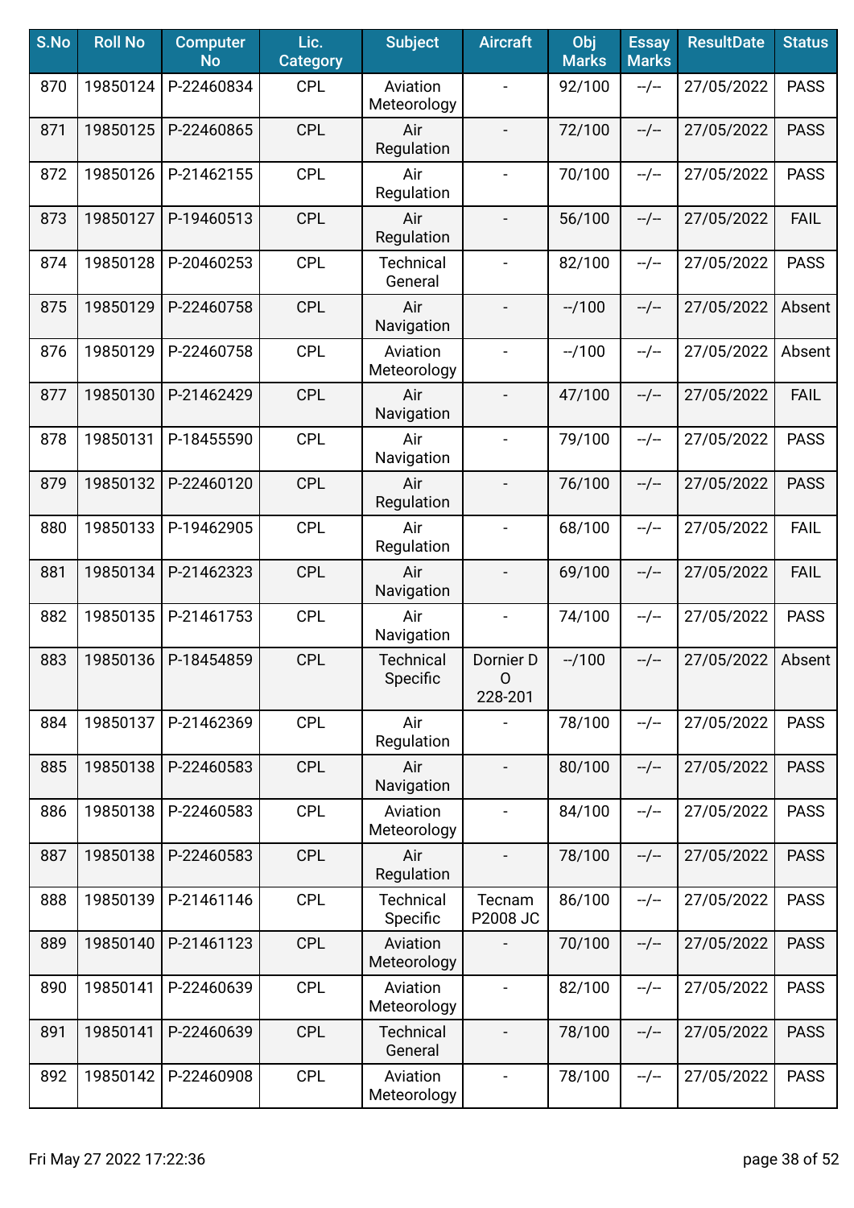| S.No | Roll No | Computer No | Lic. Category | Subject | Aircraft | Obj Marks | Essay Marks | ResultDate | Status |
|---|---|---|---|---|---|---|---|---|---|
| 870 | 19850124 | P-22460834 | CPL | Aviation Meteorology | - | 92/100 | --/-- | 27/05/2022 | PASS |
| 871 | 19850125 | P-22460865 | CPL | Air Regulation | - | 72/100 | --/-- | 27/05/2022 | PASS |
| 872 | 19850126 | P-21462155 | CPL | Air Regulation | - | 70/100 | --/-- | 27/05/2022 | PASS |
| 873 | 19850127 | P-19460513 | CPL | Air Regulation | - | 56/100 | --/-- | 27/05/2022 | FAIL |
| 874 | 19850128 | P-20460253 | CPL | Technical General | - | 82/100 | --/-- | 27/05/2022 | PASS |
| 875 | 19850129 | P-22460758 | CPL | Air Navigation | - | --/100 | --/-- | 27/05/2022 | Absent |
| 876 | 19850129 | P-22460758 | CPL | Aviation Meteorology | - | --/100 | --/-- | 27/05/2022 | Absent |
| 877 | 19850130 | P-21462429 | CPL | Air Navigation | - | 47/100 | --/-- | 27/05/2022 | FAIL |
| 878 | 19850131 | P-18455590 | CPL | Air Navigation | - | 79/100 | --/-- | 27/05/2022 | PASS |
| 879 | 19850132 | P-22460120 | CPL | Air Regulation | - | 76/100 | --/-- | 27/05/2022 | PASS |
| 880 | 19850133 | P-19462905 | CPL | Air Regulation | - | 68/100 | --/-- | 27/05/2022 | FAIL |
| 881 | 19850134 | P-21462323 | CPL | Air Navigation | - | 69/100 | --/-- | 27/05/2022 | FAIL |
| 882 | 19850135 | P-21461753 | CPL | Air Navigation | - | 74/100 | --/-- | 27/05/2022 | PASS |
| 883 | 19850136 | P-18454859 | CPL | Technical Specific | Dornier D O 228-201 | --/100 | --/-- | 27/05/2022 | Absent |
| 884 | 19850137 | P-21462369 | CPL | Air Regulation | - | 78/100 | --/-- | 27/05/2022 | PASS |
| 885 | 19850138 | P-22460583 | CPL | Air Navigation | - | 80/100 | --/-- | 27/05/2022 | PASS |
| 886 | 19850138 | P-22460583 | CPL | Aviation Meteorology | - | 84/100 | --/-- | 27/05/2022 | PASS |
| 887 | 19850138 | P-22460583 | CPL | Air Regulation | - | 78/100 | --/-- | 27/05/2022 | PASS |
| 888 | 19850139 | P-21461146 | CPL | Technical Specific | Tecnam P2008 JC | 86/100 | --/-- | 27/05/2022 | PASS |
| 889 | 19850140 | P-21461123 | CPL | Aviation Meteorology | - | 70/100 | --/-- | 27/05/2022 | PASS |
| 890 | 19850141 | P-22460639 | CPL | Aviation Meteorology | - | 82/100 | --/-- | 27/05/2022 | PASS |
| 891 | 19850141 | P-22460639 | CPL | Technical General | - | 78/100 | --/-- | 27/05/2022 | PASS |
| 892 | 19850142 | P-22460908 | CPL | Aviation Meteorology | - | 78/100 | --/-- | 27/05/2022 | PASS |

Fri May 27 2022 17:22:36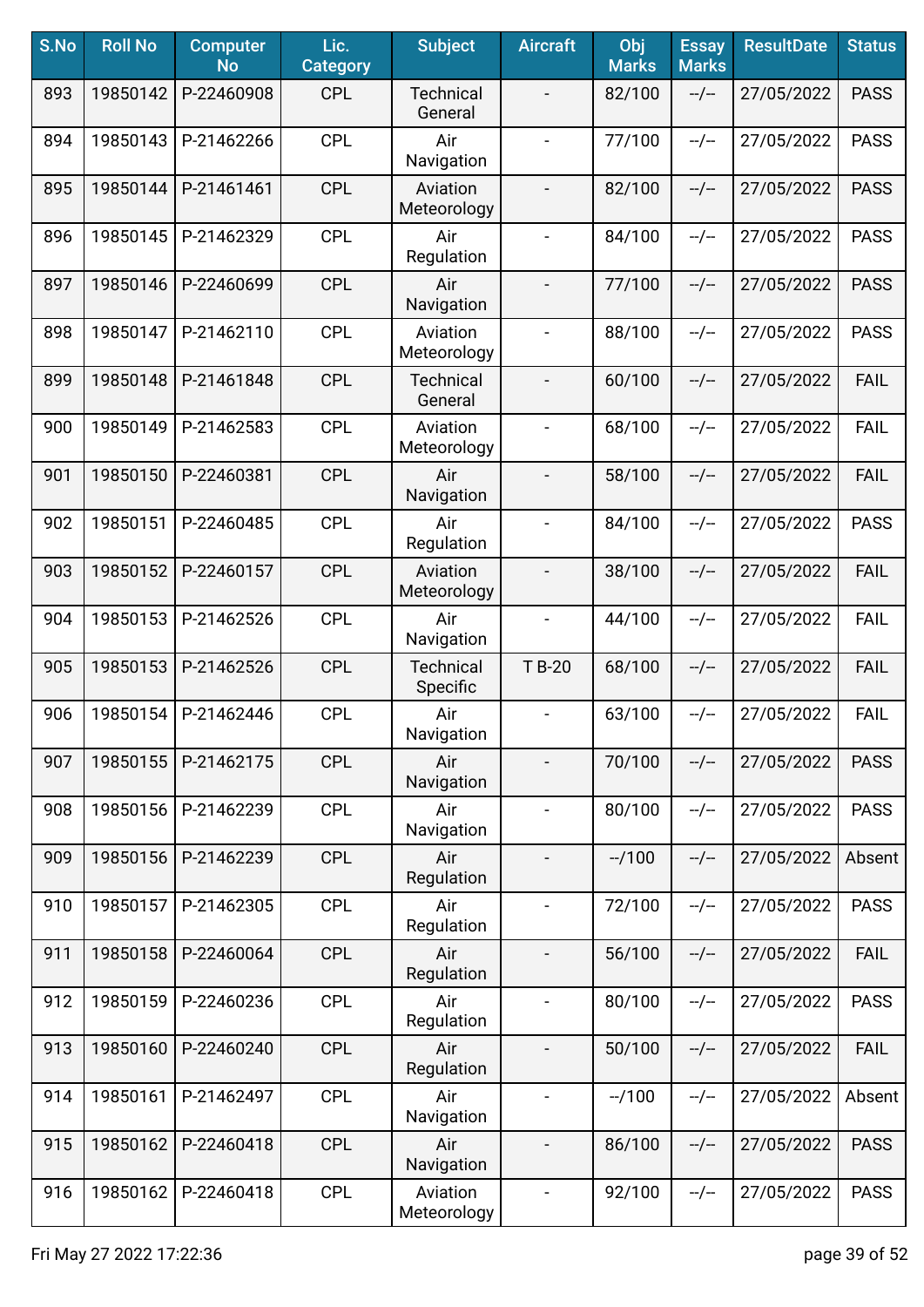| S.No | Roll No | Computer No | Lic. Category | Subject | Aircraft | Obj Marks | Essay Marks | ResultDate | Status |
|---|---|---|---|---|---|---|---|---|---|
| 893 | 19850142 | P-22460908 | CPL | Technical General | - | 82/100 | --/-- | 27/05/2022 | PASS |
| 894 | 19850143 | P-21462266 | CPL | Air Navigation | - | 77/100 | --/-- | 27/05/2022 | PASS |
| 895 | 19850144 | P-21461461 | CPL | Aviation Meteorology | - | 82/100 | --/-- | 27/05/2022 | PASS |
| 896 | 19850145 | P-21462329 | CPL | Air Regulation | - | 84/100 | --/-- | 27/05/2022 | PASS |
| 897 | 19850146 | P-22460699 | CPL | Air Navigation | - | 77/100 | --/-- | 27/05/2022 | PASS |
| 898 | 19850147 | P-21462110 | CPL | Aviation Meteorology | - | 88/100 | --/-- | 27/05/2022 | PASS |
| 899 | 19850148 | P-21461848 | CPL | Technical General | - | 60/100 | --/-- | 27/05/2022 | FAIL |
| 900 | 19850149 | P-21462583 | CPL | Aviation Meteorology | - | 68/100 | --/-- | 27/05/2022 | FAIL |
| 901 | 19850150 | P-22460381 | CPL | Air Navigation | - | 58/100 | --/-- | 27/05/2022 | FAIL |
| 902 | 19850151 | P-22460485 | CPL | Air Regulation | - | 84/100 | --/-- | 27/05/2022 | PASS |
| 903 | 19850152 | P-22460157 | CPL | Aviation Meteorology | - | 38/100 | --/-- | 27/05/2022 | FAIL |
| 904 | 19850153 | P-21462526 | CPL | Air Navigation | - | 44/100 | --/-- | 27/05/2022 | FAIL |
| 905 | 19850153 | P-21462526 | CPL | Technical Specific | T B-20 | 68/100 | --/-- | 27/05/2022 | FAIL |
| 906 | 19850154 | P-21462446 | CPL | Air Navigation | - | 63/100 | --/-- | 27/05/2022 | FAIL |
| 907 | 19850155 | P-21462175 | CPL | Air Navigation | - | 70/100 | --/-- | 27/05/2022 | PASS |
| 908 | 19850156 | P-21462239 | CPL | Air Navigation | - | 80/100 | --/-- | 27/05/2022 | PASS |
| 909 | 19850156 | P-21462239 | CPL | Air Regulation | - | --/100 | --/-- | 27/05/2022 | Absent |
| 910 | 19850157 | P-21462305 | CPL | Air Regulation | - | 72/100 | --/-- | 27/05/2022 | PASS |
| 911 | 19850158 | P-22460064 | CPL | Air Regulation | - | 56/100 | --/-- | 27/05/2022 | FAIL |
| 912 | 19850159 | P-22460236 | CPL | Air Regulation | - | 80/100 | --/-- | 27/05/2022 | PASS |
| 913 | 19850160 | P-22460240 | CPL | Air Regulation | - | 50/100 | --/-- | 27/05/2022 | FAIL |
| 914 | 19850161 | P-21462497 | CPL | Air Navigation | - | --/100 | --/-- | 27/05/2022 | Absent |
| 915 | 19850162 | P-22460418 | CPL | Air Navigation | - | 86/100 | --/-- | 27/05/2022 | PASS |
| 916 | 19850162 | P-22460418 | CPL | Aviation Meteorology | - | 92/100 | --/-- | 27/05/2022 | PASS |

Fri May 27 2022 17:22:36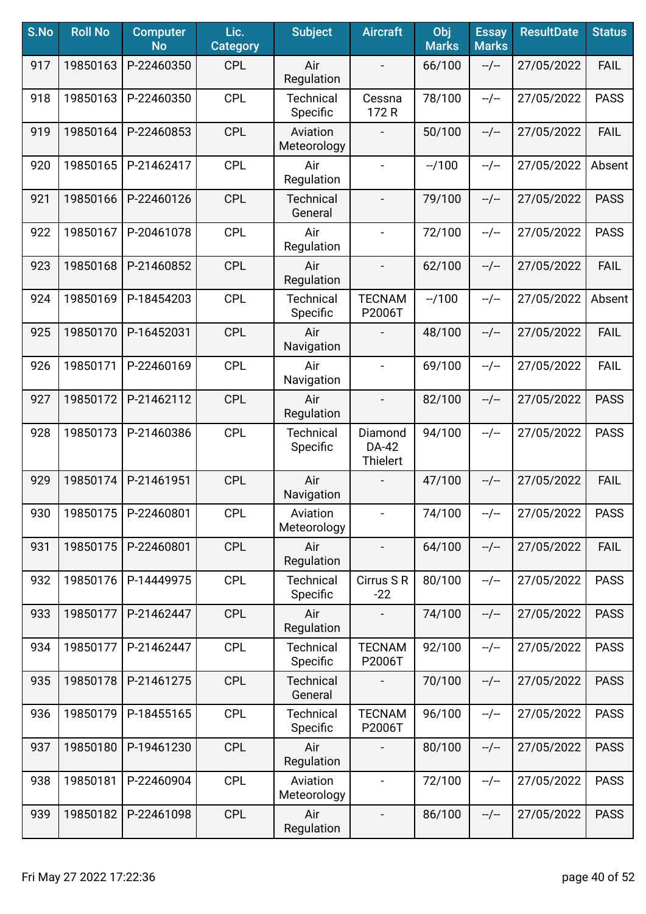| S.No | Roll No | Computer No | Lic. Category | Subject | Aircraft | Obj Marks | Essay Marks | ResultDate | Status |
|---|---|---|---|---|---|---|---|---|---|
| 917 | 19850163 | P-22460350 | CPL | Air Regulation | - | 66/100 | --/-- | 27/05/2022 | FAIL |
| 918 | 19850163 | P-22460350 | CPL | Technical Specific | Cessna 172 R | 78/100 | --/-- | 27/05/2022 | PASS |
| 919 | 19850164 | P-22460853 | CPL | Aviation Meteorology | - | 50/100 | --/-- | 27/05/2022 | FAIL |
| 920 | 19850165 | P-21462417 | CPL | Air Regulation | - | --/100 | --/-- | 27/05/2022 | Absent |
| 921 | 19850166 | P-22460126 | CPL | Technical General | - | 79/100 | --/-- | 27/05/2022 | PASS |
| 922 | 19850167 | P-20461078 | CPL | Air Regulation | - | 72/100 | --/-- | 27/05/2022 | PASS |
| 923 | 19850168 | P-21460852 | CPL | Air Regulation | - | 62/100 | --/-- | 27/05/2022 | FAIL |
| 924 | 19850169 | P-18454203 | CPL | Technical Specific | TECNAM P2006T | --/100 | --/-- | 27/05/2022 | Absent |
| 925 | 19850170 | P-16452031 | CPL | Air Navigation | - | 48/100 | --/-- | 27/05/2022 | FAIL |
| 926 | 19850171 | P-22460169 | CPL | Air Navigation | - | 69/100 | --/-- | 27/05/2022 | FAIL |
| 927 | 19850172 | P-21462112 | CPL | Air Regulation | - | 82/100 | --/-- | 27/05/2022 | PASS |
| 928 | 19850173 | P-21460386 | CPL | Technical Specific | Diamond DA-42 Thielert | 94/100 | --/-- | 27/05/2022 | PASS |
| 929 | 19850174 | P-21461951 | CPL | Air Navigation | - | 47/100 | --/-- | 27/05/2022 | FAIL |
| 930 | 19850175 | P-22460801 | CPL | Aviation Meteorology | - | 74/100 | --/-- | 27/05/2022 | PASS |
| 931 | 19850175 | P-22460801 | CPL | Air Regulation | - | 64/100 | --/-- | 27/05/2022 | FAIL |
| 932 | 19850176 | P-14449975 | CPL | Technical Specific | Cirrus S R -22 | 80/100 | --/-- | 27/05/2022 | PASS |
| 933 | 19850177 | P-21462447 | CPL | Air Regulation | - | 74/100 | --/-- | 27/05/2022 | PASS |
| 934 | 19850177 | P-21462447 | CPL | Technical Specific | TECNAM P2006T | 92/100 | --/-- | 27/05/2022 | PASS |
| 935 | 19850178 | P-21461275 | CPL | Technical General | - | 70/100 | --/-- | 27/05/2022 | PASS |
| 936 | 19850179 | P-18455165 | CPL | Technical Specific | TECNAM P2006T | 96/100 | --/-- | 27/05/2022 | PASS |
| 937 | 19850180 | P-19461230 | CPL | Air Regulation | - | 80/100 | --/-- | 27/05/2022 | PASS |
| 938 | 19850181 | P-22460904 | CPL | Aviation Meteorology | - | 72/100 | --/-- | 27/05/2022 | PASS |
| 939 | 19850182 | P-22461098 | CPL | Air Regulation | - | 86/100 | --/-- | 27/05/2022 | PASS |

Fri May 27 2022 17:22:36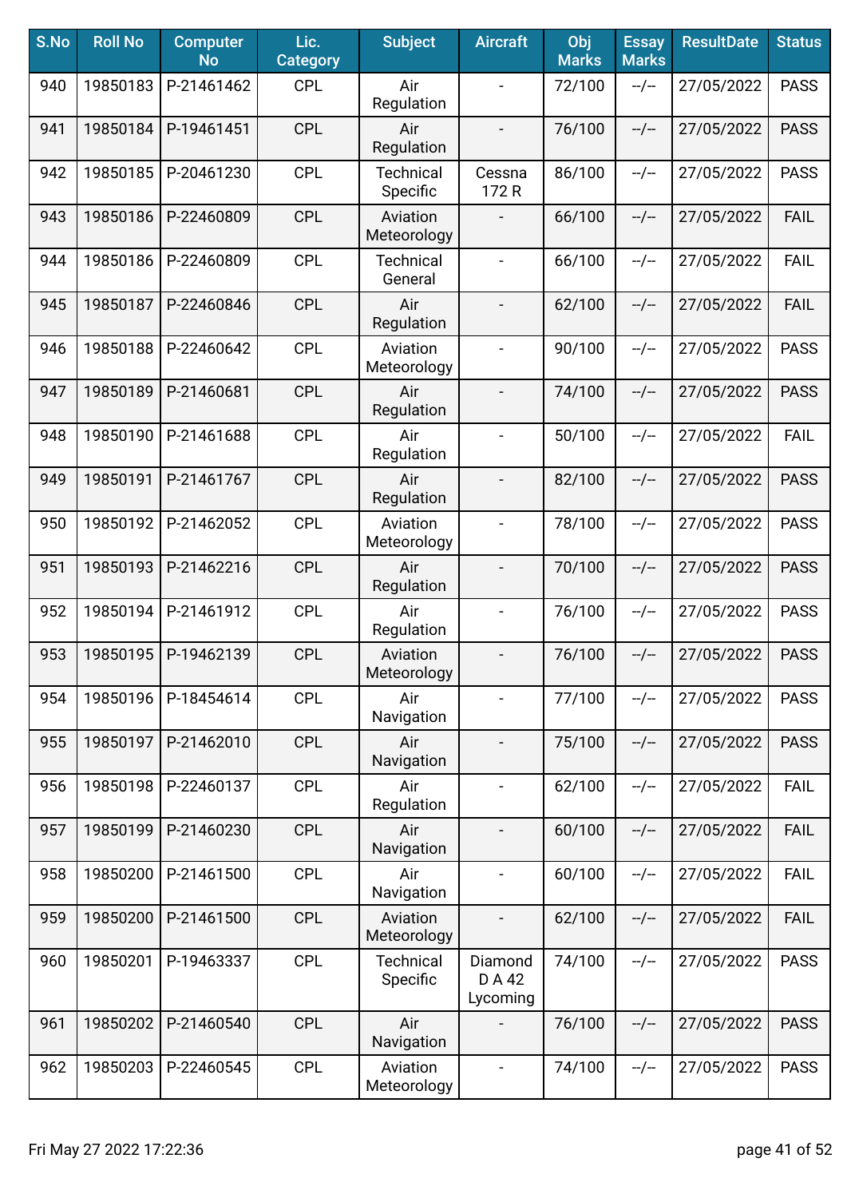| S.No | Roll No | Computer No | Lic. Category | Subject | Aircraft | Obj Marks | Essay Marks | ResultDate | Status |
|---|---|---|---|---|---|---|---|---|---|
| 940 | 19850183 | P-21461462 | CPL | Air Regulation | - | 72/100 | --/-- | 27/05/2022 | PASS |
| 941 | 19850184 | P-19461451 | CPL | Air Regulation | - | 76/100 | --/-- | 27/05/2022 | PASS |
| 942 | 19850185 | P-20461230 | CPL | Technical Specific | Cessna 172 R | 86/100 | --/-- | 27/05/2022 | PASS |
| 943 | 19850186 | P-22460809 | CPL | Aviation Meteorology | - | 66/100 | --/-- | 27/05/2022 | FAIL |
| 944 | 19850186 | P-22460809 | CPL | Technical General | - | 66/100 | --/-- | 27/05/2022 | FAIL |
| 945 | 19850187 | P-22460846 | CPL | Air Regulation | - | 62/100 | --/-- | 27/05/2022 | FAIL |
| 946 | 19850188 | P-22460642 | CPL | Aviation Meteorology | - | 90/100 | --/-- | 27/05/2022 | PASS |
| 947 | 19850189 | P-21460681 | CPL | Air Regulation | - | 74/100 | --/-- | 27/05/2022 | PASS |
| 948 | 19850190 | P-21461688 | CPL | Air Regulation | - | 50/100 | --/-- | 27/05/2022 | FAIL |
| 949 | 19850191 | P-21461767 | CPL | Air Regulation | - | 82/100 | --/-- | 27/05/2022 | PASS |
| 950 | 19850192 | P-21462052 | CPL | Aviation Meteorology | - | 78/100 | --/-- | 27/05/2022 | PASS |
| 951 | 19850193 | P-21462216 | CPL | Air Regulation | - | 70/100 | --/-- | 27/05/2022 | PASS |
| 952 | 19850194 | P-21461912 | CPL | Air Regulation | - | 76/100 | --/-- | 27/05/2022 | PASS |
| 953 | 19850195 | P-19462139 | CPL | Aviation Meteorology | - | 76/100 | --/-- | 27/05/2022 | PASS |
| 954 | 19850196 | P-18454614 | CPL | Air Navigation | - | 77/100 | --/-- | 27/05/2022 | PASS |
| 955 | 19850197 | P-21462010 | CPL | Air Navigation | - | 75/100 | --/-- | 27/05/2022 | PASS |
| 956 | 19850198 | P-22460137 | CPL | Air Regulation | - | 62/100 | --/-- | 27/05/2022 | FAIL |
| 957 | 19850199 | P-21460230 | CPL | Air Navigation | - | 60/100 | --/-- | 27/05/2022 | FAIL |
| 958 | 19850200 | P-21461500 | CPL | Air Navigation | - | 60/100 | --/-- | 27/05/2022 | FAIL |
| 959 | 19850200 | P-21461500 | CPL | Aviation Meteorology | - | 62/100 | --/-- | 27/05/2022 | FAIL |
| 960 | 19850201 | P-19463337 | CPL | Technical Specific | Diamond D A 42 Lycoming | 74/100 | --/-- | 27/05/2022 | PASS |
| 961 | 19850202 | P-21460540 | CPL | Air Navigation | - | 76/100 | --/-- | 27/05/2022 | PASS |
| 962 | 19850203 | P-22460545 | CPL | Aviation Meteorology | - | 74/100 | --/-- | 27/05/2022 | PASS |

Fri May 27 2022 17:22:36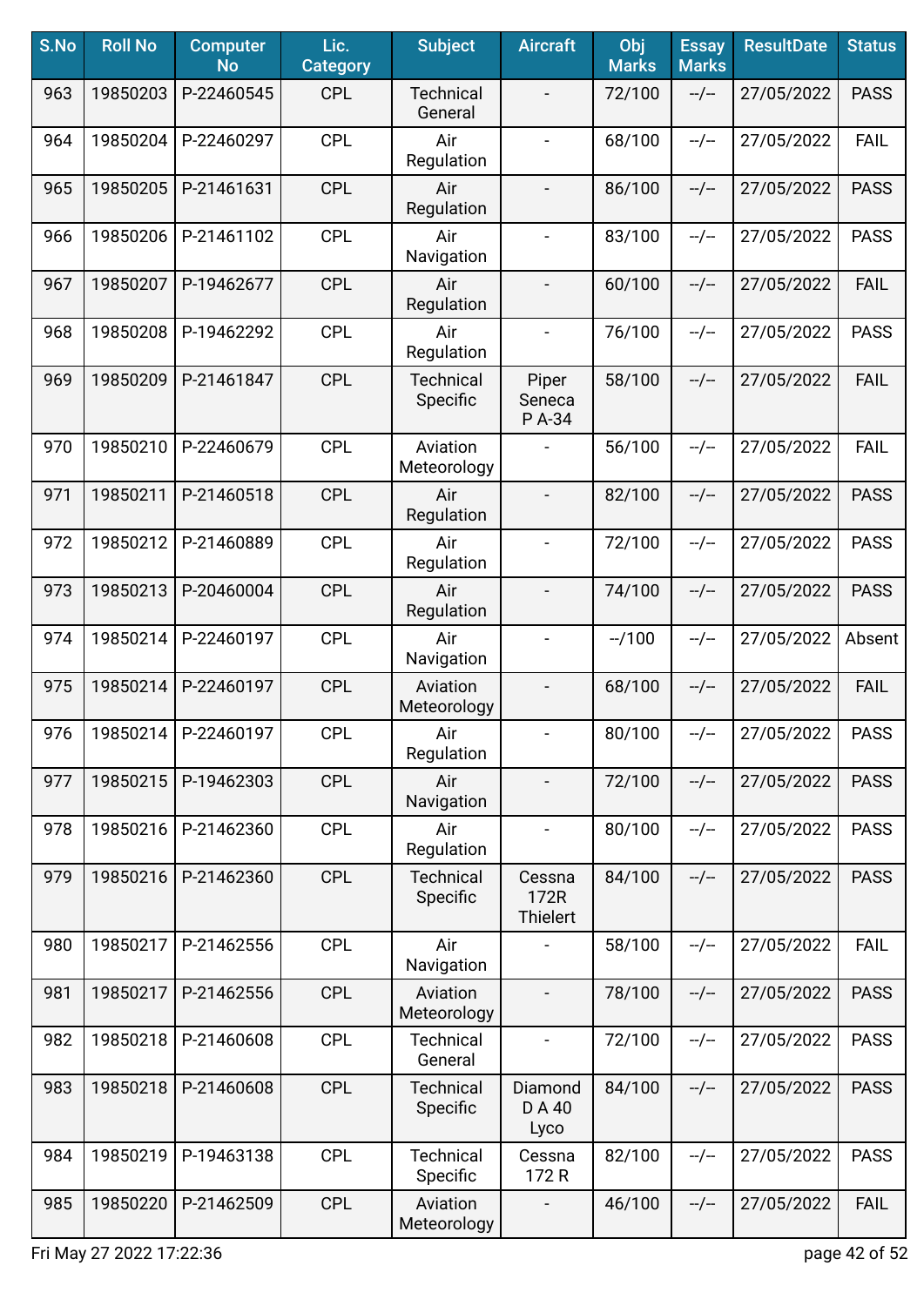| S.No | Roll No | Computer No | Lic. Category | Subject | Aircraft | Obj Marks | Essay Marks | ResultDate | Status |
|---|---|---|---|---|---|---|---|---|---|
| 963 | 19850203 | P-22460545 | CPL | Technical General | - | 72/100 | --/-- | 27/05/2022 | PASS |
| 964 | 19850204 | P-22460297 | CPL | Air Regulation | - | 68/100 | --/-- | 27/05/2022 | FAIL |
| 965 | 19850205 | P-21461631 | CPL | Air Regulation | - | 86/100 | --/-- | 27/05/2022 | PASS |
| 966 | 19850206 | P-21461102 | CPL | Air Navigation | - | 83/100 | --/-- | 27/05/2022 | PASS |
| 967 | 19850207 | P-19462677 | CPL | Air Regulation | - | 60/100 | --/-- | 27/05/2022 | FAIL |
| 968 | 19850208 | P-19462292 | CPL | Air Regulation | - | 76/100 | --/-- | 27/05/2022 | PASS |
| 969 | 19850209 | P-21461847 | CPL | Technical Specific | Piper Seneca P A-34 | 58/100 | --/-- | 27/05/2022 | FAIL |
| 970 | 19850210 | P-22460679 | CPL | Aviation Meteorology | - | 56/100 | --/-- | 27/05/2022 | FAIL |
| 971 | 19850211 | P-21460518 | CPL | Air Regulation | - | 82/100 | --/-- | 27/05/2022 | PASS |
| 972 | 19850212 | P-21460889 | CPL | Air Regulation | - | 72/100 | --/-- | 27/05/2022 | PASS |
| 973 | 19850213 | P-20460004 | CPL | Air Regulation | - | 74/100 | --/-- | 27/05/2022 | PASS |
| 974 | 19850214 | P-22460197 | CPL | Air Navigation | - | --/100 | --/-- | 27/05/2022 | Absent |
| 975 | 19850214 | P-22460197 | CPL | Aviation Meteorology | - | 68/100 | --/-- | 27/05/2022 | FAIL |
| 976 | 19850214 | P-22460197 | CPL | Air Regulation | - | 80/100 | --/-- | 27/05/2022 | PASS |
| 977 | 19850215 | P-19462303 | CPL | Air Navigation | - | 72/100 | --/-- | 27/05/2022 | PASS |
| 978 | 19850216 | P-21462360 | CPL | Air Regulation | - | 80/100 | --/-- | 27/05/2022 | PASS |
| 979 | 19850216 | P-21462360 | CPL | Technical Specific | Cessna 172R Thielert | 84/100 | --/-- | 27/05/2022 | PASS |
| 980 | 19850217 | P-21462556 | CPL | Air Navigation | - | 58/100 | --/-- | 27/05/2022 | FAIL |
| 981 | 19850217 | P-21462556 | CPL | Aviation Meteorology | - | 78/100 | --/-- | 27/05/2022 | PASS |
| 982 | 19850218 | P-21460608 | CPL | Technical General | - | 72/100 | --/-- | 27/05/2022 | PASS |
| 983 | 19850218 | P-21460608 | CPL | Technical Specific | Diamond D A 40 Lyco | 84/100 | --/-- | 27/05/2022 | PASS |
| 984 | 19850219 | P-19463138 | CPL | Technical Specific | Cessna 172 R | 82/100 | --/-- | 27/05/2022 | PASS |
| 985 | 19850220 | P-21462509 | CPL | Aviation Meteorology | - | 46/100 | --/-- | 27/05/2022 | FAIL |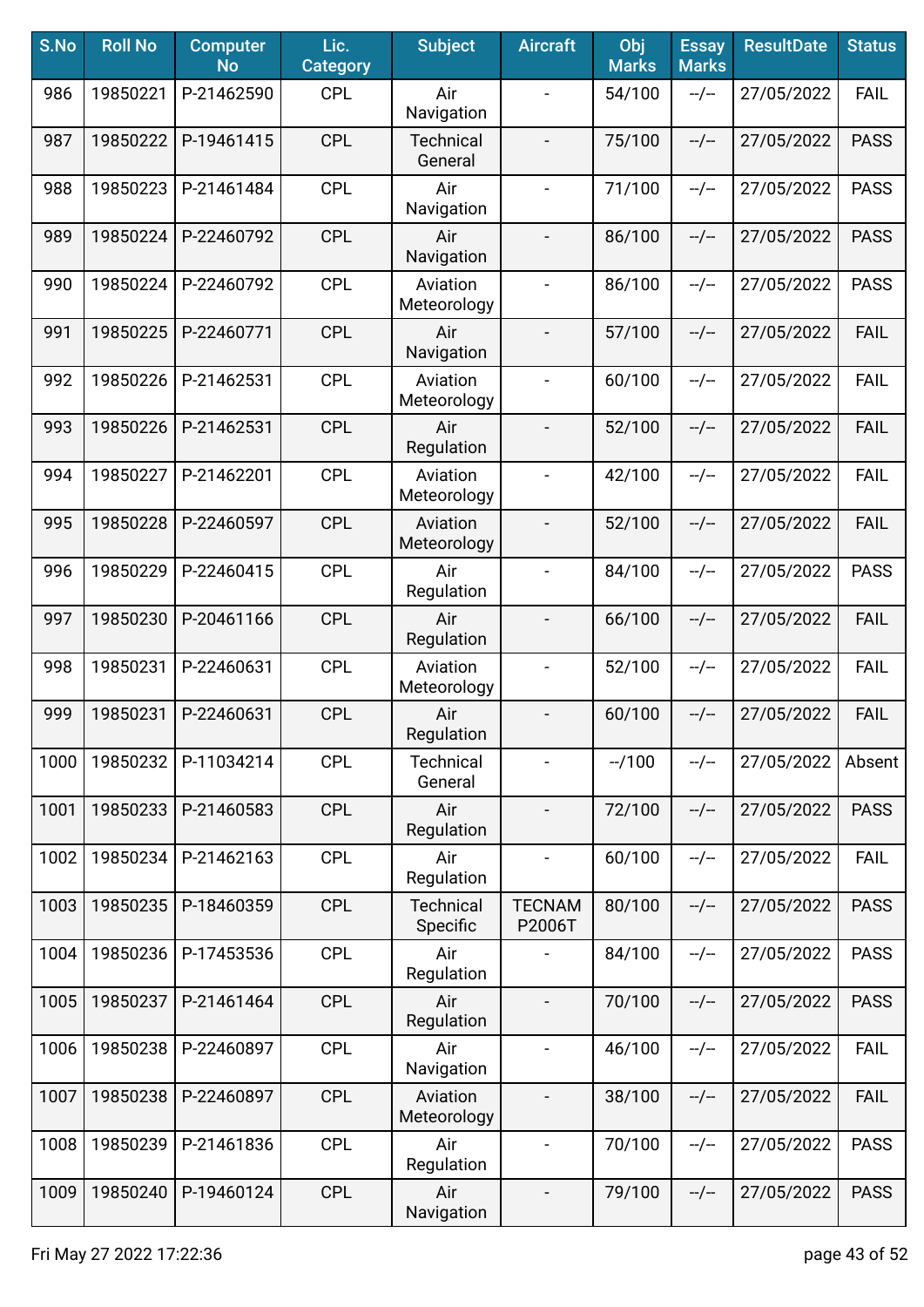| S.No | Roll No | Computer No | Lic. Category | Subject | Aircraft | Obj Marks | Essay Marks | ResultDate | Status |
| --- | --- | --- | --- | --- | --- | --- | --- | --- | --- |
| 986 | 19850221 | P-21462590 | CPL | Air Navigation | - | 54/100 | --/-- | 27/05/2022 | FAIL |
| 987 | 19850222 | P-19461415 | CPL | Technical General | - | 75/100 | --/-- | 27/05/2022 | PASS |
| 988 | 19850223 | P-21461484 | CPL | Air Navigation | - | 71/100 | --/-- | 27/05/2022 | PASS |
| 989 | 19850224 | P-22460792 | CPL | Air Navigation | - | 86/100 | --/-- | 27/05/2022 | PASS |
| 990 | 19850224 | P-22460792 | CPL | Aviation Meteorology | - | 86/100 | --/-- | 27/05/2022 | PASS |
| 991 | 19850225 | P-22460771 | CPL | Air Navigation | - | 57/100 | --/-- | 27/05/2022 | FAIL |
| 992 | 19850226 | P-21462531 | CPL | Aviation Meteorology | - | 60/100 | --/-- | 27/05/2022 | FAIL |
| 993 | 19850226 | P-21462531 | CPL | Air Regulation | - | 52/100 | --/-- | 27/05/2022 | FAIL |
| 994 | 19850227 | P-21462201 | CPL | Aviation Meteorology | - | 42/100 | --/-- | 27/05/2022 | FAIL |
| 995 | 19850228 | P-22460597 | CPL | Aviation Meteorology | - | 52/100 | --/-- | 27/05/2022 | FAIL |
| 996 | 19850229 | P-22460415 | CPL | Air Regulation | - | 84/100 | --/-- | 27/05/2022 | PASS |
| 997 | 19850230 | P-20461166 | CPL | Air Regulation | - | 66/100 | --/-- | 27/05/2022 | FAIL |
| 998 | 19850231 | P-22460631 | CPL | Aviation Meteorology | - | 52/100 | --/-- | 27/05/2022 | FAIL |
| 999 | 19850231 | P-22460631 | CPL | Air Regulation | - | 60/100 | --/-- | 27/05/2022 | FAIL |
| 1000 | 19850232 | P-11034214 | CPL | Technical General | - | --/100 | --/-- | 27/05/2022 | Absent |
| 1001 | 19850233 | P-21460583 | CPL | Air Regulation | - | 72/100 | --/-- | 27/05/2022 | PASS |
| 1002 | 19850234 | P-21462163 | CPL | Air Regulation | - | 60/100 | --/-- | 27/05/2022 | FAIL |
| 1003 | 19850235 | P-18460359 | CPL | Technical Specific | TECNAM P2006T | 80/100 | --/-- | 27/05/2022 | PASS |
| 1004 | 19850236 | P-17453536 | CPL | Air Regulation | - | 84/100 | --/-- | 27/05/2022 | PASS |
| 1005 | 19850237 | P-21461464 | CPL | Air Regulation | - | 70/100 | --/-- | 27/05/2022 | PASS |
| 1006 | 19850238 | P-22460897 | CPL | Air Navigation | - | 46/100 | --/-- | 27/05/2022 | FAIL |
| 1007 | 19850238 | P-22460897 | CPL | Aviation Meteorology | - | 38/100 | --/-- | 27/05/2022 | FAIL |
| 1008 | 19850239 | P-21461836 | CPL | Air Regulation | - | 70/100 | --/-- | 27/05/2022 | PASS |
| 1009 | 19850240 | P-19460124 | CPL | Air Navigation | - | 79/100 | --/-- | 27/05/2022 | PASS |

Fri May 27 2022 17:22:36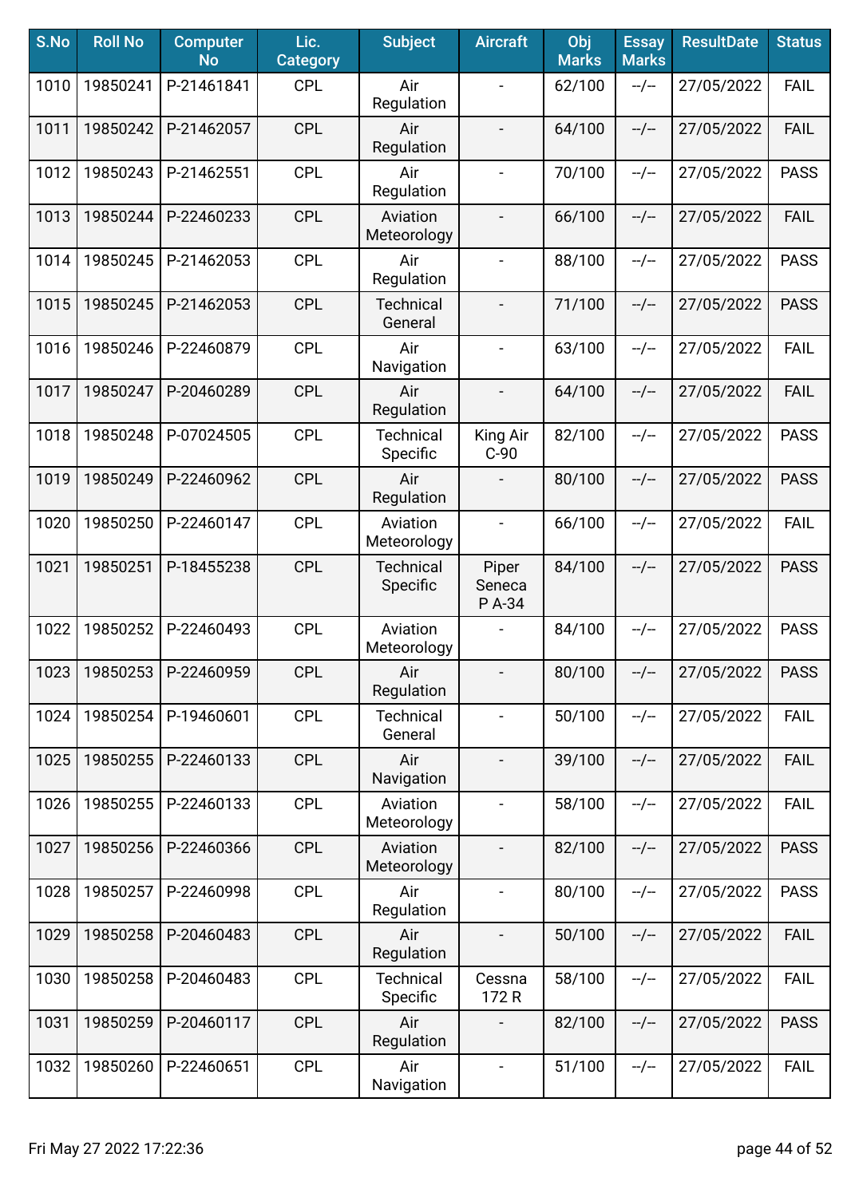| S.No | Roll No | Computer No | Lic. Category | Subject | Aircraft | Obj Marks | Essay Marks | ResultDate | Status |
|---|---|---|---|---|---|---|---|---|---|
| 1010 | 19850241 | P-21461841 | CPL | Air Regulation | - | 62/100 | --/-- | 27/05/2022 | FAIL |
| 1011 | 19850242 | P-21462057 | CPL | Air Regulation | - | 64/100 | --/-- | 27/05/2022 | FAIL |
| 1012 | 19850243 | P-21462551 | CPL | Air Regulation | - | 70/100 | --/-- | 27/05/2022 | PASS |
| 1013 | 19850244 | P-22460233 | CPL | Aviation Meteorology | - | 66/100 | --/-- | 27/05/2022 | FAIL |
| 1014 | 19850245 | P-21462053 | CPL | Air Regulation | - | 88/100 | --/-- | 27/05/2022 | PASS |
| 1015 | 19850245 | P-21462053 | CPL | Technical General | - | 71/100 | --/-- | 27/05/2022 | PASS |
| 1016 | 19850246 | P-22460879 | CPL | Air Navigation | - | 63/100 | --/-- | 27/05/2022 | FAIL |
| 1017 | 19850247 | P-20460289 | CPL | Air Regulation | - | 64/100 | --/-- | 27/05/2022 | FAIL |
| 1018 | 19850248 | P-07024505 | CPL | Technical Specific | King Air C-90 | 82/100 | --/-- | 27/05/2022 | PASS |
| 1019 | 19850249 | P-22460962 | CPL | Air Regulation | - | 80/100 | --/-- | 27/05/2022 | PASS |
| 1020 | 19850250 | P-22460147 | CPL | Aviation Meteorology | - | 66/100 | --/-- | 27/05/2022 | FAIL |
| 1021 | 19850251 | P-18455238 | CPL | Technical Specific | Piper Seneca P A-34 | 84/100 | --/-- | 27/05/2022 | PASS |
| 1022 | 19850252 | P-22460493 | CPL | Aviation Meteorology | - | 84/100 | --/-- | 27/05/2022 | PASS |
| 1023 | 19850253 | P-22460959 | CPL | Air Regulation | - | 80/100 | --/-- | 27/05/2022 | PASS |
| 1024 | 19850254 | P-19460601 | CPL | Technical General | - | 50/100 | --/-- | 27/05/2022 | FAIL |
| 1025 | 19850255 | P-22460133 | CPL | Air Navigation | - | 39/100 | --/-- | 27/05/2022 | FAIL |
| 1026 | 19850255 | P-22460133 | CPL | Aviation Meteorology | - | 58/100 | --/-- | 27/05/2022 | FAIL |
| 1027 | 19850256 | P-22460366 | CPL | Aviation Meteorology | - | 82/100 | --/-- | 27/05/2022 | PASS |
| 1028 | 19850257 | P-22460998 | CPL | Air Regulation | - | 80/100 | --/-- | 27/05/2022 | PASS |
| 1029 | 19850258 | P-20460483 | CPL | Air Regulation | - | 50/100 | --/-- | 27/05/2022 | FAIL |
| 1030 | 19850258 | P-20460483 | CPL | Technical Specific | Cessna 172 R | 58/100 | --/-- | 27/05/2022 | FAIL |
| 1031 | 19850259 | P-20460117 | CPL | Air Regulation | - | 82/100 | --/-- | 27/05/2022 | PASS |
| 1032 | 19850260 | P-22460651 | CPL | Air Navigation | - | 51/100 | --/-- | 27/05/2022 | FAIL |

Fri May 27 2022 17:22:36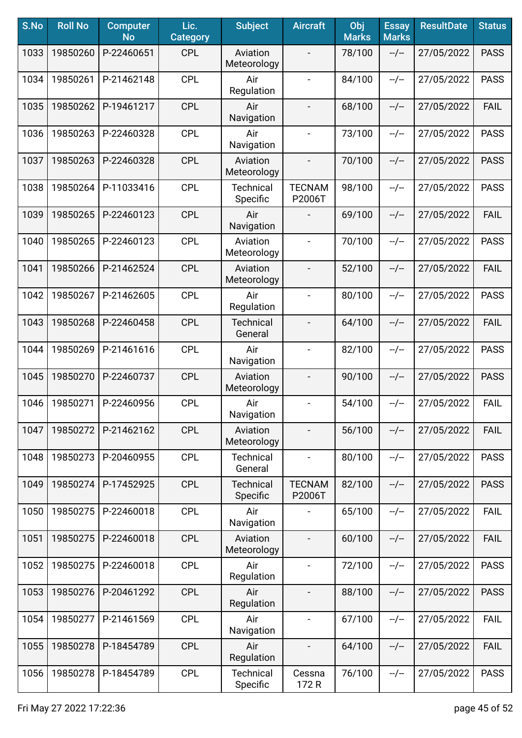| S.No | Roll No | Computer No | Lic. Category | Subject | Aircraft | Obj Marks | Essay Marks | ResultDate | Status |
|---|---|---|---|---|---|---|---|---|---|
| 1033 | 19850260 | P-22460651 | CPL | Aviation Meteorology | - | 78/100 | --/-- | 27/05/2022 | PASS |
| 1034 | 19850261 | P-21462148 | CPL | Air Regulation | - | 84/100 | --/-- | 27/05/2022 | PASS |
| 1035 | 19850262 | P-19461217 | CPL | Air Navigation | - | 68/100 | --/-- | 27/05/2022 | FAIL |
| 1036 | 19850263 | P-22460328 | CPL | Air Navigation | - | 73/100 | --/-- | 27/05/2022 | PASS |
| 1037 | 19850263 | P-22460328 | CPL | Aviation Meteorology | - | 70/100 | --/-- | 27/05/2022 | PASS |
| 1038 | 19850264 | P-11033416 | CPL | Technical Specific | TECNAM P2006T | 98/100 | --/-- | 27/05/2022 | PASS |
| 1039 | 19850265 | P-22460123 | CPL | Air Navigation | - | 69/100 | --/-- | 27/05/2022 | FAIL |
| 1040 | 19850265 | P-22460123 | CPL | Aviation Meteorology | - | 70/100 | --/-- | 27/05/2022 | PASS |
| 1041 | 19850266 | P-21462524 | CPL | Aviation Meteorology | - | 52/100 | --/-- | 27/05/2022 | FAIL |
| 1042 | 19850267 | P-21462605 | CPL | Air Regulation | - | 80/100 | --/-- | 27/05/2022 | PASS |
| 1043 | 19850268 | P-22460458 | CPL | Technical General | - | 64/100 | --/-- | 27/05/2022 | FAIL |
| 1044 | 19850269 | P-21461616 | CPL | Air Navigation | - | 82/100 | --/-- | 27/05/2022 | PASS |
| 1045 | 19850270 | P-22460737 | CPL | Aviation Meteorology | - | 90/100 | --/-- | 27/05/2022 | PASS |
| 1046 | 19850271 | P-22460956 | CPL | Air Navigation | - | 54/100 | --/-- | 27/05/2022 | FAIL |
| 1047 | 19850272 | P-21462162 | CPL | Aviation Meteorology | - | 56/100 | --/-- | 27/05/2022 | FAIL |
| 1048 | 19850273 | P-20460955 | CPL | Technical General | - | 80/100 | --/-- | 27/05/2022 | PASS |
| 1049 | 19850274 | P-17452925 | CPL | Technical Specific | TECNAM P2006T | 82/100 | --/-- | 27/05/2022 | PASS |
| 1050 | 19850275 | P-22460018 | CPL | Air Navigation | - | 65/100 | --/-- | 27/05/2022 | FAIL |
| 1051 | 19850275 | P-22460018 | CPL | Aviation Meteorology | - | 60/100 | --/-- | 27/05/2022 | FAIL |
| 1052 | 19850275 | P-22460018 | CPL | Air Regulation | - | 72/100 | --/-- | 27/05/2022 | PASS |
| 1053 | 19850276 | P-20461292 | CPL | Air Regulation | - | 88/100 | --/-- | 27/05/2022 | PASS |
| 1054 | 19850277 | P-21461569 | CPL | Air Navigation | - | 67/100 | --/-- | 27/05/2022 | FAIL |
| 1055 | 19850278 | P-18454789 | CPL | Air Regulation | - | 64/100 | --/-- | 27/05/2022 | FAIL |
| 1056 | 19850278 | P-18454789 | CPL | Technical Specific | Cessna 172 R | 76/100 | --/-- | 27/05/2022 | PASS |

Fri May 27 2022 17:22:36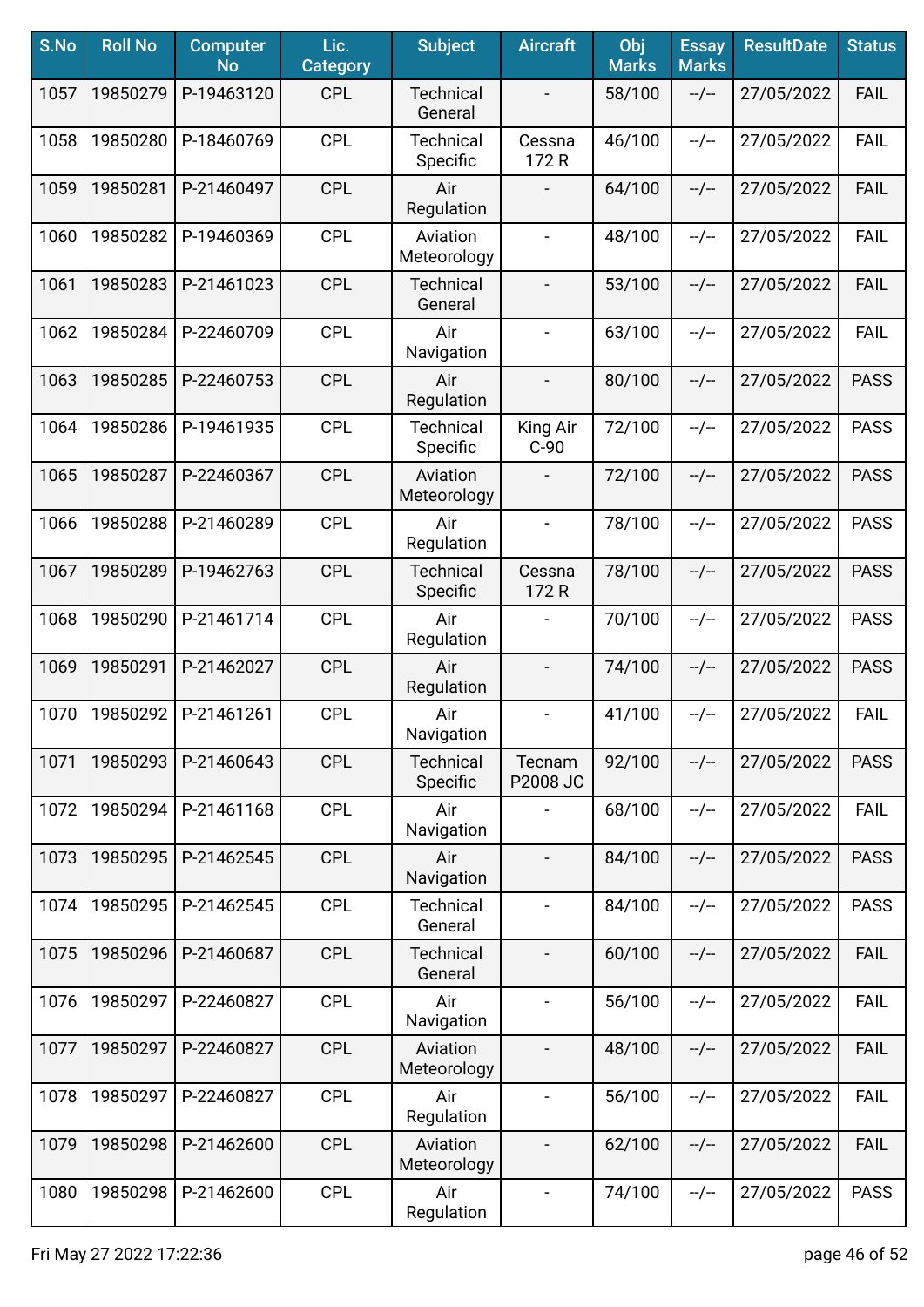| S.No | Roll No | Computer No | Lic. Category | Subject | Aircraft | Obj Marks | Essay Marks | ResultDate | Status |
|---|---|---|---|---|---|---|---|---|---|
| 1057 | 19850279 | P-19463120 | CPL | Technical General | - | 58/100 | --/-- | 27/05/2022 | FAIL |
| 1058 | 19850280 | P-18460769 | CPL | Technical Specific | Cessna 172 R | 46/100 | --/-- | 27/05/2022 | FAIL |
| 1059 | 19850281 | P-21460497 | CPL | Air Regulation | - | 64/100 | --/-- | 27/05/2022 | FAIL |
| 1060 | 19850282 | P-19460369 | CPL | Aviation Meteorology | - | 48/100 | --/-- | 27/05/2022 | FAIL |
| 1061 | 19850283 | P-21461023 | CPL | Technical General | - | 53/100 | --/-- | 27/05/2022 | FAIL |
| 1062 | 19850284 | P-22460709 | CPL | Air Navigation | - | 63/100 | --/-- | 27/05/2022 | FAIL |
| 1063 | 19850285 | P-22460753 | CPL | Air Regulation | - | 80/100 | --/-- | 27/05/2022 | PASS |
| 1064 | 19850286 | P-19461935 | CPL | Technical Specific | King Air C-90 | 72/100 | --/-- | 27/05/2022 | PASS |
| 1065 | 19850287 | P-22460367 | CPL | Aviation Meteorology | - | 72/100 | --/-- | 27/05/2022 | PASS |
| 1066 | 19850288 | P-21460289 | CPL | Air Regulation | - | 78/100 | --/-- | 27/05/2022 | PASS |
| 1067 | 19850289 | P-19462763 | CPL | Technical Specific | Cessna 172 R | 78/100 | --/-- | 27/05/2022 | PASS |
| 1068 | 19850290 | P-21461714 | CPL | Air Regulation | - | 70/100 | --/-- | 27/05/2022 | PASS |
| 1069 | 19850291 | P-21462027 | CPL | Air Regulation | - | 74/100 | --/-- | 27/05/2022 | PASS |
| 1070 | 19850292 | P-21461261 | CPL | Air Navigation | - | 41/100 | --/-- | 27/05/2022 | FAIL |
| 1071 | 19850293 | P-21460643 | CPL | Technical Specific | Tecnam P2008 JC | 92/100 | --/-- | 27/05/2022 | PASS |
| 1072 | 19850294 | P-21461168 | CPL | Air Navigation | - | 68/100 | --/-- | 27/05/2022 | FAIL |
| 1073 | 19850295 | P-21462545 | CPL | Air Navigation | - | 84/100 | --/-- | 27/05/2022 | PASS |
| 1074 | 19850295 | P-21462545 | CPL | Technical General | - | 84/100 | --/-- | 27/05/2022 | PASS |
| 1075 | 19850296 | P-21460687 | CPL | Technical General | - | 60/100 | --/-- | 27/05/2022 | FAIL |
| 1076 | 19850297 | P-22460827 | CPL | Air Navigation | - | 56/100 | --/-- | 27/05/2022 | FAIL |
| 1077 | 19850297 | P-22460827 | CPL | Aviation Meteorology | - | 48/100 | --/-- | 27/05/2022 | FAIL |
| 1078 | 19850297 | P-22460827 | CPL | Air Regulation | - | 56/100 | --/-- | 27/05/2022 | FAIL |
| 1079 | 19850298 | P-21462600 | CPL | Aviation Meteorology | - | 62/100 | --/-- | 27/05/2022 | FAIL |
| 1080 | 19850298 | P-21462600 | CPL | Air Regulation | - | 74/100 | --/-- | 27/05/2022 | PASS |

Fri May 27 2022 17:22:36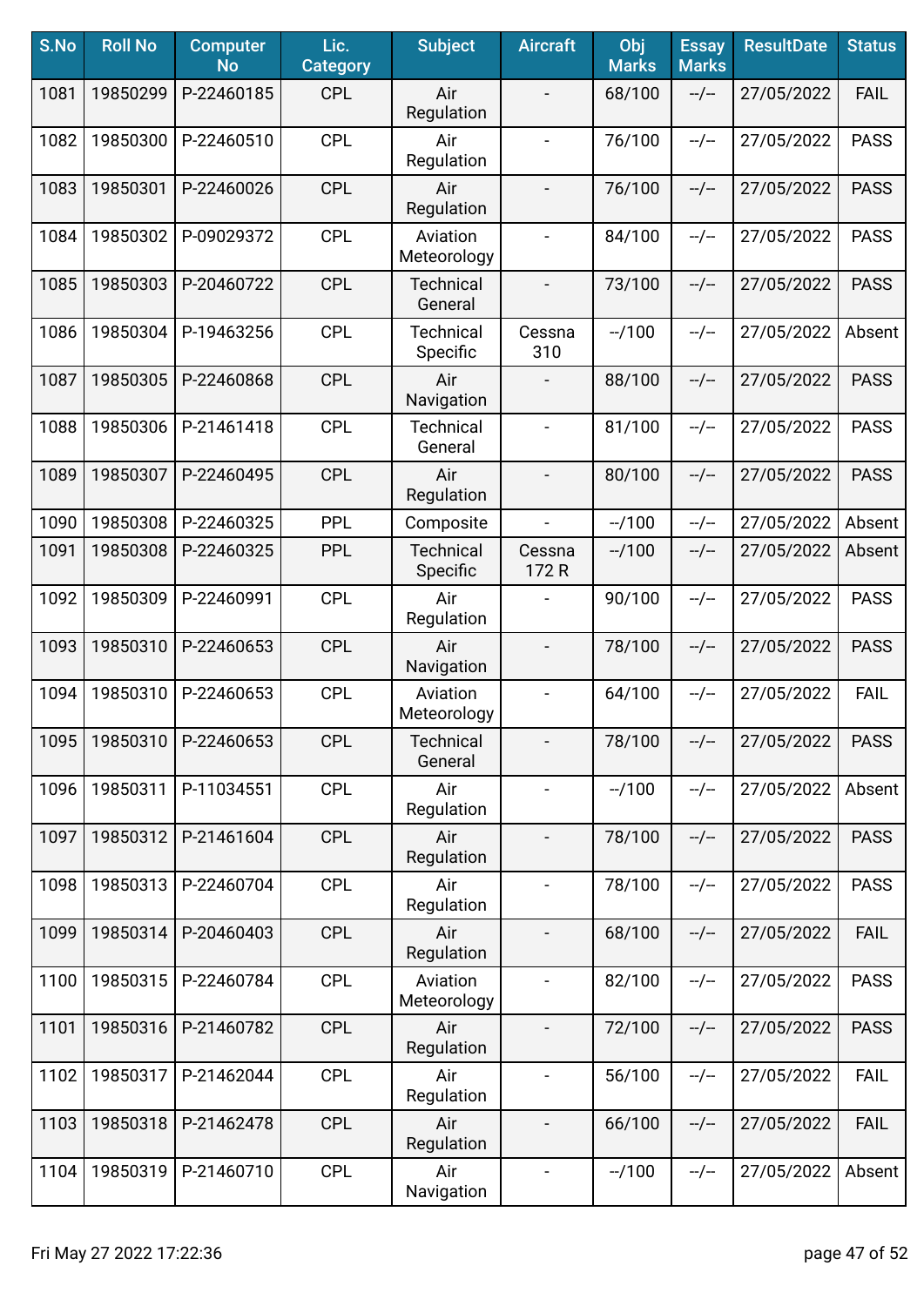| S.No | Roll No | Computer No | Lic. Category | Subject | Aircraft | Obj Marks | Essay Marks | ResultDate | Status |
|---|---|---|---|---|---|---|---|---|---|
| 1081 | 19850299 | P-22460185 | CPL | Air Regulation | - | 68/100 | --/-- | 27/05/2022 | FAIL |
| 1082 | 19850300 | P-22460510 | CPL | Air Regulation | - | 76/100 | --/-- | 27/05/2022 | PASS |
| 1083 | 19850301 | P-22460026 | CPL | Air Regulation | - | 76/100 | --/-- | 27/05/2022 | PASS |
| 1084 | 19850302 | P-09029372 | CPL | Aviation Meteorology | - | 84/100 | --/-- | 27/05/2022 | PASS |
| 1085 | 19850303 | P-20460722 | CPL | Technical General | - | 73/100 | --/-- | 27/05/2022 | PASS |
| 1086 | 19850304 | P-19463256 | CPL | Technical Specific | Cessna 310 | --/100 | --/-- | 27/05/2022 | Absent |
| 1087 | 19850305 | P-22460868 | CPL | Air Navigation | - | 88/100 | --/-- | 27/05/2022 | PASS |
| 1088 | 19850306 | P-21461418 | CPL | Technical General | - | 81/100 | --/-- | 27/05/2022 | PASS |
| 1089 | 19850307 | P-22460495 | CPL | Air Regulation | - | 80/100 | --/-- | 27/05/2022 | PASS |
| 1090 | 19850308 | P-22460325 | PPL | Composite | - | --/100 | --/-- | 27/05/2022 | Absent |
| 1091 | 19850308 | P-22460325 | PPL | Technical Specific | Cessna 172 R | --/100 | --/-- | 27/05/2022 | Absent |
| 1092 | 19850309 | P-22460991 | CPL | Air Regulation | - | 90/100 | --/-- | 27/05/2022 | PASS |
| 1093 | 19850310 | P-22460653 | CPL | Air Navigation | - | 78/100 | --/-- | 27/05/2022 | PASS |
| 1094 | 19850310 | P-22460653 | CPL | Aviation Meteorology | - | 64/100 | --/-- | 27/05/2022 | FAIL |
| 1095 | 19850310 | P-22460653 | CPL | Technical General | - | 78/100 | --/-- | 27/05/2022 | PASS |
| 1096 | 19850311 | P-11034551 | CPL | Air Regulation | - | --/100 | --/-- | 27/05/2022 | Absent |
| 1097 | 19850312 | P-21461604 | CPL | Air Regulation | - | 78/100 | --/-- | 27/05/2022 | PASS |
| 1098 | 19850313 | P-22460704 | CPL | Air Regulation | - | 78/100 | --/-- | 27/05/2022 | PASS |
| 1099 | 19850314 | P-20460403 | CPL | Air Regulation | - | 68/100 | --/-- | 27/05/2022 | FAIL |
| 1100 | 19850315 | P-22460784 | CPL | Aviation Meteorology | - | 82/100 | --/-- | 27/05/2022 | PASS |
| 1101 | 19850316 | P-21460782 | CPL | Air Regulation | - | 72/100 | --/-- | 27/05/2022 | PASS |
| 1102 | 19850317 | P-21462044 | CPL | Air Regulation | - | 56/100 | --/-- | 27/05/2022 | FAIL |
| 1103 | 19850318 | P-21462478 | CPL | Air Regulation | - | 66/100 | --/-- | 27/05/2022 | FAIL |
| 1104 | 19850319 | P-21460710 | CPL | Air Navigation | - | --/100 | --/-- | 27/05/2022 | Absent |

Fri May 27 2022 17:22:36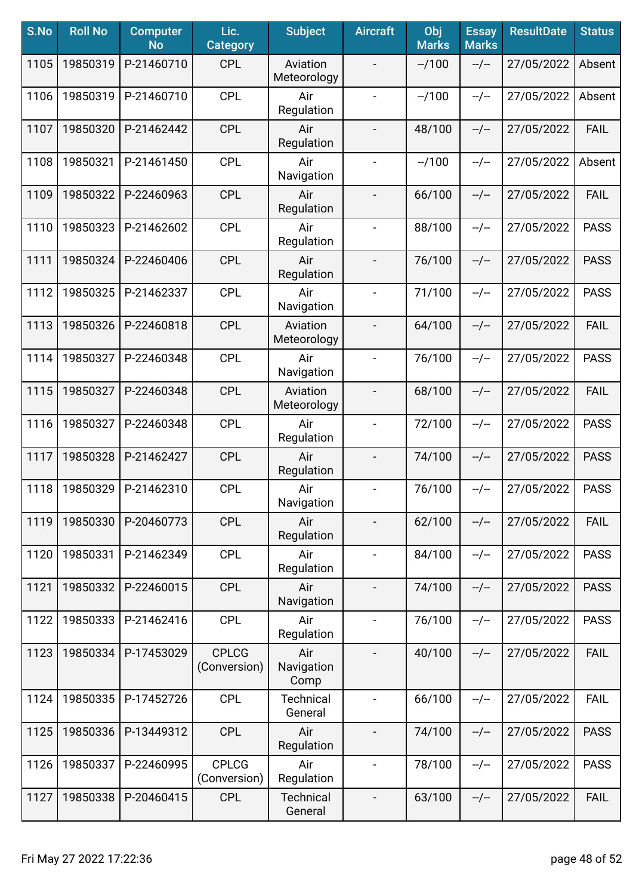| S.No | Roll No | Computer No | Lic. Category | Subject | Aircraft | Obj Marks | Essay Marks | ResultDate | Status |
|---|---|---|---|---|---|---|---|---|---|
| 1105 | 19850319 | P-21460710 | CPL | Aviation Meteorology | - | --/100 | --/-- | 27/05/2022 | Absent |
| 1106 | 19850319 | P-21460710 | CPL | Air Regulation | - | --/100 | --/-- | 27/05/2022 | Absent |
| 1107 | 19850320 | P-21462442 | CPL | Air Regulation | - | 48/100 | --/-- | 27/05/2022 | FAIL |
| 1108 | 19850321 | P-21461450 | CPL | Air Navigation | - | --/100 | --/-- | 27/05/2022 | Absent |
| 1109 | 19850322 | P-22460963 | CPL | Air Regulation | - | 66/100 | --/-- | 27/05/2022 | FAIL |
| 1110 | 19850323 | P-21462602 | CPL | Air Regulation | - | 88/100 | --/-- | 27/05/2022 | PASS |
| 1111 | 19850324 | P-22460406 | CPL | Air Regulation | - | 76/100 | --/-- | 27/05/2022 | PASS |
| 1112 | 19850325 | P-21462337 | CPL | Air Navigation | - | 71/100 | --/-- | 27/05/2022 | PASS |
| 1113 | 19850326 | P-22460818 | CPL | Aviation Meteorology | - | 64/100 | --/-- | 27/05/2022 | FAIL |
| 1114 | 19850327 | P-22460348 | CPL | Air Navigation | - | 76/100 | --/-- | 27/05/2022 | PASS |
| 1115 | 19850327 | P-22460348 | CPL | Aviation Meteorology | - | 68/100 | --/-- | 27/05/2022 | FAIL |
| 1116 | 19850327 | P-22460348 | CPL | Air Regulation | - | 72/100 | --/-- | 27/05/2022 | PASS |
| 1117 | 19850328 | P-21462427 | CPL | Air Regulation | - | 74/100 | --/-- | 27/05/2022 | PASS |
| 1118 | 19850329 | P-21462310 | CPL | Air Navigation | - | 76/100 | --/-- | 27/05/2022 | PASS |
| 1119 | 19850330 | P-20460773 | CPL | Air Regulation | - | 62/100 | --/-- | 27/05/2022 | FAIL |
| 1120 | 19850331 | P-21462349 | CPL | Air Regulation | - | 84/100 | --/-- | 27/05/2022 | PASS |
| 1121 | 19850332 | P-22460015 | CPL | Air Navigation | - | 74/100 | --/-- | 27/05/2022 | PASS |
| 1122 | 19850333 | P-21462416 | CPL | Air Regulation | - | 76/100 | --/-- | 27/05/2022 | PASS |
| 1123 | 19850334 | P-17453029 | CPLCG (Conversion) | Air Navigation Comp | - | 40/100 | --/-- | 27/05/2022 | FAIL |
| 1124 | 19850335 | P-17452726 | CPL | Technical General | - | 66/100 | --/-- | 27/05/2022 | FAIL |
| 1125 | 19850336 | P-13449312 | CPL | Air Regulation | - | 74/100 | --/-- | 27/05/2022 | PASS |
| 1126 | 19850337 | P-22460995 | CPLCG (Conversion) | Air Regulation | - | 78/100 | --/-- | 27/05/2022 | PASS |
| 1127 | 19850338 | P-20460415 | CPL | Technical General | - | 63/100 | --/-- | 27/05/2022 | FAIL |

Fri May 27 2022 17:22:36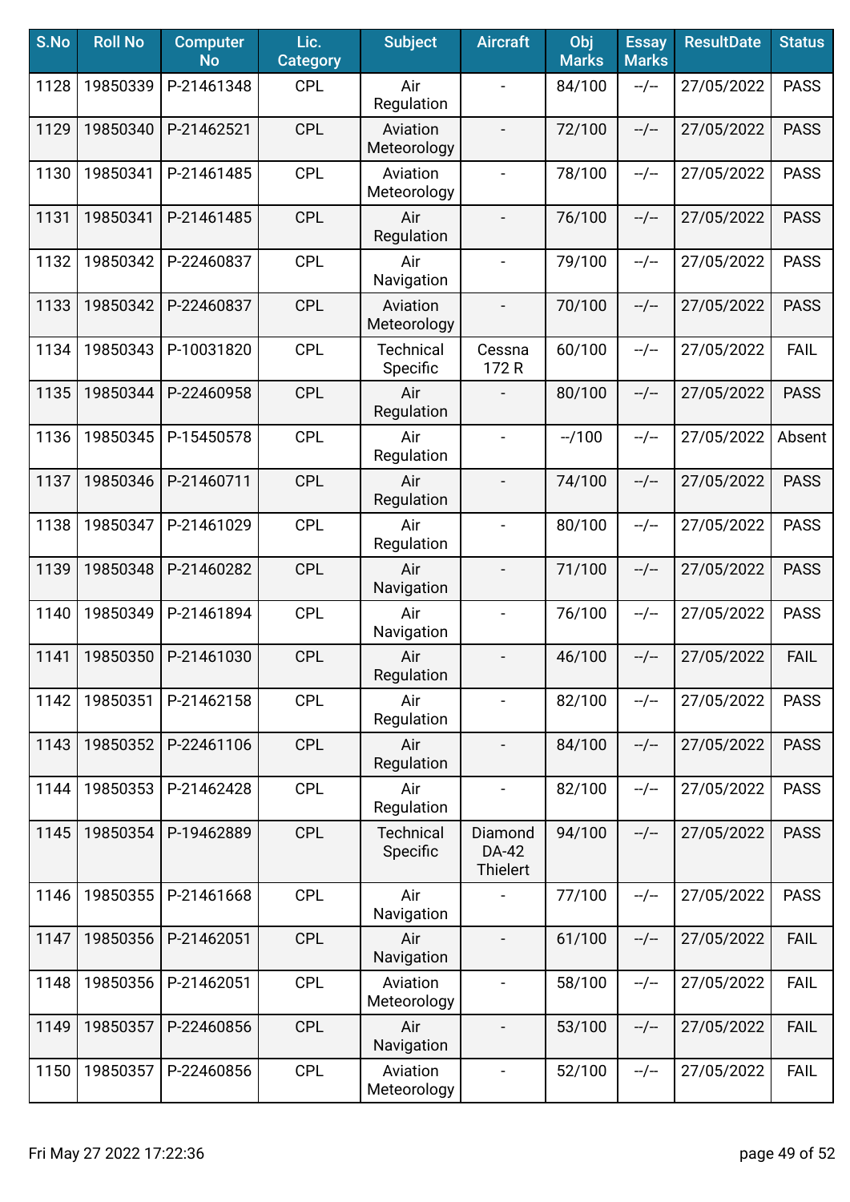| S.No | Roll No | Computer No | Lic. Category | Subject | Aircraft | Obj Marks | Essay Marks | ResultDate | Status |
|---|---|---|---|---|---|---|---|---|---|
| 1128 | 19850339 | P-21461348 | CPL | Air Regulation | - | 84/100 | --/-- | 27/05/2022 | PASS |
| 1129 | 19850340 | P-21462521 | CPL | Aviation Meteorology | - | 72/100 | --/-- | 27/05/2022 | PASS |
| 1130 | 19850341 | P-21461485 | CPL | Aviation Meteorology | - | 78/100 | --/-- | 27/05/2022 | PASS |
| 1131 | 19850341 | P-21461485 | CPL | Air Regulation | - | 76/100 | --/-- | 27/05/2022 | PASS |
| 1132 | 19850342 | P-22460837 | CPL | Air Navigation | - | 79/100 | --/-- | 27/05/2022 | PASS |
| 1133 | 19850342 | P-22460837 | CPL | Aviation Meteorology | - | 70/100 | --/-- | 27/05/2022 | PASS |
| 1134 | 19850343 | P-10031820 | CPL | Technical Specific | Cessna 172 R | 60/100 | --/-- | 27/05/2022 | FAIL |
| 1135 | 19850344 | P-22460958 | CPL | Air Regulation | - | 80/100 | --/-- | 27/05/2022 | PASS |
| 1136 | 19850345 | P-15450578 | CPL | Air Regulation | - | --/100 | --/-- | 27/05/2022 | Absent |
| 1137 | 19850346 | P-21460711 | CPL | Air Regulation | - | 74/100 | --/-- | 27/05/2022 | PASS |
| 1138 | 19850347 | P-21461029 | CPL | Air Regulation | - | 80/100 | --/-- | 27/05/2022 | PASS |
| 1139 | 19850348 | P-21460282 | CPL | Air Navigation | - | 71/100 | --/-- | 27/05/2022 | PASS |
| 1140 | 19850349 | P-21461894 | CPL | Air Navigation | - | 76/100 | --/-- | 27/05/2022 | PASS |
| 1141 | 19850350 | P-21461030 | CPL | Air Regulation | - | 46/100 | --/-- | 27/05/2022 | FAIL |
| 1142 | 19850351 | P-21462158 | CPL | Air Regulation | - | 82/100 | --/-- | 27/05/2022 | PASS |
| 1143 | 19850352 | P-22461106 | CPL | Air Regulation | - | 84/100 | --/-- | 27/05/2022 | PASS |
| 1144 | 19850353 | P-21462428 | CPL | Air Regulation | - | 82/100 | --/-- | 27/05/2022 | PASS |
| 1145 | 19850354 | P-19462889 | CPL | Technical Specific | Diamond DA-42 Thielert | 94/100 | --/-- | 27/05/2022 | PASS |
| 1146 | 19850355 | P-21461668 | CPL | Air Navigation | - | 77/100 | --/-- | 27/05/2022 | PASS |
| 1147 | 19850356 | P-21462051 | CPL | Air Navigation | - | 61/100 | --/-- | 27/05/2022 | FAIL |
| 1148 | 19850356 | P-21462051 | CPL | Aviation Meteorology | - | 58/100 | --/-- | 27/05/2022 | FAIL |
| 1149 | 19850357 | P-22460856 | CPL | Air Navigation | - | 53/100 | --/-- | 27/05/2022 | FAIL |
| 1150 | 19850357 | P-22460856 | CPL | Aviation Meteorology | - | 52/100 | --/-- | 27/05/2022 | FAIL |

Fri May 27 2022 17:22:36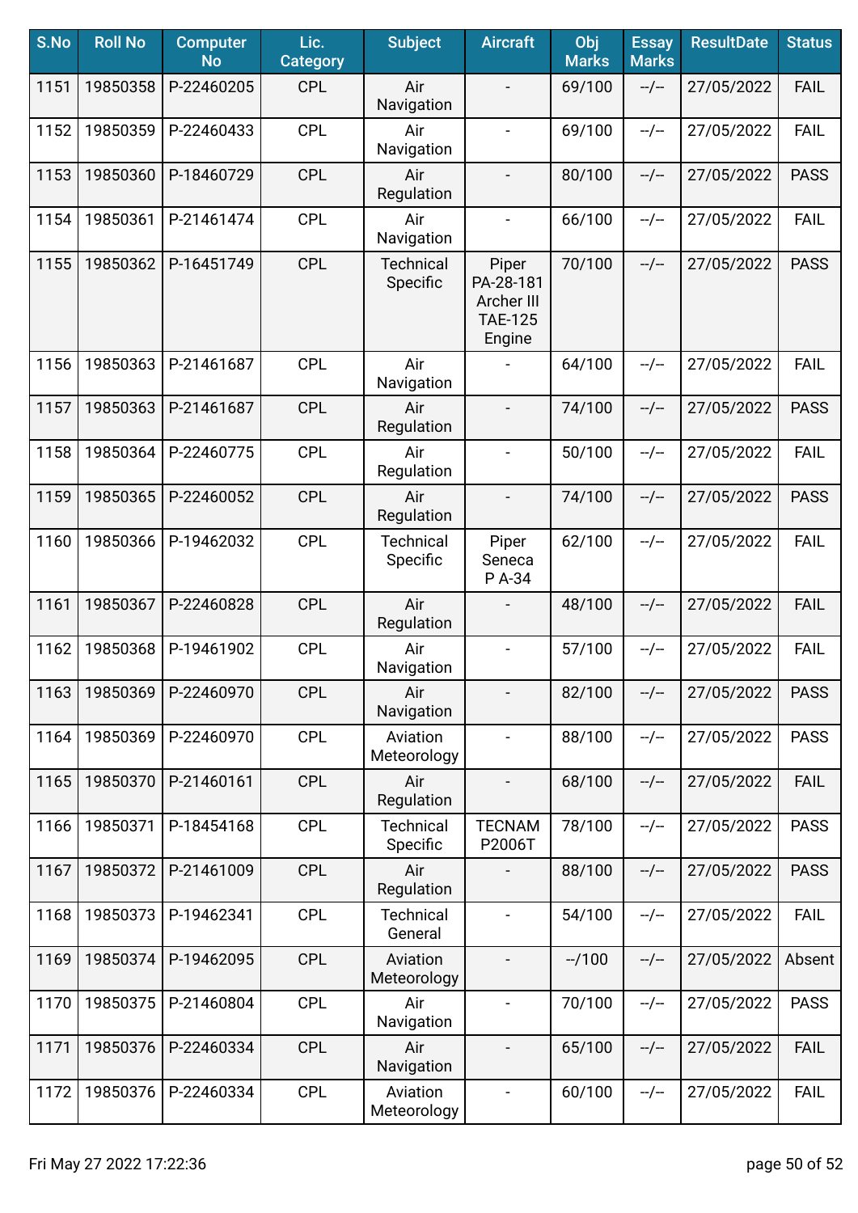| S.No | Roll No | Computer No | Lic. Category | Subject | Aircraft | Obj Marks | Essay Marks | ResultDate | Status |
|---|---|---|---|---|---|---|---|---|---|
| 1151 | 19850358 | P-22460205 | CPL | Air Navigation | - | 69/100 | --/-- | 27/05/2022 | FAIL |
| 1152 | 19850359 | P-22460433 | CPL | Air Navigation | - | 69/100 | --/-- | 27/05/2022 | FAIL |
| 1153 | 19850360 | P-18460729 | CPL | Air Regulation | - | 80/100 | --/-- | 27/05/2022 | PASS |
| 1154 | 19850361 | P-21461474 | CPL | Air Navigation | - | 66/100 | --/-- | 27/05/2022 | FAIL |
| 1155 | 19850362 | P-16451749 | CPL | Technical Specific | Piper PA-28-181 Archer III TAE-125 Engine | 70/100 | --/-- | 27/05/2022 | PASS |
| 1156 | 19850363 | P-21461687 | CPL | Air Navigation | - | 64/100 | --/-- | 27/05/2022 | FAIL |
| 1157 | 19850363 | P-21461687 | CPL | Air Regulation | - | 74/100 | --/-- | 27/05/2022 | PASS |
| 1158 | 19850364 | P-22460775 | CPL | Air Regulation | - | 50/100 | --/-- | 27/05/2022 | FAIL |
| 1159 | 19850365 | P-22460052 | CPL | Air Regulation | - | 74/100 | --/-- | 27/05/2022 | PASS |
| 1160 | 19850366 | P-19462032 | CPL | Technical Specific | Piper Seneca P A-34 | 62/100 | --/-- | 27/05/2022 | FAIL |
| 1161 | 19850367 | P-22460828 | CPL | Air Regulation | - | 48/100 | --/-- | 27/05/2022 | FAIL |
| 1162 | 19850368 | P-19461902 | CPL | Air Navigation | - | 57/100 | --/-- | 27/05/2022 | FAIL |
| 1163 | 19850369 | P-22460970 | CPL | Air Navigation | - | 82/100 | --/-- | 27/05/2022 | PASS |
| 1164 | 19850369 | P-22460970 | CPL | Aviation Meteorology | - | 88/100 | --/-- | 27/05/2022 | PASS |
| 1165 | 19850370 | P-21460161 | CPL | Air Regulation | - | 68/100 | --/-- | 27/05/2022 | FAIL |
| 1166 | 19850371 | P-18454168 | CPL | Technical Specific | TECNAM P2006T | 78/100 | --/-- | 27/05/2022 | PASS |
| 1167 | 19850372 | P-21461009 | CPL | Air Regulation | - | 88/100 | --/-- | 27/05/2022 | PASS |
| 1168 | 19850373 | P-19462341 | CPL | Technical General | - | 54/100 | --/-- | 27/05/2022 | FAIL |
| 1169 | 19850374 | P-19462095 | CPL | Aviation Meteorology | - | --/100 | --/-- | 27/05/2022 | Absent |
| 1170 | 19850375 | P-21460804 | CPL | Air Navigation | - | 70/100 | --/-- | 27/05/2022 | PASS |
| 1171 | 19850376 | P-22460334 | CPL | Air Navigation | - | 65/100 | --/-- | 27/05/2022 | FAIL |
| 1172 | 19850376 | P-22460334 | CPL | Aviation Meteorology | - | 60/100 | --/-- | 27/05/2022 | FAIL |

Fri May 27 2022 17:22:36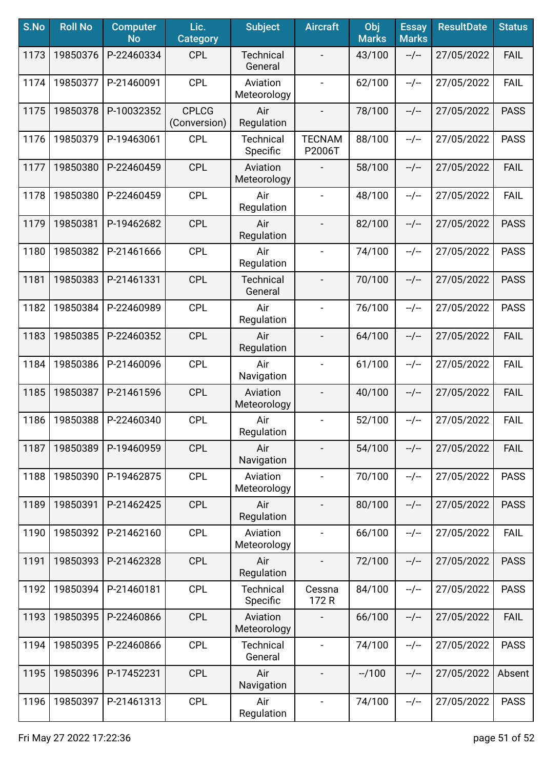| S.No | Roll No | Computer No | Lic. Category | Subject | Aircraft | Obj Marks | Essay Marks | ResultDate | Status |
|---|---|---|---|---|---|---|---|---|---|
| 1173 | 19850376 | P-22460334 | CPL | Technical General | - | 43/100 | --/-- | 27/05/2022 | FAIL |
| 1174 | 19850377 | P-21460091 | CPL | Aviation Meteorology | - | 62/100 | --/-- | 27/05/2022 | FAIL |
| 1175 | 19850378 | P-10032352 | CPLCG (Conversion) | Air Regulation | - | 78/100 | --/-- | 27/05/2022 | PASS |
| 1176 | 19850379 | P-19463061 | CPL | Technical Specific | TECNAM P2006T | 88/100 | --/-- | 27/05/2022 | PASS |
| 1177 | 19850380 | P-22460459 | CPL | Aviation Meteorology | - | 58/100 | --/-- | 27/05/2022 | FAIL |
| 1178 | 19850380 | P-22460459 | CPL | Air Regulation | - | 48/100 | --/-- | 27/05/2022 | FAIL |
| 1179 | 19850381 | P-19462682 | CPL | Air Regulation | - | 82/100 | --/-- | 27/05/2022 | PASS |
| 1180 | 19850382 | P-21461666 | CPL | Air Regulation | - | 74/100 | --/-- | 27/05/2022 | PASS |
| 1181 | 19850383 | P-21461331 | CPL | Technical General | - | 70/100 | --/-- | 27/05/2022 | PASS |
| 1182 | 19850384 | P-22460989 | CPL | Air Regulation | - | 76/100 | --/-- | 27/05/2022 | PASS |
| 1183 | 19850385 | P-22460352 | CPL | Air Regulation | - | 64/100 | --/-- | 27/05/2022 | FAIL |
| 1184 | 19850386 | P-21460096 | CPL | Air Navigation | - | 61/100 | --/-- | 27/05/2022 | FAIL |
| 1185 | 19850387 | P-21461596 | CPL | Aviation Meteorology | - | 40/100 | --/-- | 27/05/2022 | FAIL |
| 1186 | 19850388 | P-22460340 | CPL | Air Regulation | - | 52/100 | --/-- | 27/05/2022 | FAIL |
| 1187 | 19850389 | P-19460959 | CPL | Air Navigation | - | 54/100 | --/-- | 27/05/2022 | FAIL |
| 1188 | 19850390 | P-19462875 | CPL | Aviation Meteorology | - | 70/100 | --/-- | 27/05/2022 | PASS |
| 1189 | 19850391 | P-21462425 | CPL | Air Regulation | - | 80/100 | --/-- | 27/05/2022 | PASS |
| 1190 | 19850392 | P-21462160 | CPL | Aviation Meteorology | - | 66/100 | --/-- | 27/05/2022 | FAIL |
| 1191 | 19850393 | P-21462328 | CPL | Air Regulation | - | 72/100 | --/-- | 27/05/2022 | PASS |
| 1192 | 19850394 | P-21460181 | CPL | Technical Specific | Cessna 172 R | 84/100 | --/-- | 27/05/2022 | PASS |
| 1193 | 19850395 | P-22460866 | CPL | Aviation Meteorology | - | 66/100 | --/-- | 27/05/2022 | FAIL |
| 1194 | 19850395 | P-22460866 | CPL | Technical General | - | 74/100 | --/-- | 27/05/2022 | PASS |
| 1195 | 19850396 | P-17452231 | CPL | Air Navigation | - | --/100 | --/-- | 27/05/2022 | Absent |
| 1196 | 19850397 | P-21461313 | CPL | Air Regulation | - | 74/100 | --/-- | 27/05/2022 | PASS |

Fri May 27 2022 17:22:36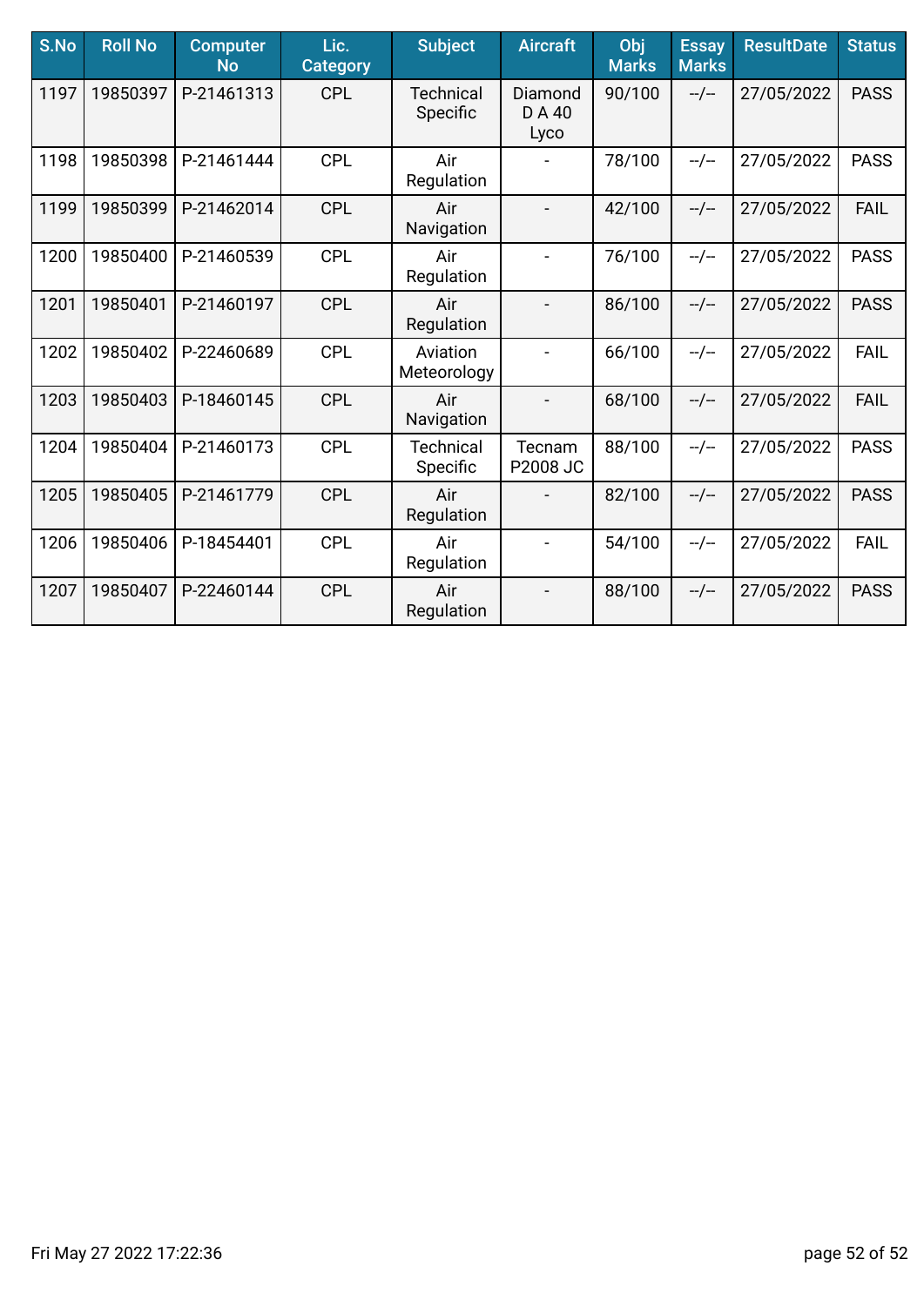| S.No | Roll No | Computer No | Lic. Category | Subject | Aircraft | Obj Marks | Essay Marks | ResultDate | Status |
|---|---|---|---|---|---|---|---|---|---|
| 1197 | 19850397 | P-21461313 | CPL | Technical Specific | Diamond D A 40 Lyco | 90/100 | --/-- | 27/05/2022 | PASS |
| 1198 | 19850398 | P-21461444 | CPL | Air Regulation | - | 78/100 | --/-- | 27/05/2022 | PASS |
| 1199 | 19850399 | P-21462014 | CPL | Air Navigation | - | 42/100 | --/-- | 27/05/2022 | FAIL |
| 1200 | 19850400 | P-21460539 | CPL | Air Regulation | - | 76/100 | --/-- | 27/05/2022 | PASS |
| 1201 | 19850401 | P-21460197 | CPL | Air Regulation | - | 86/100 | --/-- | 27/05/2022 | PASS |
| 1202 | 19850402 | P-22460689 | CPL | Aviation Meteorology | - | 66/100 | --/-- | 27/05/2022 | FAIL |
| 1203 | 19850403 | P-18460145 | CPL | Air Navigation | - | 68/100 | --/-- | 27/05/2022 | FAIL |
| 1204 | 19850404 | P-21460173 | CPL | Technical Specific | Tecnam P2008 JC | 88/100 | --/-- | 27/05/2022 | PASS |
| 1205 | 19850405 | P-21461779 | CPL | Air Regulation | - | 82/100 | --/-- | 27/05/2022 | PASS |
| 1206 | 19850406 | P-18454401 | CPL | Air Regulation | - | 54/100 | --/-- | 27/05/2022 | FAIL |
| 1207 | 19850407 | P-22460144 | CPL | Air Regulation | - | 88/100 | --/-- | 27/05/2022 | PASS |

Fri May 27 2022 17:22:36